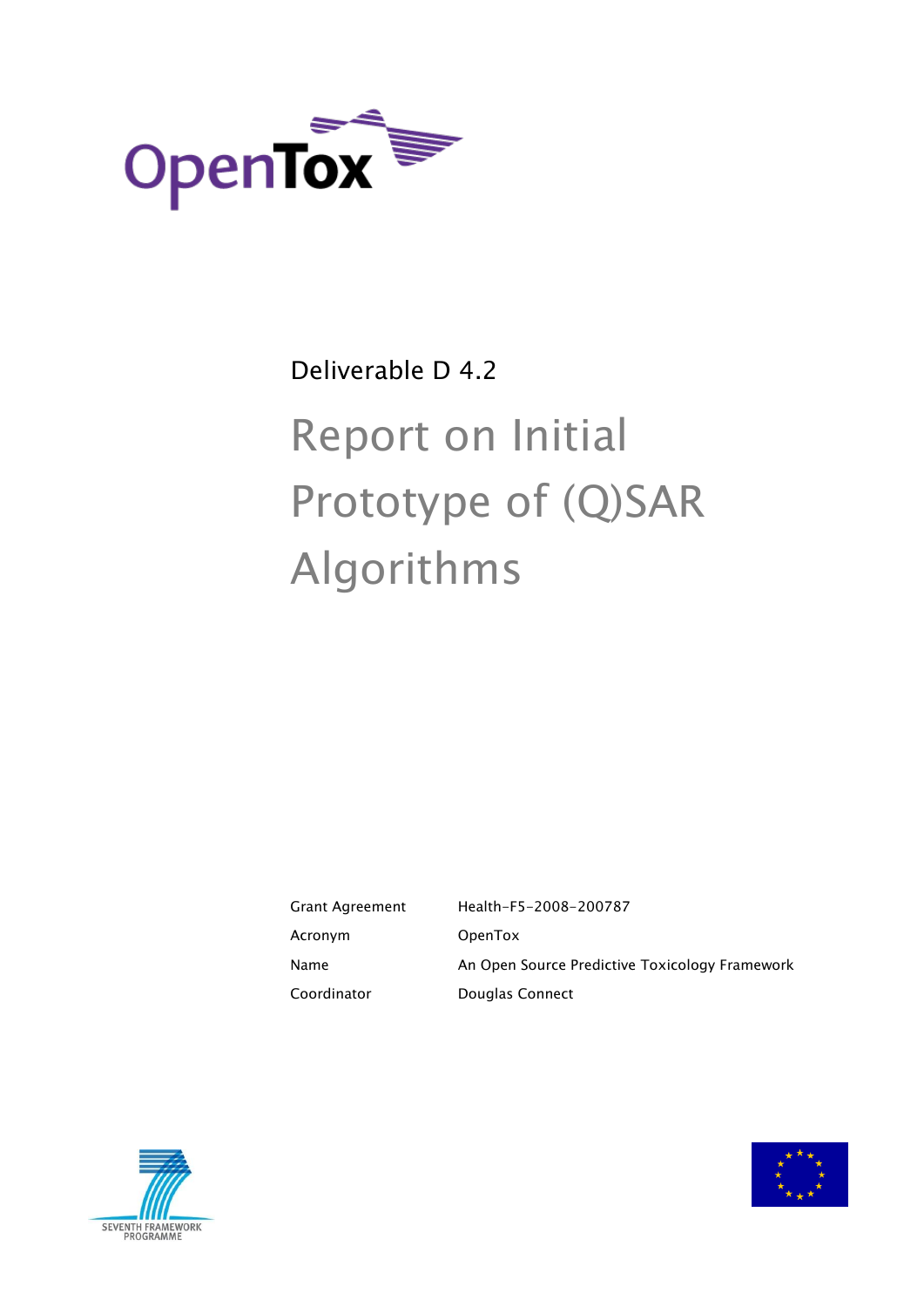OpenTox

Deliverable D 4.2

# Report on Initial Prototype of (Q)SAR Algorithms

| | |
|---|---|
| Grant Agreement | Health-F5-2008-200787 |
| Acronym | OpenTox |
| Name | An Open Source Predictive Toxicology Framework |
| Coordinator | Douglas Connect |

SEVENTH FRAMEWORK PROGRAMME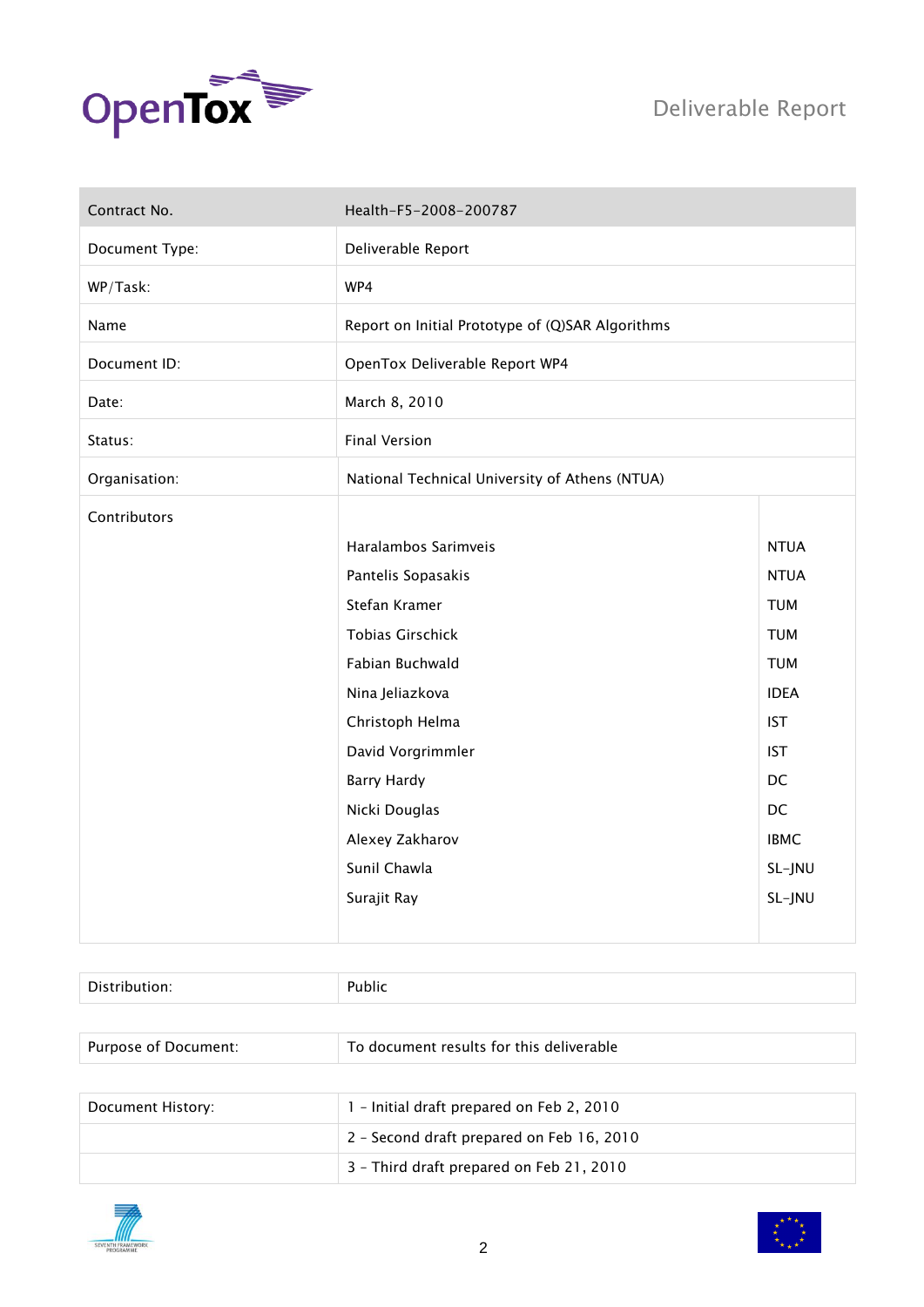Deliverable Report

| Contract No. | Health-F5-2008-200787 | |
|---|---|---|
| Document Type: | Deliverable Report | |
| WP/Task: | WP4 | |
| Name | Report on Initial Prototype of (Q)SAR Algorithms | |
| Document ID: | OpenTox Deliverable Report WP4 | |
| Date: | March 8, 2010 | |
| Status: | Final Version | |
| Organisation: | National Technical University of Athens (NTUA) | |
| Contributors | | |
| | Haralambos Sarimveis | NTUA |
| | Pantelis Sopasakis | NTUA |
| | Stefan Kramer | TUM |
| | Tobias Girschick | TUM |
| | Fabian Buchwald | TUM |
| | Nina Jeliazkova | IDEA |
| | Christoph Helma | IST |
| | David Vorgrimmler | IST |
| | Barry Hardy | DC |
| | Nicki Douglas | DC |
| | Alexey Zakharov | IBMC |
| | Sunil Chawla | SL-JNU |
| | Surajit Ray | SL-JNU |

| Distribution: | Public |
|---|---|

| Purpose of Document: | To document results for this deliverable |
|---|---|

| Document History: | 1 - Initial draft prepared on Feb 2, 2010 |
|---|---|
| | 2 - Second draft prepared on Feb 16, 2010 |
| | 3 - Third draft prepared on Feb 21, 2010 |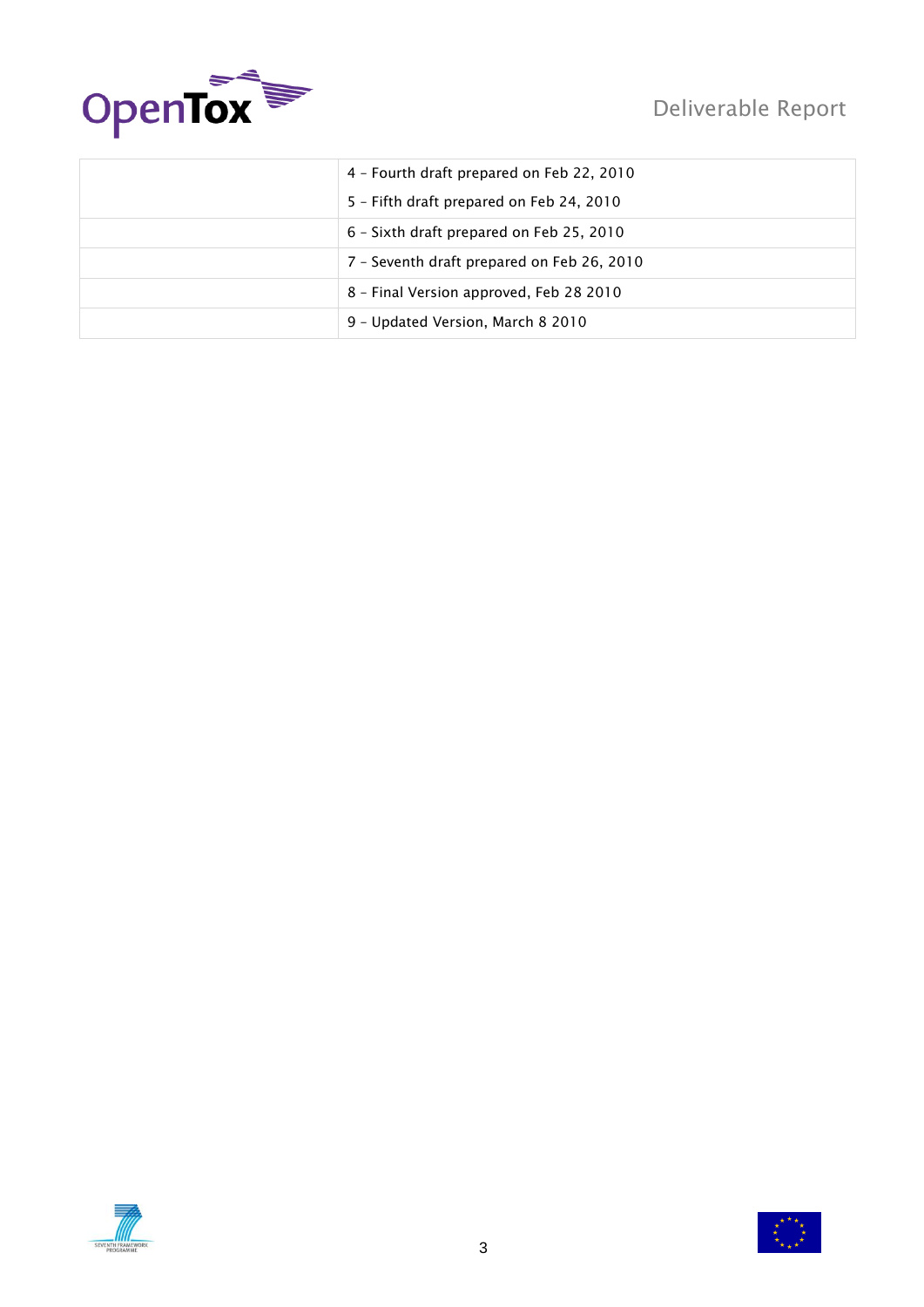|  |  |
| --- | --- |
|  | 4 – Fourth draft prepared on Feb 22, 2010<br>5 – Fifth draft prepared on Feb 24, 2010 |
|  | 6 – Sixth draft prepared on Feb 25, 2010 |
|  | 7 – Seventh draft prepared on Feb 26, 2010 |
|  | 8 – Final Version approved, Feb 28 2010 |
|  | 9 – Updated Version, March 8 2010 |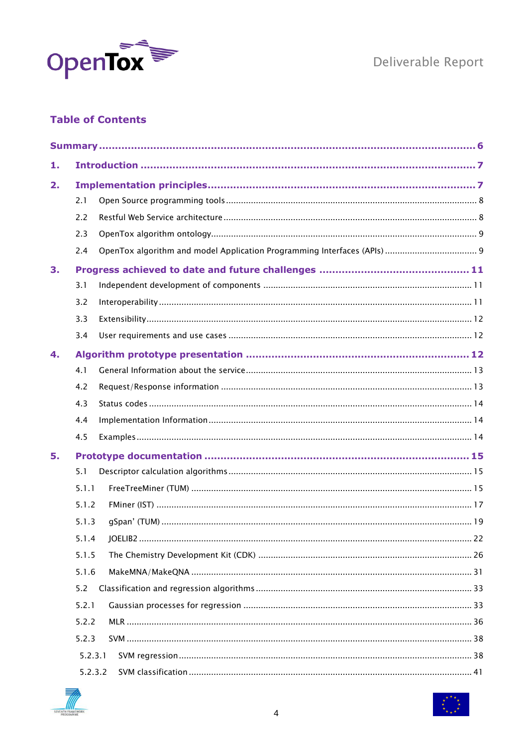## Table of Contents

Summary ........ 6

1. Introduction ........ 7

2. Implementation principles ........ 7
   - 2.1 Open Source programming tools ........ 8
   - 2.2 Restful Web Service architecture ........ 8
   - 2.3 OpenTox algorithm ontology ........ 9
   - 2.4 OpenTox algorithm and model Application Programming Interfaces (APIs) ........ 9

3. Progress achieved to date and future challenges ........ 11
   - 3.1 Independent development of components ........ 11
   - 3.2 Interoperability ........ 11
   - 3.3 Extensibility ........ 12
   - 3.4 User requirements and use cases ........ 12

4. Algorithm prototype presentation ........ 12
   - 4.1 General Information about the service ........ 13
   - 4.2 Request/Response information ........ 13
   - 4.3 Status codes ........ 14
   - 4.4 Implementation Information ........ 14
   - 4.5 Examples ........ 14

5. Prototype documentation ........ 15
   - 5.1 Descriptor calculation algorithms ........ 15
     - 5.1.1 FreeTreeMiner (TUM) ........ 15
     - 5.1.2 FMiner (IST) ........ 17
     - 5.1.3 gSpan' (TUM) ........ 19
     - 5.1.4 JOELIB2 ........ 22
     - 5.1.5 The Chemistry Development Kit (CDK) ........ 26
     - 5.1.6 MakeMNA/MakeQNA ........ 31
   - 5.2 Classification and regression algorithms ........ 33
     - 5.2.1 Gaussian processes for regression ........ 33
     - 5.2.2 MLR ........ 36
     - 5.2.3 SVM ........ 38
       - 5.2.3.1 SVM regression ........ 38
       - 5.2.3.2 SVM classification ........ 41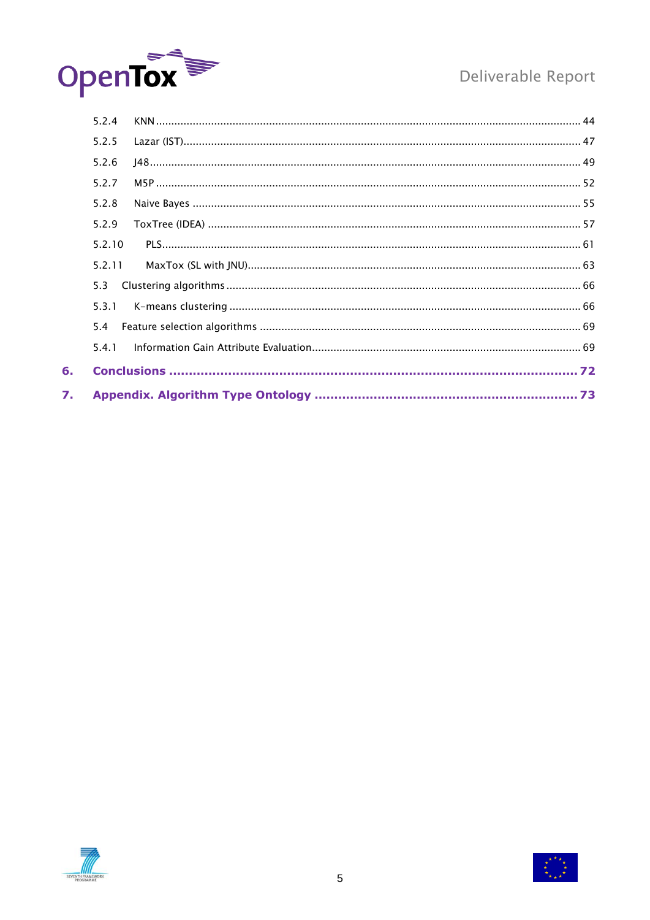5.2.4 KNN ........................................................................................................................................ 44

5.2.5 Lazar (IST)................................................................................................................................ 47

5.2.6 J48.......................................................................................................................................... 49

5.2.7 M5P ........................................................................................................................................ 52

5.2.8 Naive Bayes ............................................................................................................................. 55

5.2.9 ToxTree (IDEA) ........................................................................................................................ 57

5.2.10 PLS...................................................................................................................................... 61

5.2.11 MaxTox (SL with JNU).......................................................................................................... 63

5.3 Clustering algorithms ................................................................................................................. 66

5.3.1 K-means clustering ................................................................................................................. 66

5.4 Feature selection algorithms ....................................................................................................... 69

5.4.1 Information Gain Attribute Evaluation...................................................................................... 69

**6. Conclusions ........................................................................................... 72**

**7. Appendix. Algorithm Type Ontology ................................................................. 73**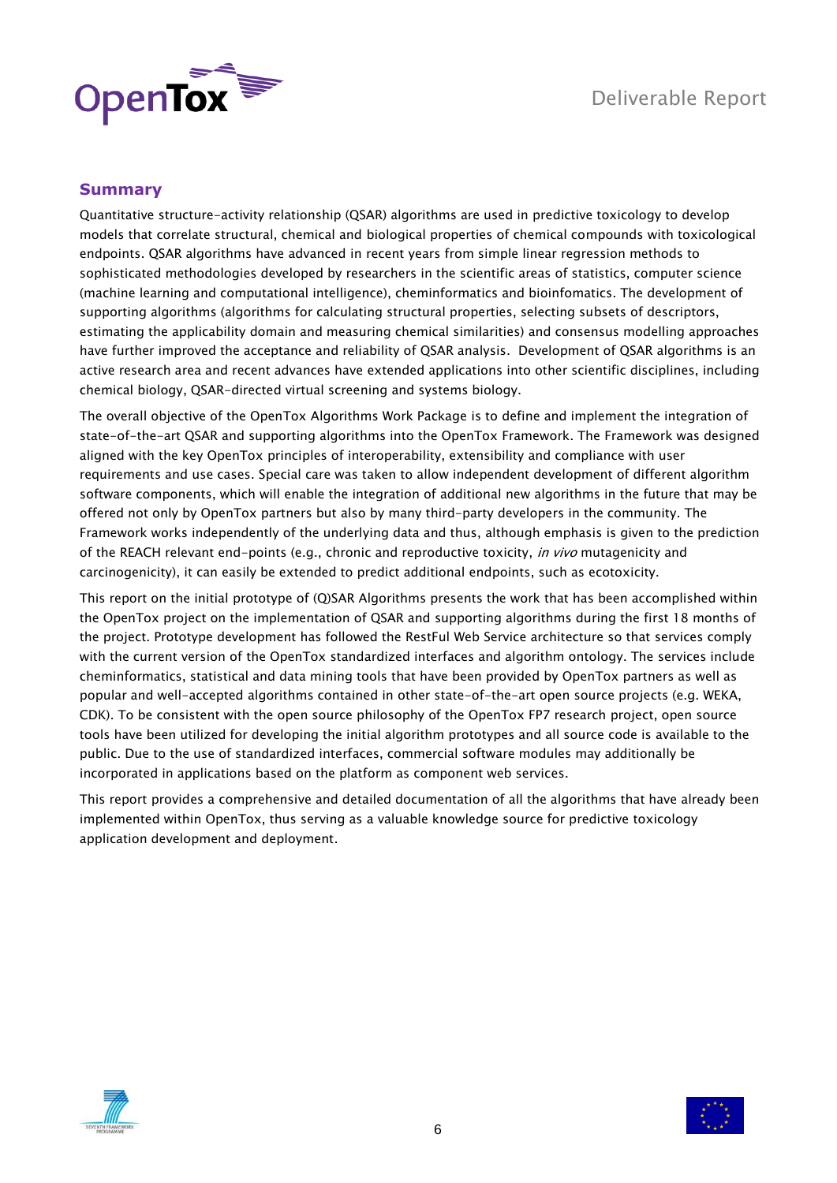## Summary

Quantitative structure-activity relationship (QSAR) algorithms are used in predictive toxicology to develop models that correlate structural, chemical and biological properties of chemical compounds with toxicological endpoints. QSAR algorithms have advanced in recent years from simple linear regression methods to sophisticated methodologies developed by researchers in the scientific areas of statistics, computer science (machine learning and computational intelligence), cheminformatics and bioinfomatics. The development of supporting algorithms (algorithms for calculating structural properties, selecting subsets of descriptors, estimating the applicability domain and measuring chemical similarities) and consensus modelling approaches have further improved the acceptance and reliability of QSAR analysis. Development of QSAR algorithms is an active research area and recent advances have extended applications into other scientific disciplines, including chemical biology, QSAR-directed virtual screening and systems biology.

The overall objective of the OpenTox Algorithms Work Package is to define and implement the integration of state-of-the-art QSAR and supporting algorithms into the OpenTox Framework. The Framework was designed aligned with the key OpenTox principles of interoperability, extensibility and compliance with user requirements and use cases. Special care was taken to allow independent development of different algorithm software components, which will enable the integration of additional new algorithms in the future that may be offered not only by OpenTox partners but also by many third-party developers in the community. The Framework works independently of the underlying data and thus, although emphasis is given to the prediction of the REACH relevant end-points (e.g., chronic and reproductive toxicity, *in vivo* mutagenicity and carcinogenicity), it can easily be extended to predict additional endpoints, such as ecotoxicity.

This report on the initial prototype of (Q)SAR Algorithms presents the work that has been accomplished within the OpenTox project on the implementation of QSAR and supporting algorithms during the first 18 months of the project. Prototype development has followed the RestFul Web Service architecture so that services comply with the current version of the OpenTox standardized interfaces and algorithm ontology. The services include cheminformatics, statistical and data mining tools that have been provided by OpenTox partners as well as popular and well-accepted algorithms contained in other state-of-the-art open source projects (e.g. WEKA, CDK). To be consistent with the open source philosophy of the OpenTox FP7 research project, open source tools have been utilized for developing the initial algorithm prototypes and all source code is available to the public. Due to the use of standardized interfaces, commercial software modules may additionally be incorporated in applications based on the platform as component web services.

This report provides a comprehensive and detailed documentation of all the algorithms that have already been implemented within OpenTox, thus serving as a valuable knowledge source for predictive toxicology application development and deployment.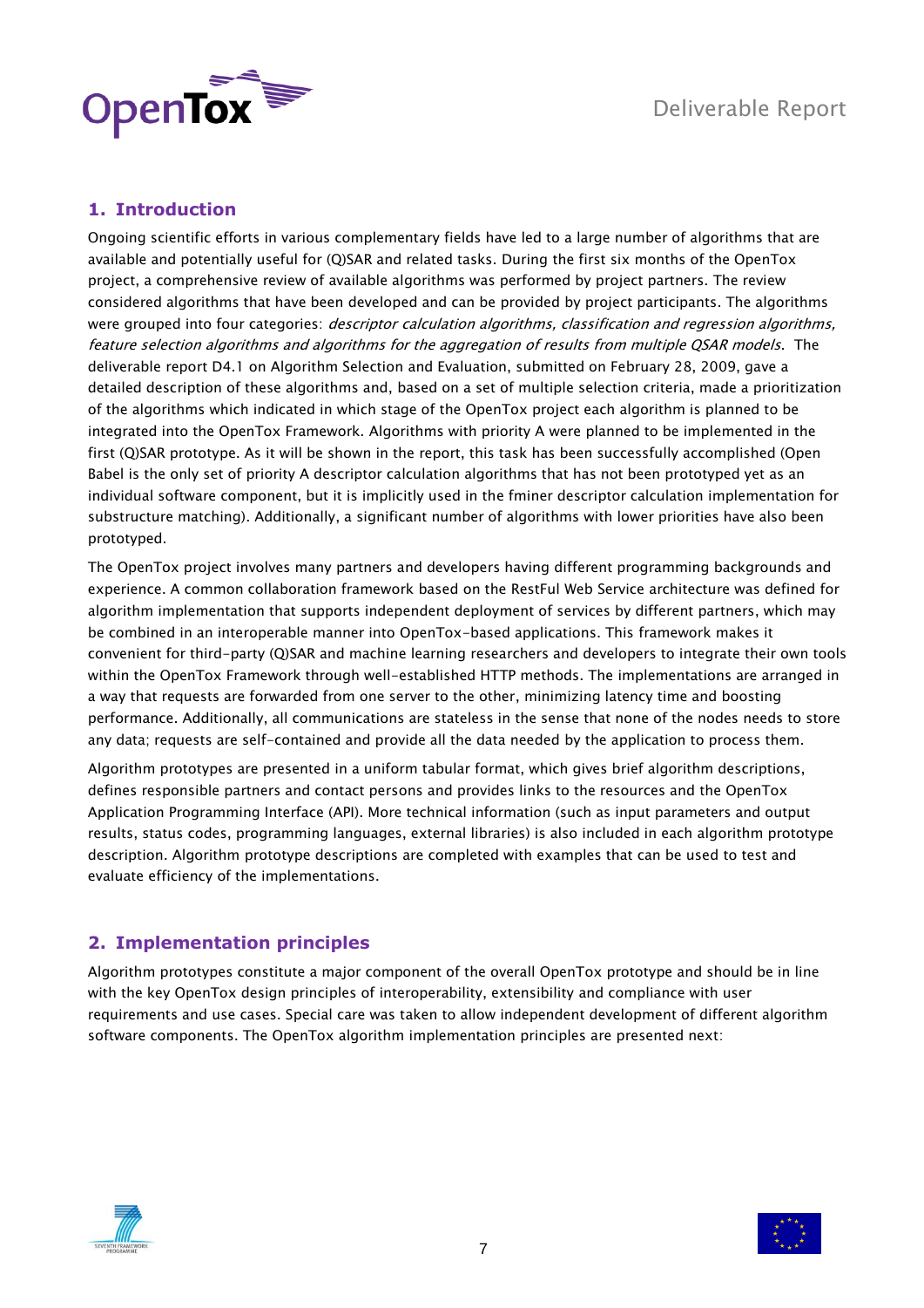## 1. Introduction

Ongoing scientific efforts in various complementary fields have led to a large number of algorithms that are available and potentially useful for (Q)SAR and related tasks. During the first six months of the OpenTox project, a comprehensive review of available algorithms was performed by project partners. The review considered algorithms that have been developed and can be provided by project participants. The algorithms were grouped into four categories: *descriptor calculation algorithms, classification and regression algorithms, feature selection algorithms and algorithms for the aggregation of results from multiple QSAR models*. The deliverable report D4.1 on Algorithm Selection and Evaluation, submitted on February 28, 2009, gave a detailed description of these algorithms and, based on a set of multiple selection criteria, made a prioritization of the algorithms which indicated in which stage of the OpenTox project each algorithm is planned to be integrated into the OpenTox Framework. Algorithms with priority A were planned to be implemented in the first (Q)SAR prototype. As it will be shown in the report, this task has been successfully accomplished (Open Babel is the only set of priority A descriptor calculation algorithms that has not been prototyped yet as an individual software component, but it is implicitly used in the fminer descriptor calculation implementation for substructure matching). Additionally, a significant number of algorithms with lower priorities have also been prototyped.

The OpenTox project involves many partners and developers having different programming backgrounds and experience. A common collaboration framework based on the RestFul Web Service architecture was defined for algorithm implementation that supports independent deployment of services by different partners, which may be combined in an interoperable manner into OpenTox-based applications. This framework makes it convenient for third-party (Q)SAR and machine learning researchers and developers to integrate their own tools within the OpenTox Framework through well-established HTTP methods. The implementations are arranged in a way that requests are forwarded from one server to the other, minimizing latency time and boosting performance. Additionally, all communications are stateless in the sense that none of the nodes needs to store any data; requests are self-contained and provide all the data needed by the application to process them.

Algorithm prototypes are presented in a uniform tabular format, which gives brief algorithm descriptions, defines responsible partners and contact persons and provides links to the resources and the OpenTox Application Programming Interface (API). More technical information (such as input parameters and output results, status codes, programming languages, external libraries) is also included in each algorithm prototype description. Algorithm prototype descriptions are completed with examples that can be used to test and evaluate efficiency of the implementations.

## 2. Implementation principles

Algorithm prototypes constitute a major component of the overall OpenTox prototype and should be in line with the key OpenTox design principles of interoperability, extensibility and compliance with user requirements and use cases. Special care was taken to allow independent development of different algorithm software components. The OpenTox algorithm implementation principles are presented next: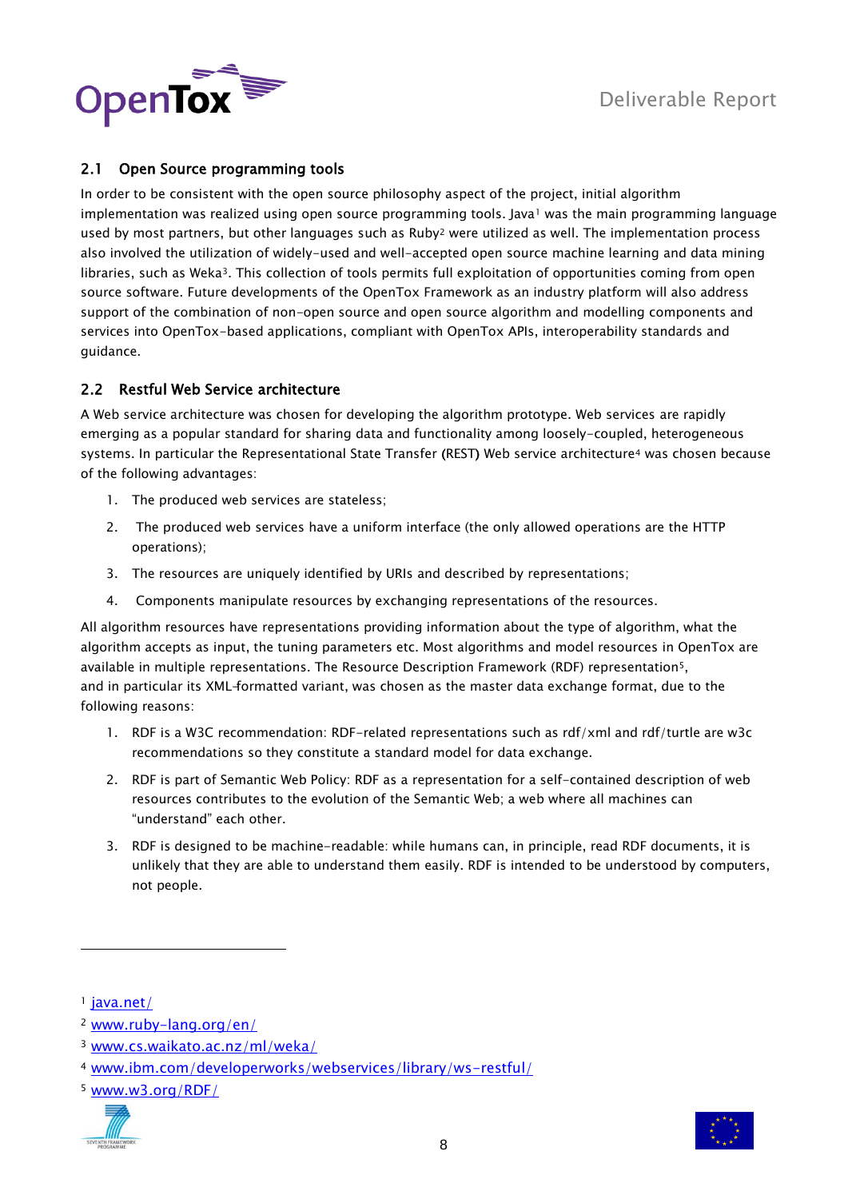## 2.1 Open Source programming tools

In order to be consistent with the open source philosophy aspect of the project, initial algorithm implementation was realized using open source programming tools. Java[1] was the main programming language used by most partners, but other languages such as Ruby[2] were utilized as well. The implementation process also involved the utilization of widely-used and well-accepted open source machine learning and data mining libraries, such as Weka[3]. This collection of tools permits full exploitation of opportunities coming from open source software. Future developments of the OpenTox Framework as an industry platform will also address support of the combination of non-open source and open source algorithm and modelling components and services into OpenTox-based applications, compliant with OpenTox APIs, interoperability standards and guidance.

## 2.2 Restful Web Service architecture

A Web service architecture was chosen for developing the algorithm prototype. Web services are rapidly emerging as a popular standard for sharing data and functionality among loosely-coupled, heterogeneous systems. In particular the Representational State Transfer (REST) Web service architecture[4] was chosen because of the following advantages:

1. The produced web services are stateless;
2. The produced web services have a uniform interface (the only allowed operations are the HTTP operations);
3. The resources are uniquely identified by URIs and described by representations;
4. Components manipulate resources by exchanging representations of the resources.

All algorithm resources have representations providing information about the type of algorithm, what the algorithm accepts as input, the tuning parameters etc. Most algorithms and model resources in OpenTox are available in multiple representations. The Resource Description Framework (RDF) representation[5], and in particular its XML-formatted variant, was chosen as the master data exchange format, due to the following reasons:

1. RDF is a W3C recommendation: RDF-related representations such as rdf/xml and rdf/turtle are w3c recommendations so they constitute a standard model for data exchange.
2. RDF is part of Semantic Web Policy: RDF as a representation for a self-contained description of web resources contributes to the evolution of the Semantic Web; a web where all machines can "understand" each other.
3. RDF is designed to be machine-readable: while humans can, in principle, read RDF documents, it is unlikely that they are able to understand them easily. RDF is intended to be understood by computers, not people.

---

[1] java.net/

[2] www.ruby-lang.org/en/

[3] www.cs.waikato.ac.nz/ml/weka/

[4] www.ibm.com/developerworks/webservices/library/ws-restful/

[5] www.w3.org/RDF/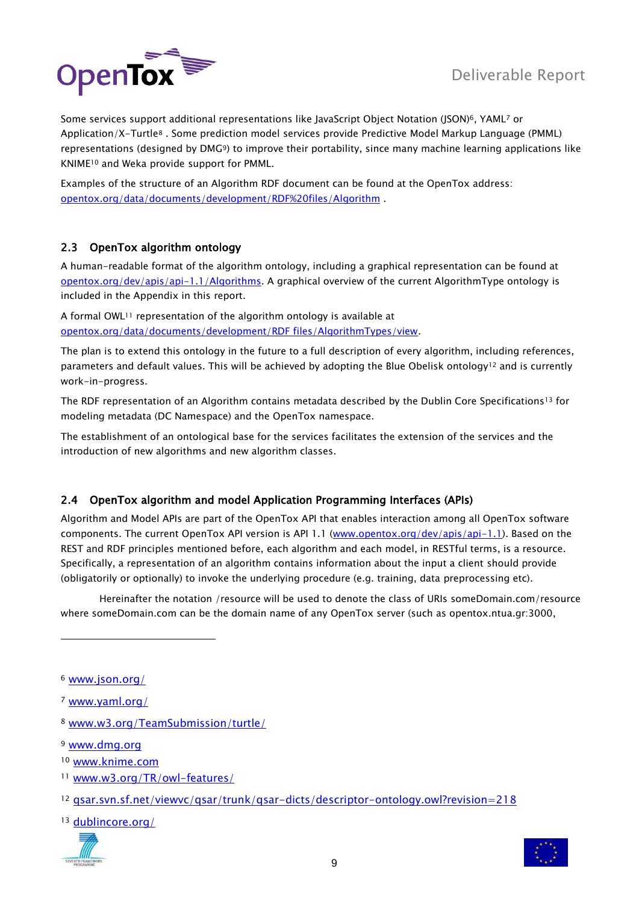Some services support additional representations like JavaScript Object Notation (JSON)[6], YAML[7] or Application/X-Turtle[8] . Some prediction model services provide Predictive Model Markup Language (PMML) representations (designed by DMG[9]) to improve their portability, since many machine learning applications like KNIME[10] and Weka provide support for PMML.

Examples of the structure of an Algorithm RDF document can be found at the OpenTox address: opentox.org/data/documents/development/RDF%20files/Algorithm .

## 2.3 OpenTox algorithm ontology

A human-readable format of the algorithm ontology, including a graphical representation can be found at opentox.org/dev/apis/api-1.1/Algorithms. A graphical overview of the current AlgorithmType ontology is included in the Appendix in this report.

A formal OWL[11] representation of the algorithm ontology is available at opentox.org/data/documents/development/RDF files/AlgorithmTypes/view.

The plan is to extend this ontology in the future to a full description of every algorithm, including references, parameters and default values. This will be achieved by adopting the Blue Obelisk ontology[12] and is currently work-in-progress.

The RDF representation of an Algorithm contains metadata described by the Dublin Core Specifications[13] for modeling metadata (DC Namespace) and the OpenTox namespace.

The establishment of an ontological base for the services facilitates the extension of the services and the introduction of new algorithms and new algorithm classes.

## 2.4 OpenTox algorithm and model Application Programming Interfaces (APIs)

Algorithm and Model APIs are part of the OpenTox API that enables interaction among all OpenTox software components. The current OpenTox API version is API 1.1 (www.opentox.org/dev/apis/api-1.1). Based on the REST and RDF principles mentioned before, each algorithm and each model, in RESTful terms, is a resource. Specifically, a representation of an algorithm contains information about the input a client should provide (obligatorily or optionally) to invoke the underlying procedure (e.g. training, data preprocessing etc).

Hereinafter the notation /resource will be used to denote the class of URIs someDomain.com/resource where someDomain.com can be the domain name of any OpenTox server (such as opentox.ntua.gr:3000,

---

[6] www.json.org/

[7] www.yaml.org/

[8] www.w3.org/TeamSubmission/turtle/

[9] www.dmg.org

[10] www.knime.com

[11] www.w3.org/TR/owl-features/

[12] qsar.svn.sf.net/viewvc/qsar/trunk/qsar-dicts/descriptor-ontology.owl?revision=218

[13] dublincore.org/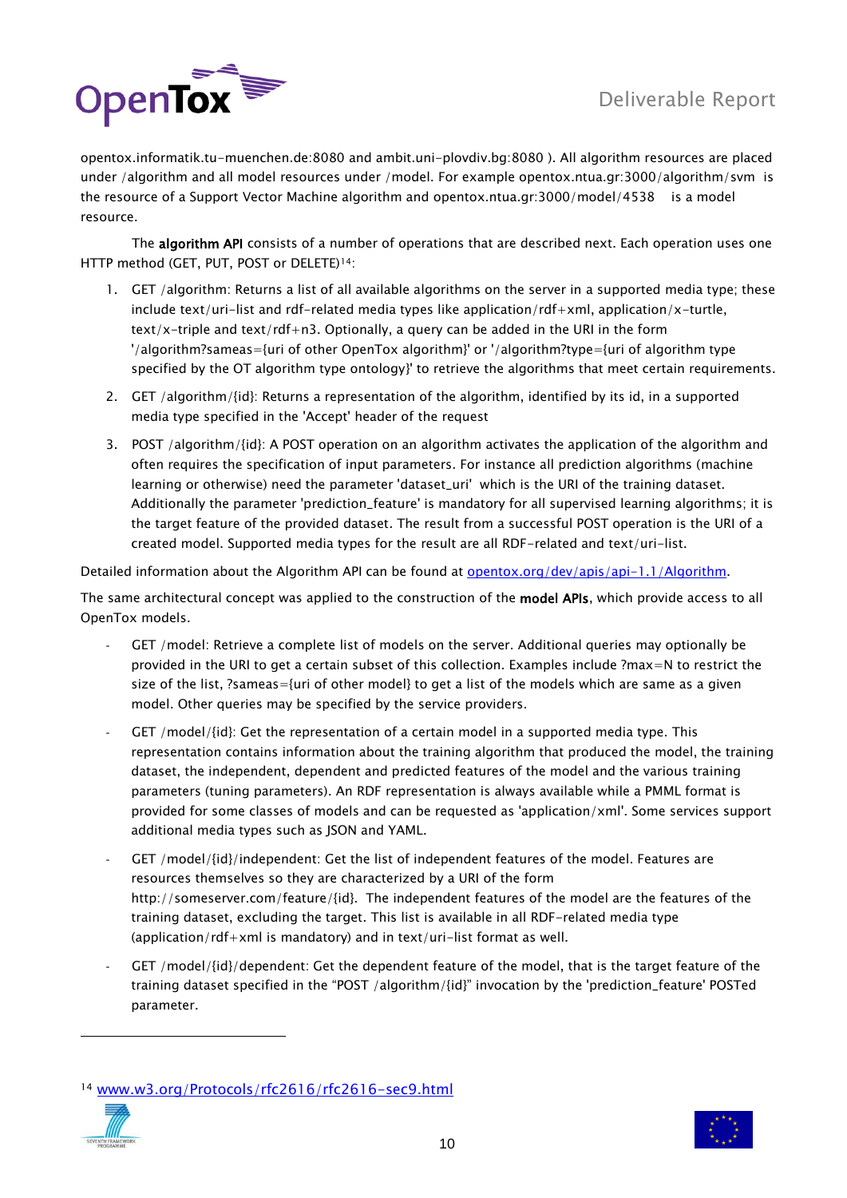opentox.informatik.tu-muenchen.de:8080 and ambit.uni-plovdiv.bg:8080 ). All algorithm resources are placed under /algorithm and all model resources under /model. For example opentox.ntua.gr:3000/algorithm/svm is the resource of a Support Vector Machine algorithm and opentox.ntua.gr:3000/model/4538 is a model resource.

The **algorithm API** consists of a number of operations that are described next. Each operation uses one HTTP method (GET, PUT, POST or DELETE)[14]:

1. GET /algorithm: Returns a list of all available algorithms on the server in a supported media type; these include text/uri-list and rdf-related media types like application/rdf+xml, application/x-turtle, text/x-triple and text/rdf+n3. Optionally, a query can be added in the URI in the form '/algorithm?sameas={uri of other OpenTox algorithm}' or '/algorithm?type={uri of algorithm type specified by the OT algorithm type ontology}' to retrieve the algorithms that meet certain requirements.
2. GET /algorithm/{id}: Returns a representation of the algorithm, identified by its id, in a supported media type specified in the 'Accept' header of the request
3. POST /algorithm/{id}: A POST operation on an algorithm activates the application of the algorithm and often requires the specification of input parameters. For instance all prediction algorithms (machine learning or otherwise) need the parameter 'dataset_uri' which is the URI of the training dataset. Additionally the parameter 'prediction_feature' is mandatory for all supervised learning algorithms; it is the target feature of the provided dataset. The result from a successful POST operation is the URI of a created model. Supported media types for the result are all RDF-related and text/uri-list.

Detailed information about the Algorithm API can be found at [opentox.org/dev/apis/api-1.1/Algorithm](opentox.org/dev/apis/api-1.1/Algorithm).

The same architectural concept was applied to the construction of the **model APIs**, which provide access to all OpenTox models.

- GET /model: Retrieve a complete list of models on the server. Additional queries may optionally be provided in the URI to get a certain subset of this collection. Examples include ?max=N to restrict the size of the list, ?sameas={uri of other model} to get a list of the models which are same as a given model. Other queries may be specified by the service providers.
- GET /model/{id}: Get the representation of a certain model in a supported media type. This representation contains information about the training algorithm that produced the model, the training dataset, the independent, dependent and predicted features of the model and the various training parameters (tuning parameters). An RDF representation is always available while a PMML format is provided for some classes of models and can be requested as 'application/xml'. Some services support additional media types such as JSON and YAML.
- GET /model/{id}/independent: Get the list of independent features of the model. Features are resources themselves so they are characterized by a URI of the form http://someserver.com/feature/{id}. The independent features of the model are the features of the training dataset, excluding the target. This list is available in all RDF-related media type (application/rdf+xml is mandatory) and in text/uri-list format as well.
- GET /model/{id}/dependent: Get the dependent feature of the model, that is the target feature of the training dataset specified in the "POST /algorithm/{id}" invocation by the 'prediction_feature' POSTed parameter.

---

[14] [www.w3.org/Protocols/rfc2616/rfc2616-sec9.html](www.w3.org/Protocols/rfc2616/rfc2616-sec9.html)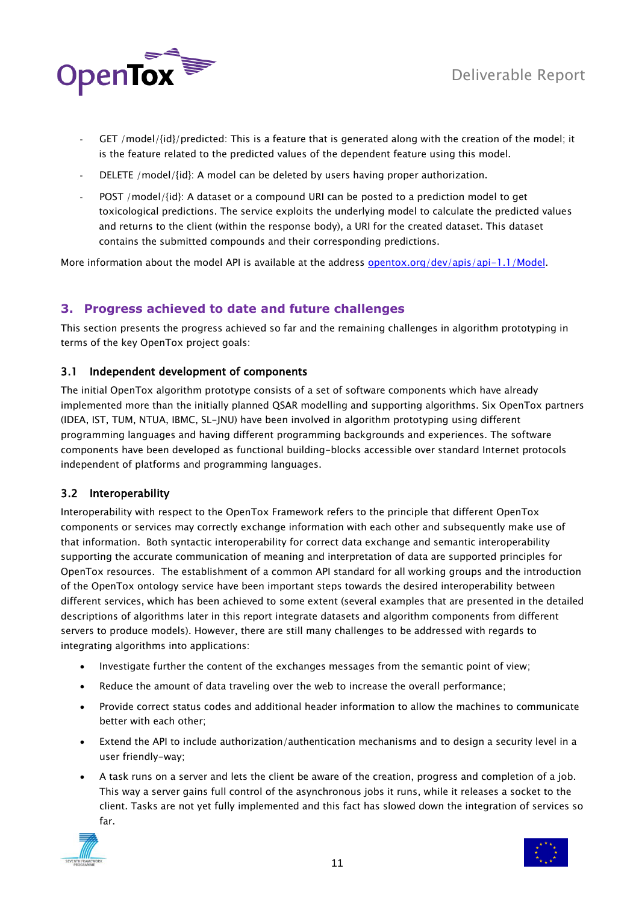- GET /model/{id}/predicted: This is a feature that is generated along with the creation of the model; it is the feature related to the predicted values of the dependent feature using this model.
- DELETE /model/{id}: A model can be deleted by users having proper authorization.
- POST /model/{id}: A dataset or a compound URI can be posted to a prediction model to get toxicological predictions. The service exploits the underlying model to calculate the predicted values and returns to the client (within the response body), a URI for the created dataset. This dataset contains the submitted compounds and their corresponding predictions.

More information about the model API is available at the address [opentox.org/dev/apis/api-1.1/Model](opentox.org/dev/apis/api-1.1/Model).

## 3. Progress achieved to date and future challenges

This section presents the progress achieved so far and the remaining challenges in algorithm prototyping in terms of the key OpenTox project goals:

### 3.1 Independent development of components

The initial OpenTox algorithm prototype consists of a set of software components which have already implemented more than the initially planned QSAR modelling and supporting algorithms. Six OpenTox partners (IDEA, IST, TUM, NTUA, IBMC, SL-JNU) have been involved in algorithm prototyping using different programming languages and having different programming backgrounds and experiences. The software components have been developed as functional building-blocks accessible over standard Internet protocols independent of platforms and programming languages.

### 3.2 Interoperability

Interoperability with respect to the OpenTox Framework refers to the principle that different OpenTox components or services may correctly exchange information with each other and subsequently make use of that information. Both syntactic interoperability for correct data exchange and semantic interoperability supporting the accurate communication of meaning and interpretation of data are supported principles for OpenTox resources. The establishment of a common API standard for all working groups and the introduction of the OpenTox ontology service have been important steps towards the desired interoperability between different services, which has been achieved to some extent (several examples that are presented in the detailed descriptions of algorithms later in this report integrate datasets and algorithm components from different servers to produce models). However, there are still many challenges to be addressed with regards to integrating algorithms into applications:

- Investigate further the content of the exchanges messages from the semantic point of view;
- Reduce the amount of data traveling over the web to increase the overall performance;
- Provide correct status codes and additional header information to allow the machines to communicate better with each other;
- Extend the API to include authorization/authentication mechanisms and to design a security level in a user friendly-way;
- A task runs on a server and lets the client be aware of the creation, progress and completion of a job. This way a server gains full control of the asynchronous jobs it runs, while it releases a socket to the client. Tasks are not yet fully implemented and this fact has slowed down the integration of services so far.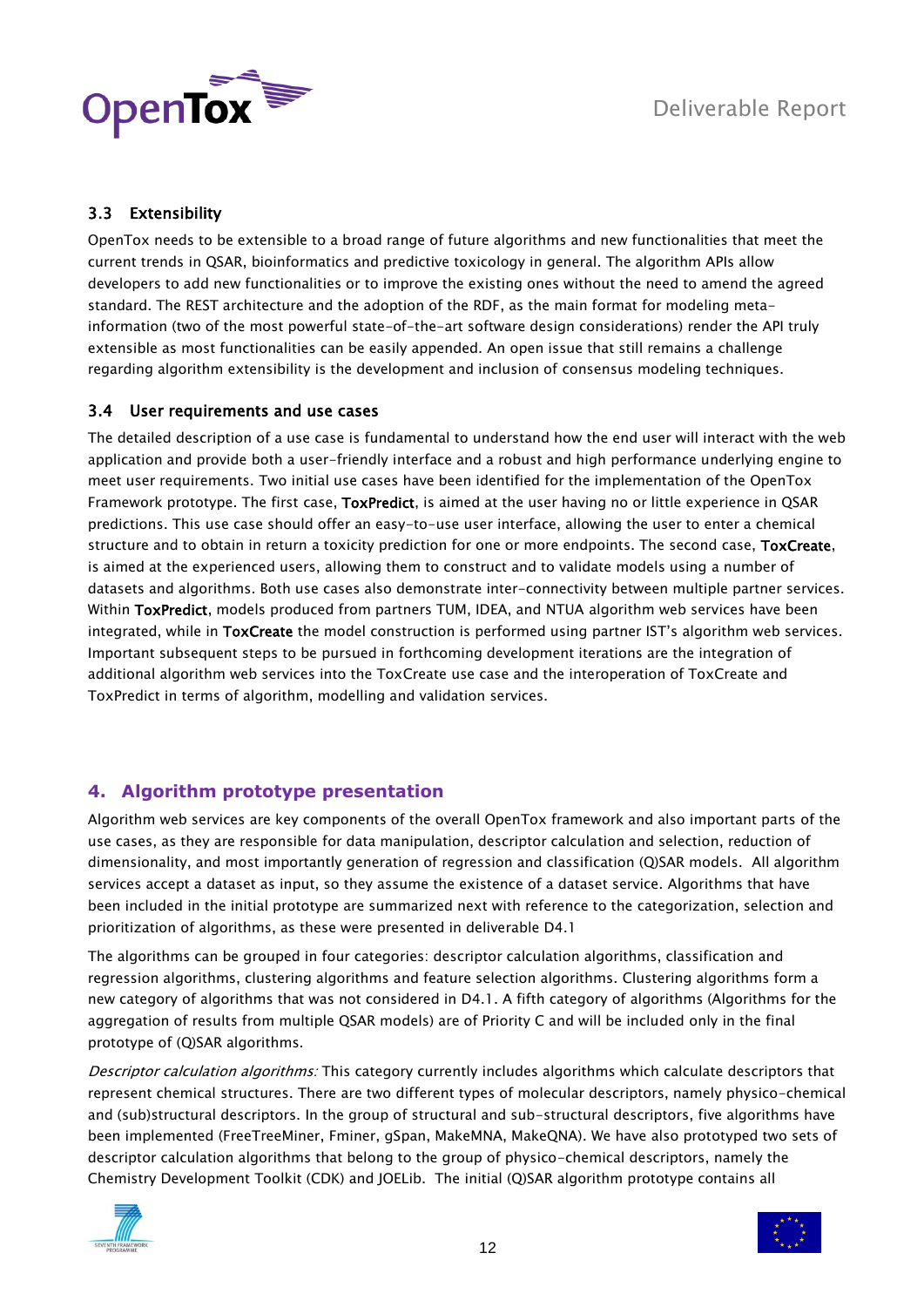### 3.3 Extensibility

OpenTox needs to be extensible to a broad range of future algorithms and new functionalities that meet the current trends in QSAR, bioinformatics and predictive toxicology in general. The algorithm APIs allow developers to add new functionalities or to improve the existing ones without the need to amend the agreed standard. The REST architecture and the adoption of the RDF, as the main format for modeling meta-information (two of the most powerful state-of-the-art software design considerations) render the API truly extensible as most functionalities can be easily appended. An open issue that still remains a challenge regarding algorithm extensibility is the development and inclusion of consensus modeling techniques.

### 3.4 User requirements and use cases

The detailed description of a use case is fundamental to understand how the end user will interact with the web application and provide both a user-friendly interface and a robust and high performance underlying engine to meet user requirements. Two initial use cases have been identified for the implementation of the OpenTox Framework prototype. The first case, **ToxPredict**, is aimed at the user having no or little experience in QSAR predictions. This use case should offer an easy-to-use user interface, allowing the user to enter a chemical structure and to obtain in return a toxicity prediction for one or more endpoints. The second case, **ToxCreate**, is aimed at the experienced users, allowing them to construct and to validate models using a number of datasets and algorithms. Both use cases also demonstrate inter-connectivity between multiple partner services. Within **ToxPredict**, models produced from partners TUM, IDEA, and NTUA algorithm web services have been integrated, while in **ToxCreate** the model construction is performed using partner IST's algorithm web services. Important subsequent steps to be pursued in forthcoming development iterations are the integration of additional algorithm web services into the ToxCreate use case and the interoperation of ToxCreate and ToxPredict in terms of algorithm, modelling and validation services.

## 4. Algorithm prototype presentation

Algorithm web services are key components of the overall OpenTox framework and also important parts of the use cases, as they are responsible for data manipulation, descriptor calculation and selection, reduction of dimensionality, and most importantly generation of regression and classification (Q)SAR models. All algorithm services accept a dataset as input, so they assume the existence of a dataset service. Algorithms that have been included in the initial prototype are summarized next with reference to the categorization, selection and prioritization of algorithms, as these were presented in deliverable D4.1

The algorithms can be grouped in four categories: descriptor calculation algorithms, classification and regression algorithms, clustering algorithms and feature selection algorithms. Clustering algorithms form a new category of algorithms that was not considered in D4.1. A fifth category of algorithms (Algorithms for the aggregation of results from multiple QSAR models) are of Priority C and will be included only in the final prototype of (Q)SAR algorithms.

*Descriptor calculation algorithms:* This category currently includes algorithms which calculate descriptors that represent chemical structures. There are two different types of molecular descriptors, namely physico-chemical and (sub)structural descriptors. In the group of structural and sub-structural descriptors, five algorithms have been implemented (FreeTreeMiner, Fminer, gSpan, MakeMNA, MakeQNA). We have also prototyped two sets of descriptor calculation algorithms that belong to the group of physico-chemical descriptors, namely the Chemistry Development Toolkit (CDK) and JOELib. The initial (Q)SAR algorithm prototype contains all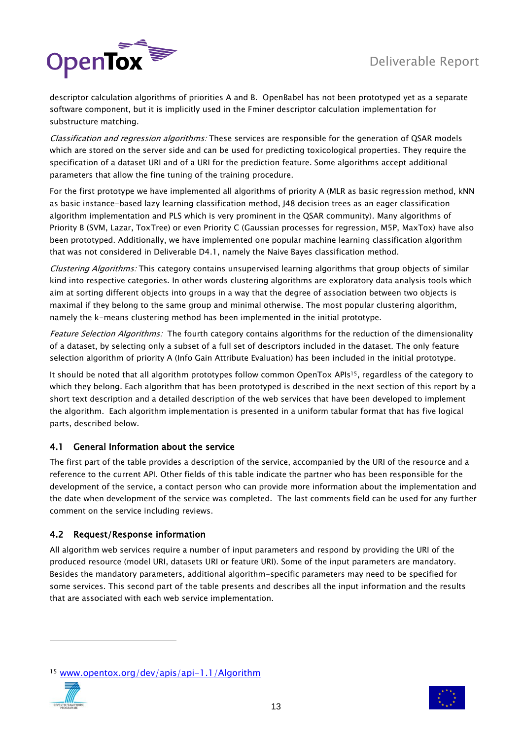descriptor calculation algorithms of priorities A and B. OpenBabel has not been prototyped yet as a separate software component, but it is implicitly used in the Fminer descriptor calculation implementation for substructure matching.

*Classification and regression algorithms:* These services are responsible for the generation of QSAR models which are stored on the server side and can be used for predicting toxicological properties. They require the specification of a dataset URI and of a URI for the prediction feature. Some algorithms accept additional parameters that allow the fine tuning of the training procedure.

For the first prototype we have implemented all algorithms of priority A (MLR as basic regression method, kNN as basic instance-based lazy learning classification method, J48 decision trees as an eager classification algorithm implementation and PLS which is very prominent in the QSAR community). Many algorithms of Priority B (SVM, Lazar, ToxTree) or even Priority C (Gaussian processes for regression, M5P, MaxTox) have also been prototyped. Additionally, we have implemented one popular machine learning classification algorithm that was not considered in Deliverable D4.1, namely the Naive Bayes classification method.

*Clustering Algorithms:* This category contains unsupervised learning algorithms that group objects of similar kind into respective categories. In other words clustering algorithms are exploratory data analysis tools which aim at sorting different objects into groups in a way that the degree of association between two objects is maximal if they belong to the same group and minimal otherwise. The most popular clustering algorithm, namely the k-means clustering method has been implemented in the initial prototype.

*Feature Selection Algorithms:* The fourth category contains algorithms for the reduction of the dimensionality of a dataset, by selecting only a subset of a full set of descriptors included in the dataset. The only feature selection algorithm of priority A (Info Gain Attribute Evaluation) has been included in the initial prototype.

It should be noted that all algorithm prototypes follow common OpenTox APIs[15], regardless of the category to which they belong. Each algorithm that has been prototyped is described in the next section of this report by a short text description and a detailed description of the web services that have been developed to implement the algorithm. Each algorithm implementation is presented in a uniform tabular format that has five logical parts, described below.

## 4.1 General Information about the service

The first part of the table provides a description of the service, accompanied by the URI of the resource and a reference to the current API. Other fields of this table indicate the partner who has been responsible for the development of the service, a contact person who can provide more information about the implementation and the date when development of the service was completed. The last comments field can be used for any further comment on the service including reviews.

## 4.2 Request/Response information

All algorithm web services require a number of input parameters and respond by providing the URI of the produced resource (model URI, datasets URI or feature URI). Some of the input parameters are mandatory. Besides the mandatory parameters, additional algorithm-specific parameters may need to be specified for some services. This second part of the table presents and describes all the input information and the results that are associated with each web service implementation.

---

[15] www.opentox.org/dev/apis/api-1.1/Algorithm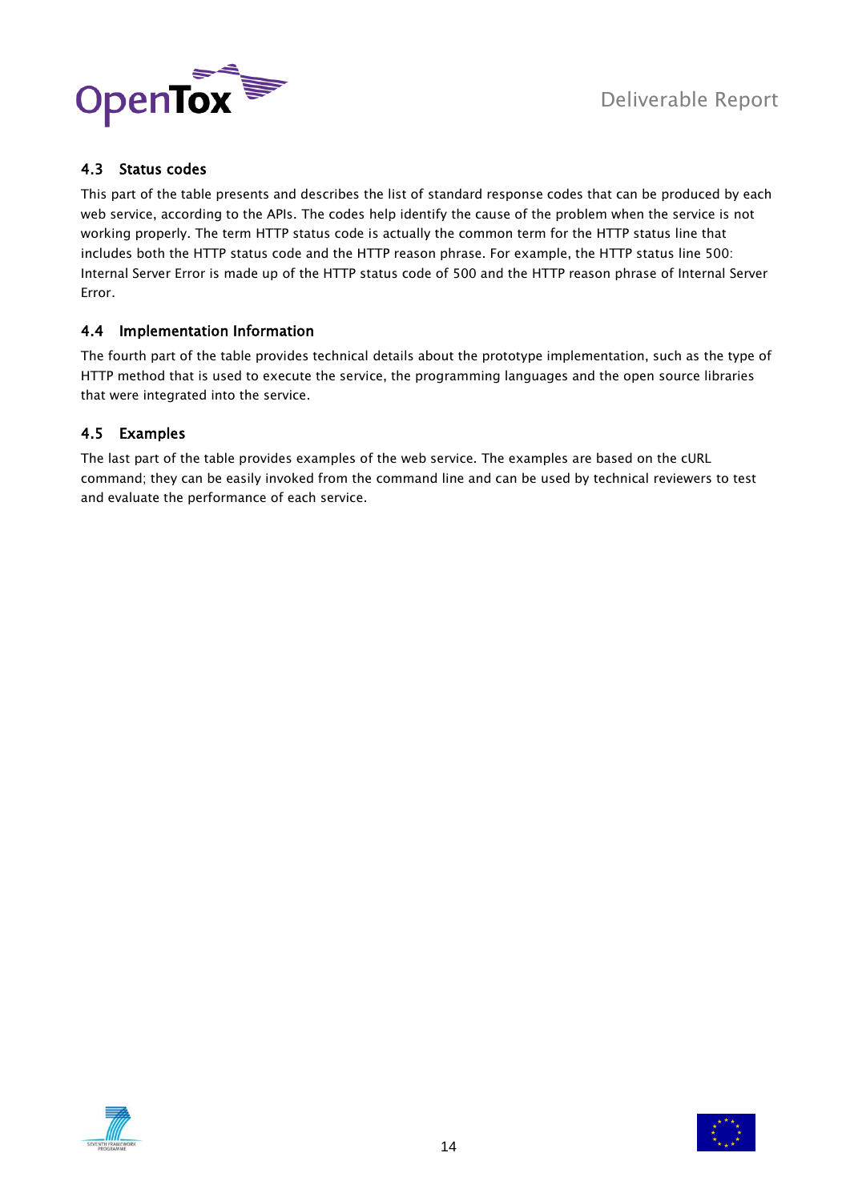### 4.3 Status codes

This part of the table presents and describes the list of standard response codes that can be produced by each web service, according to the APIs. The codes help identify the cause of the problem when the service is not working properly. The term HTTP status code is actually the common term for the HTTP status line that includes both the HTTP status code and the HTTP reason phrase. For example, the HTTP status line 500: Internal Server Error is made up of the HTTP status code of 500 and the HTTP reason phrase of Internal Server Error.

### 4.4 Implementation Information

The fourth part of the table provides technical details about the prototype implementation, such as the type of HTTP method that is used to execute the service, the programming languages and the open source libraries that were integrated into the service.

### 4.5 Examples

The last part of the table provides examples of the web service. The examples are based on the cURL command; they can be easily invoked from the command line and can be used by technical reviewers to test and evaluate the performance of each service.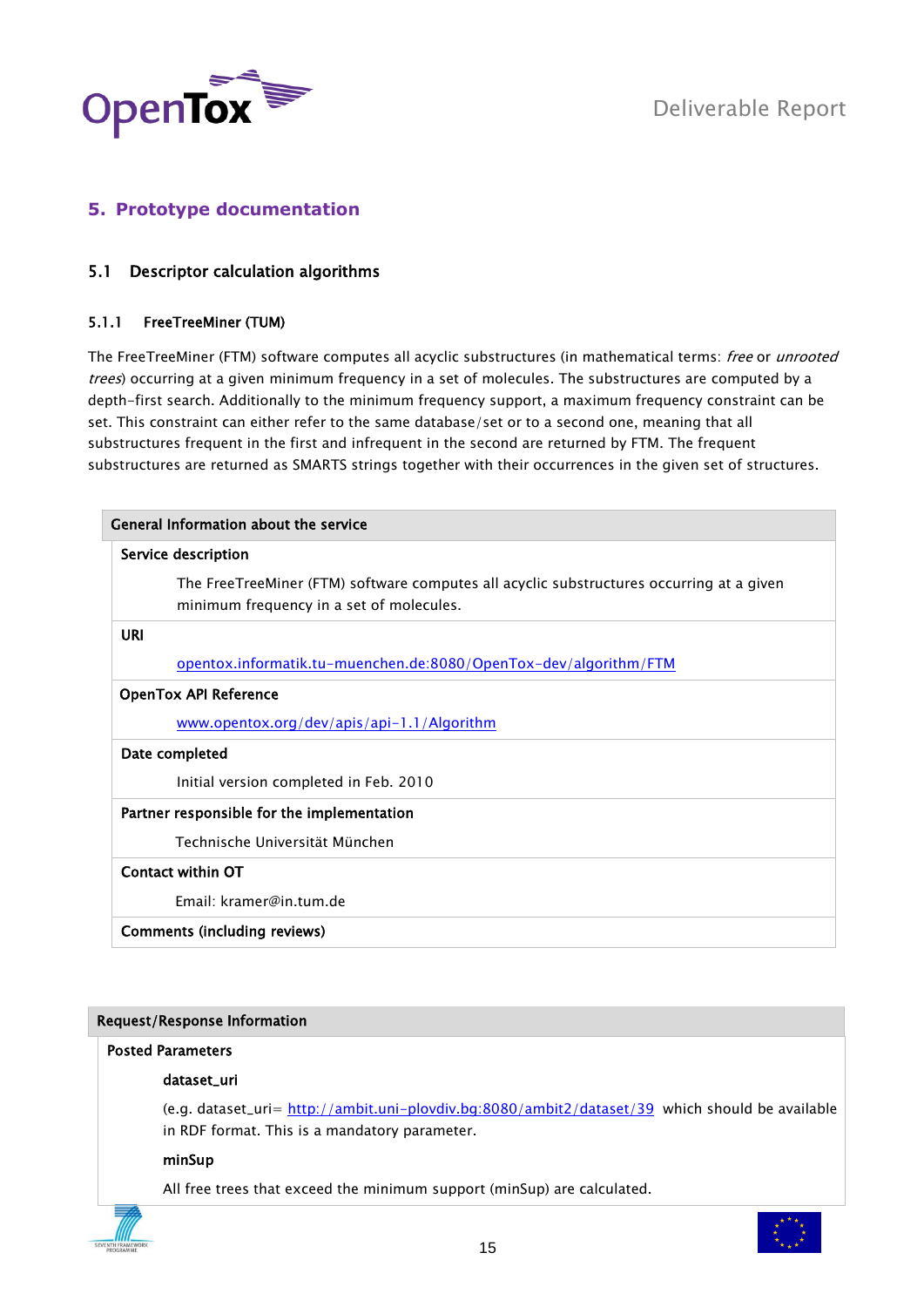## 5. Prototype documentation

### 5.1 Descriptor calculation algorithms

#### 5.1.1 FreeTreeMiner (TUM)

The FreeTreeMiner (FTM) software computes all acyclic substructures (in mathematical terms: *free* or *unrooted trees*) occurring at a given minimum frequency in a set of molecules. The substructures are computed by a depth-first search. Additionally to the minimum frequency support, a maximum frequency constraint can be set. This constraint can either refer to the same database/set or to a second one, meaning that all substructures frequent in the first and infrequent in the second are returned by FTM. The frequent substructures are returned as SMARTS strings together with their occurrences in the given set of structures.

| General Information about the service |
|---|
| **Service description** |
| The FreeTreeMiner (FTM) software computes all acyclic substructures occurring at a given minimum frequency in a set of molecules. |
| **URI** |
| opentox.informatik.tu-muenchen.de:8080/OpenTox-dev/algorithm/FTM |
| **OpenTox API Reference** |
| www.opentox.org/dev/apis/api-1.1/Algorithm |
| **Date completed** |
| Initial version completed in Feb. 2010 |
| **Partner responsible for the implementation** |
| Technische Universität München |
| **Contact within OT** |
| Email: kramer@in.tum.de |
| **Comments (including reviews)** |

| Request/Response Information |
|---|
| **Posted Parameters** |
| **dataset_uri** |
| (e.g. dataset_uri= http://ambit.uni-plovdiv.bg:8080/ambit2/dataset/39 which should be available in RDF format. This is a mandatory parameter. |
| **minSup** |
| All free trees that exceed the minimum support (minSup) are calculated. |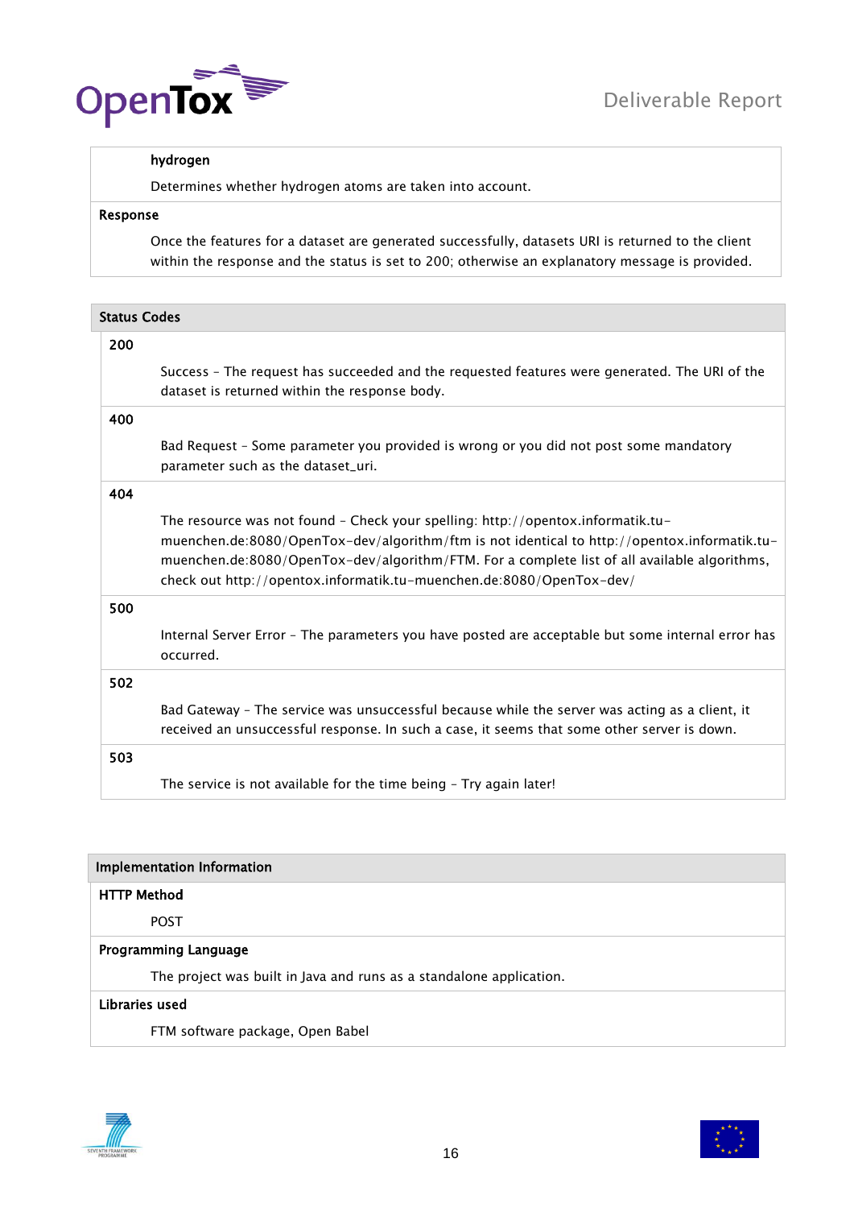| | |
|---|---|
| | **hydrogen** |
| | Determines whether hydrogen atoms are taken into account. |
| **Response** | |
| | Once the features for a dataset are generated successfully, datasets URI is returned to the client within the response and the status is set to 200; otherwise an explanatory message is provided. |

| **Status Codes** | |
|---|---|
| **200** | |
| | Success – The request has succeeded and the requested features were generated. The URI of the dataset is returned within the response body. |
| **400** | |
| | Bad Request – Some parameter you provided is wrong or you did not post some mandatory parameter such as the dataset_uri. |
| **404** | |
| | The resource was not found – Check your spelling: http://opentox.informatik.tu-muenchen.de:8080/OpenTox-dev/algorithm/ftm is not identical to http://opentox.informatik.tu-muenchen.de:8080/OpenTox-dev/algorithm/FTM. For a complete list of all available algorithms, check out http://opentox.informatik.tu-muenchen.de:8080/OpenTox-dev/ |
| **500** | |
| | Internal Server Error – The parameters you have posted are acceptable but some internal error has occurred. |
| **502** | |
| | Bad Gateway – The service was unsuccessful because while the server was acting as a client, it received an unsuccessful response. In such a case, it seems that some other server is down. |
| **503** | |
| | The service is not available for the time being – Try again later! |

| **Implementation Information** | |
|---|---|
| **HTTP Method** | |
| | POST |
| **Programming Language** | |
| | The project was built in Java and runs as a standalone application. |
| **Libraries used** | |
| | FTM software package, Open Babel |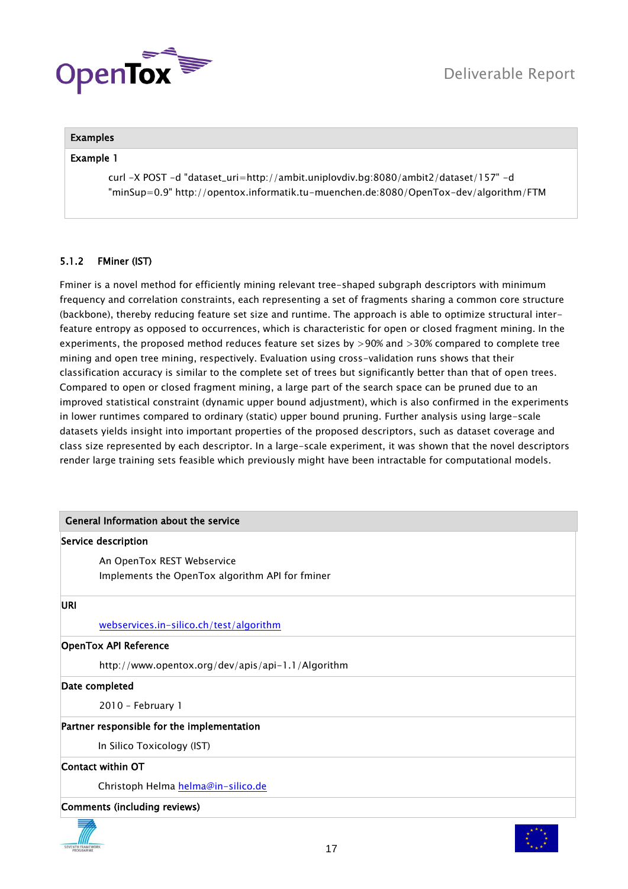| Examples |
|---|
| **Example 1** |
| curl -X POST -d "dataset_uri=http://ambit.uniplovdiv.bg:8080/ambit2/dataset/157" -d "minSup=0.9" http://opentox.informatik.tu-muenchen.de:8080/OpenTox-dev/algorithm/FTM |

### 5.1.2 FMiner (IST)

Fminer is a novel method for efficiently mining relevant tree-shaped subgraph descriptors with minimum frequency and correlation constraints, each representing a set of fragments sharing a common core structure (backbone), thereby reducing feature set size and runtime. The approach is able to optimize structural inter-feature entropy as opposed to occurrences, which is characteristic for open or closed fragment mining. In the experiments, the proposed method reduces feature set sizes by >90% and >30% compared to complete tree mining and open tree mining, respectively. Evaluation using cross-validation runs shows that their classification accuracy is similar to the complete set of trees but significantly better than that of open trees. Compared to open or closed fragment mining, a large part of the search space can be pruned due to an improved statistical constraint (dynamic upper bound adjustment), which is also confirmed in the experiments in lower runtimes compared to ordinary (static) upper bound pruning. Further analysis using large-scale datasets yields insight into important properties of the proposed descriptors, such as dataset coverage and class size represented by each descriptor. In a large-scale experiment, it was shown that the novel descriptors render large training sets feasible which previously might have been intractable for computational models.

| General Information about the service |
|---|
| **Service description** |
| An OpenTox REST Webservice<br>Implements the OpenTox algorithm API for fminer |
| **URI** |
| webservices.in-silico.ch/test/algorithm |
| **OpenTox API Reference** |
| http://www.opentox.org/dev/apis/api-1.1/Algorithm |
| **Date completed** |
| 2010 - February 1 |
| **Partner responsible for the implementation** |
| In Silico Toxicology (IST) |
| **Contact within OT** |
| Christoph Helma helma@in-silico.de |
| **Comments (including reviews)** |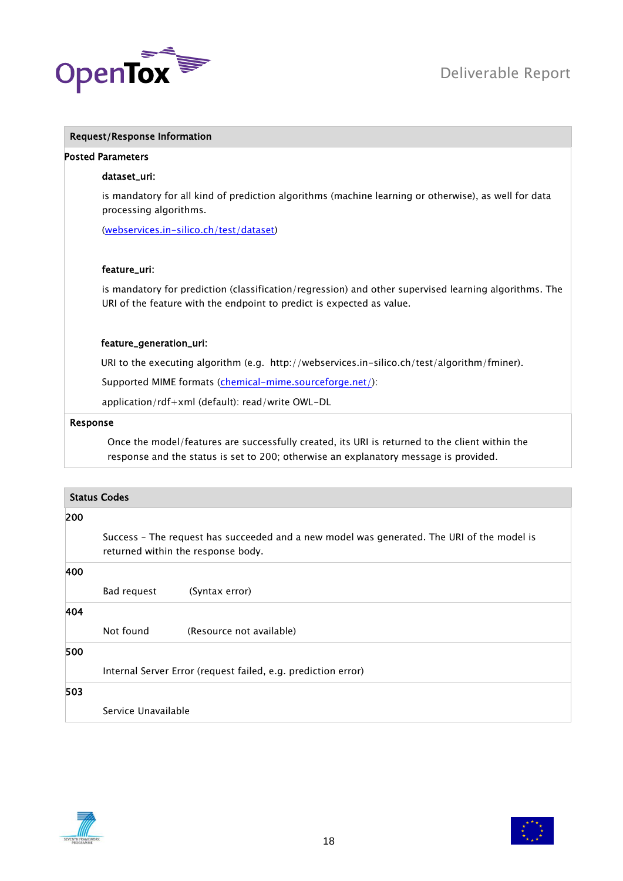| Request/Response Information |
|---|
| **Posted Parameters** |
| **dataset_uri:** is mandatory for all kind of prediction algorithms (machine learning or otherwise), as well for data processing algorithms. (webservices.in-silico.ch/test/dataset) |
| **feature_uri:** is mandatory for prediction (classification/regression) and other supervised learning algorithms. The URI of the feature with the endpoint to predict is expected as value. |
| **feature_generation_uri:** URI to the executing algorithm (e.g. http://webservices.in-silico.ch/test/algorithm/fminer). Supported MIME formats (chemical-mime.sourceforge.net/): application/rdf+xml (default): read/write OWL-DL |
| **Response** |
| Once the model/features are successfully created, its URI is returned to the client within the response and the status is set to 200; otherwise an explanatory message is provided. |

| Status Codes | |
|---|---|
| **200** | Success – The request has succeeded and a new model was generated. The URI of the model is returned within the response body. |
| **400** | Bad request (Syntax error) |
| **404** | Not found (Resource not available) |
| **500** | Internal Server Error (request failed, e.g. prediction error) |
| **503** | Service Unavailable |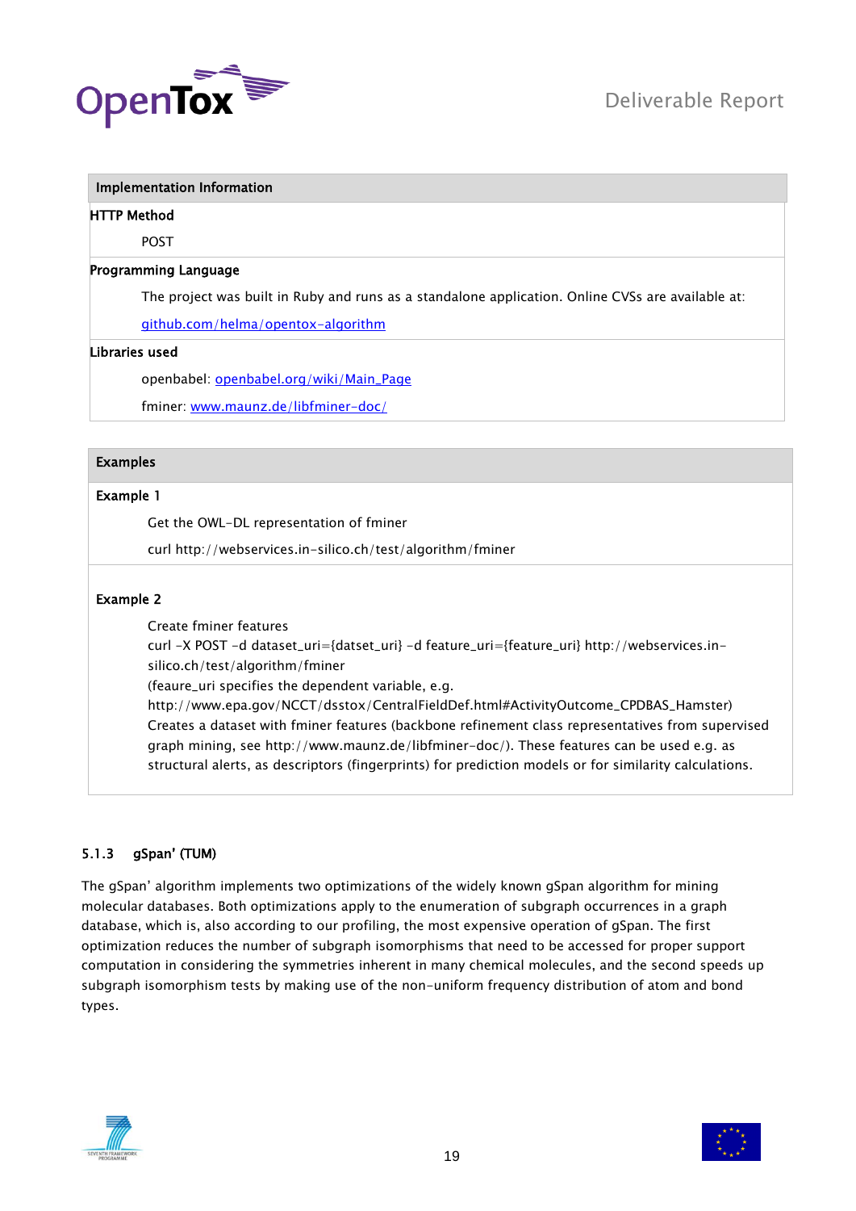| Implementation Information |
| --- |
| **HTTP Method** |
| POST |
| **Programming Language** |
| The project was built in Ruby and runs as a standalone application. Online CVSs are available at: [github.com/helma/opentox-algorithm](github.com/helma/opentox-algorithm) |
| **Libraries used** |
| openbabel: [openbabel.org/wiki/Main_Page](openbabel.org/wiki/Main_Page) |
| fminer: [www.maunz.de/libfminer-doc/](www.maunz.de/libfminer-doc/) |

| Examples |
| --- |
| **Example 1** |
| Get the OWL-DL representation of fminer<br>curl http://webservices.in-silico.ch/test/algorithm/fminer |
| **Example 2** |
| Create fminer features<br>curl -X POST -d dataset_uri={datset_uri} -d feature_uri={feature_uri} http://webservices.in-silico.ch/test/algorithm/fminer<br>(feaure_uri specifies the dependent variable, e.g. http://www.epa.gov/NCCT/dsstox/CentralFieldDef.html#ActivityOutcome_CPDBAS_Hamster)<br>Creates a dataset with fminer features (backbone refinement class representatives from supervised graph mining, see http://www.maunz.de/libfminer-doc/). These features can be used e.g. as structural alerts, as descriptors (fingerprints) for prediction models or for similarity calculations. |

### 5.1.3 gSpan' (TUM)

The gSpan' algorithm implements two optimizations of the widely known gSpan algorithm for mining molecular databases. Both optimizations apply to the enumeration of subgraph occurrences in a graph database, which is, also according to our profiling, the most expensive operation of gSpan. The first optimization reduces the number of subgraph isomorphisms that need to be accessed for proper support computation in considering the symmetries inherent in many chemical molecules, and the second speeds up subgraph isomorphism tests by making use of the non-uniform frequency distribution of atom and bond types.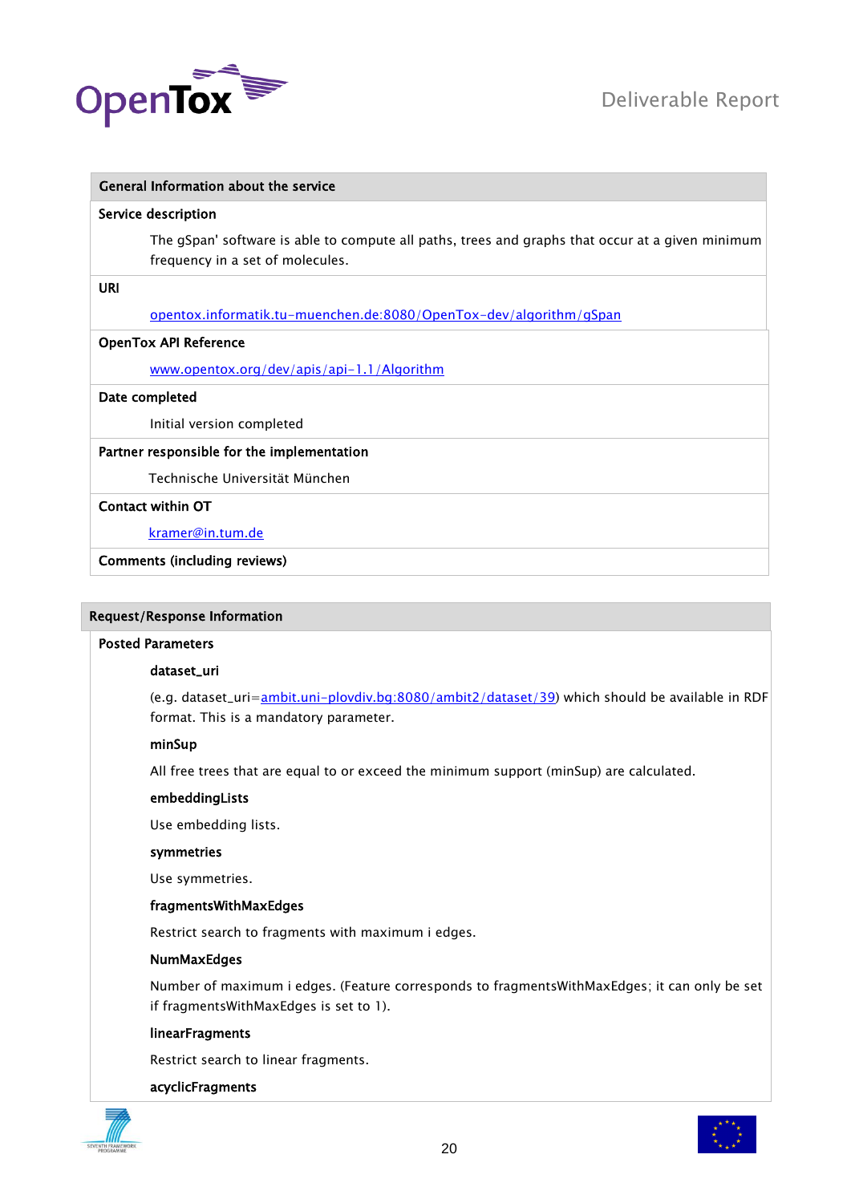| General Information about the service |
|---|
| **Service description** |
| The gSpan' software is able to compute all paths, trees and graphs that occur at a given minimum frequency in a set of molecules. |
| **URI** |
| opentox.informatik.tu-muenchen.de:8080/OpenTox-dev/algorithm/gSpan |
| **OpenTox API Reference** |
| www.opentox.org/dev/apis/api-1.1/Algorithm |
| **Date completed** |
| Initial version completed |
| **Partner responsible for the implementation** |
| Technische Universität München |
| **Contact within OT** |
| kramer@in.tum.de |
| **Comments (including reviews)** |

| Request/Response Information |
|---|
| **Posted Parameters** |
| **dataset_uri** |
| (e.g. dataset_uri=ambit.uni-plovdiv.bg:8080/ambit2/dataset/39) which should be available in RDF format. This is a mandatory parameter. |
| **minSup** |
| All free trees that are equal to or exceed the minimum support (minSup) are calculated. |
| **embeddingLists** |
| Use embedding lists. |
| **symmetries** |
| Use symmetries. |
| **fragmentsWithMaxEdges** |
| Restrict search to fragments with maximum i edges. |
| **NumMaxEdges** |
| Number of maximum i edges. (Feature corresponds to fragmentsWithMaxEdges; it can only be set if fragmentsWithMaxEdges is set to 1). |
| **linearFragments** |
| Restrict search to linear fragments. |
| **acyclicFragments** |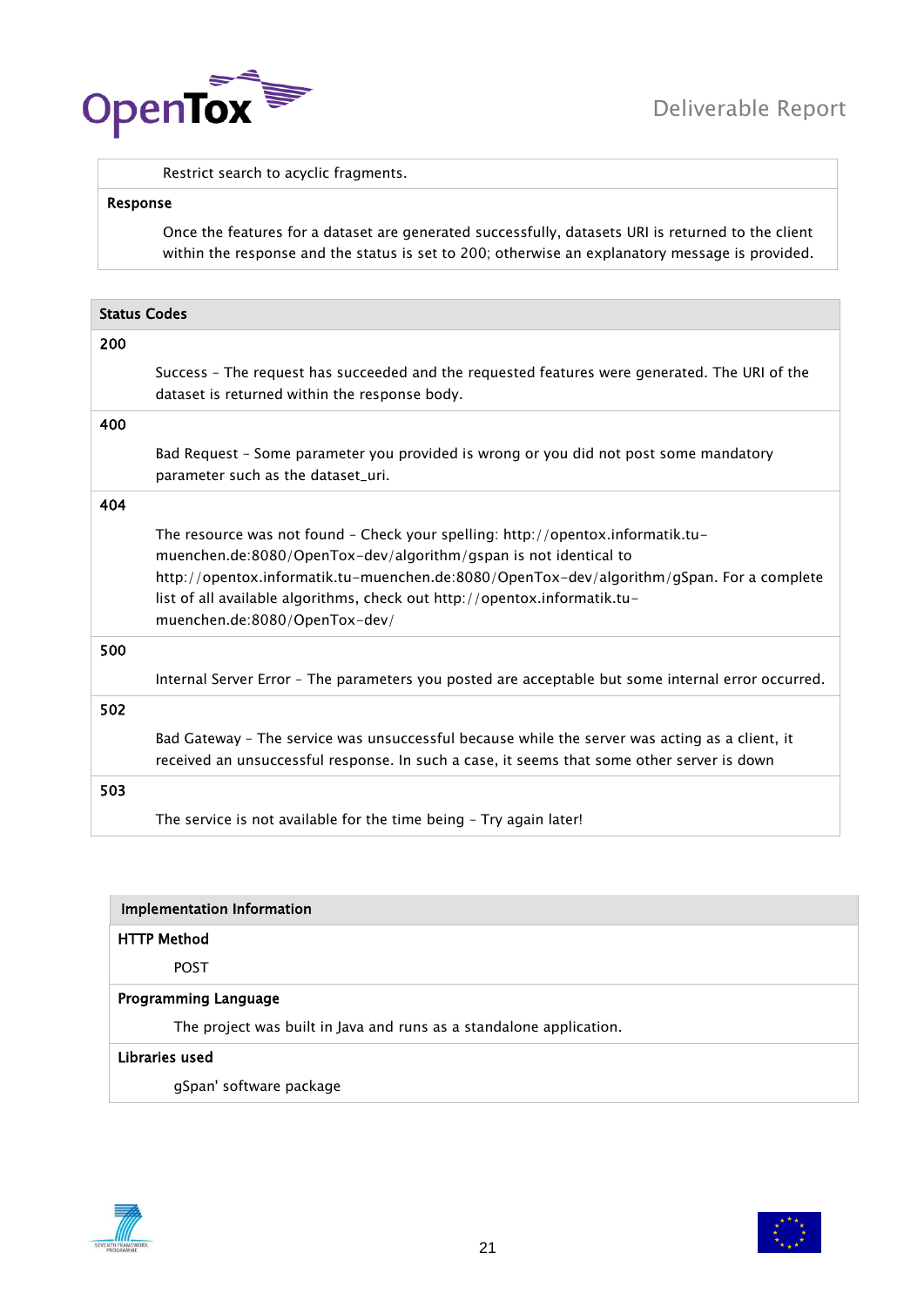| |
|---|
| Restrict search to acyclic fragments. |
| **Response** |
| Once the features for a dataset are generated successfully, datasets URI is returned to the client within the response and the status is set to 200; otherwise an explanatory message is provided. |

| **Status Codes** |
|---|
| **200** |
| Success – The request has succeeded and the requested features were generated. The URI of the dataset is returned within the response body. |
| **400** |
| Bad Request – Some parameter you provided is wrong or you did not post some mandatory parameter such as the dataset_uri. |
| **404** |
| The resource was not found – Check your spelling: http://opentox.informatik.tu-muenchen.de:8080/OpenTox-dev/algorithm/gspan is not identical to http://opentox.informatik.tu-muenchen.de:8080/OpenTox-dev/algorithm/gSpan. For a complete list of all available algorithms, check out http://opentox.informatik.tu-muenchen.de:8080/OpenTox-dev/ |
| **500** |
| Internal Server Error – The parameters you posted are acceptable but some internal error occurred. |
| **502** |
| Bad Gateway – The service was unsuccessful because while the server was acting as a client, it received an unsuccessful response. In such a case, it seems that some other server is down |
| **503** |
| The service is not available for the time being – Try again later! |

| **Implementation Information** |
|---|
| **HTTP Method** |
| POST |
| **Programming Language** |
| The project was built in Java and runs as a standalone application. |
| **Libraries used** |
| gSpan' software package |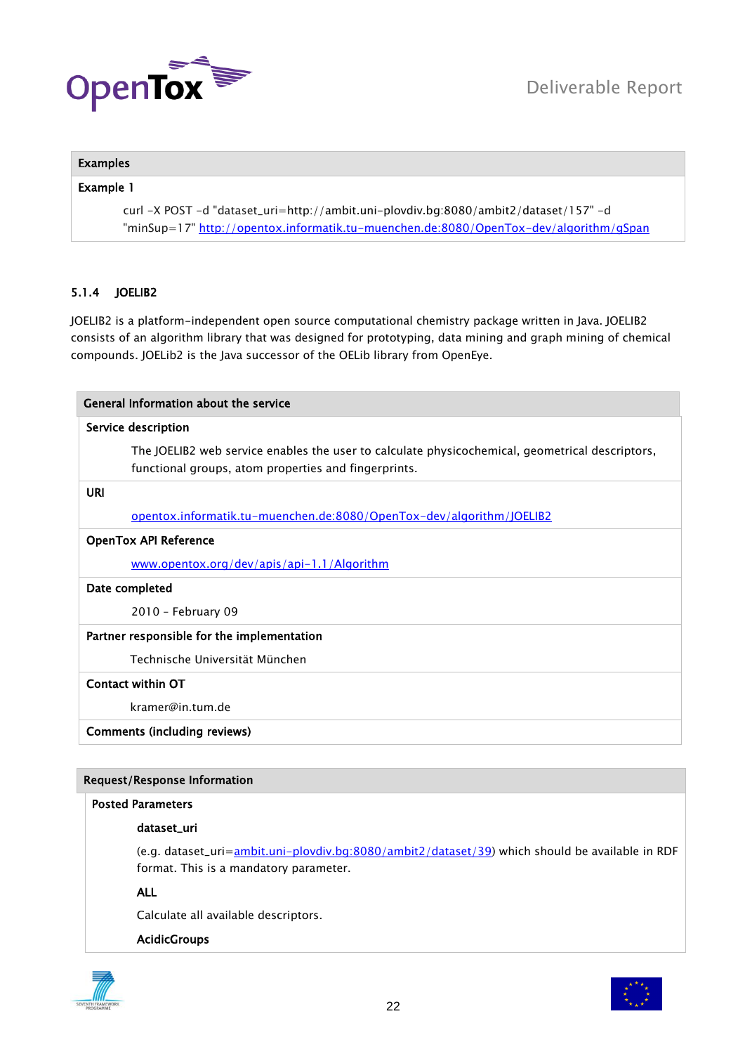| Examples |
|---|
| **Example 1** |
| curl -X POST -d "dataset_uri=http://ambit.uni-plovdiv.bg:8080/ambit2/dataset/157" -d "minSup=17" http://opentox.informatik.tu-muenchen.de:8080/OpenTox-dev/algorithm/gSpan |

### 5.1.4 JOELIB2

JOELIB2 is a platform-independent open source computational chemistry package written in Java. JOELIB2 consists of an algorithm library that was designed for prototyping, data mining and graph mining of chemical compounds. JOELib2 is the Java successor of the OELib library from OpenEye.

| General Information about the service |
|---|
| **Service description** |
| The JOELIB2 web service enables the user to calculate physicochemical, geometrical descriptors, functional groups, atom properties and fingerprints. |
| **URI** |
| opentox.informatik.tu-muenchen.de:8080/OpenTox-dev/algorithm/JOELIB2 |
| **OpenTox API Reference** |
| www.opentox.org/dev/apis/api-1.1/Algorithm |
| **Date completed** |
| 2010 – February 09 |
| **Partner responsible for the implementation** |
| Technische Universität München |
| **Contact within OT** |
| kramer@in.tum.de |
| **Comments (including reviews)** |

| Request/Response Information |
|---|
| **Posted Parameters** |
| **dataset_uri** |
| (e.g. dataset_uri=ambit.uni-plovdiv.bg:8080/ambit2/dataset/39) which should be available in RDF format. This is a mandatory parameter. |
| **ALL** |
| Calculate all available descriptors. |
| **AcidicGroups** |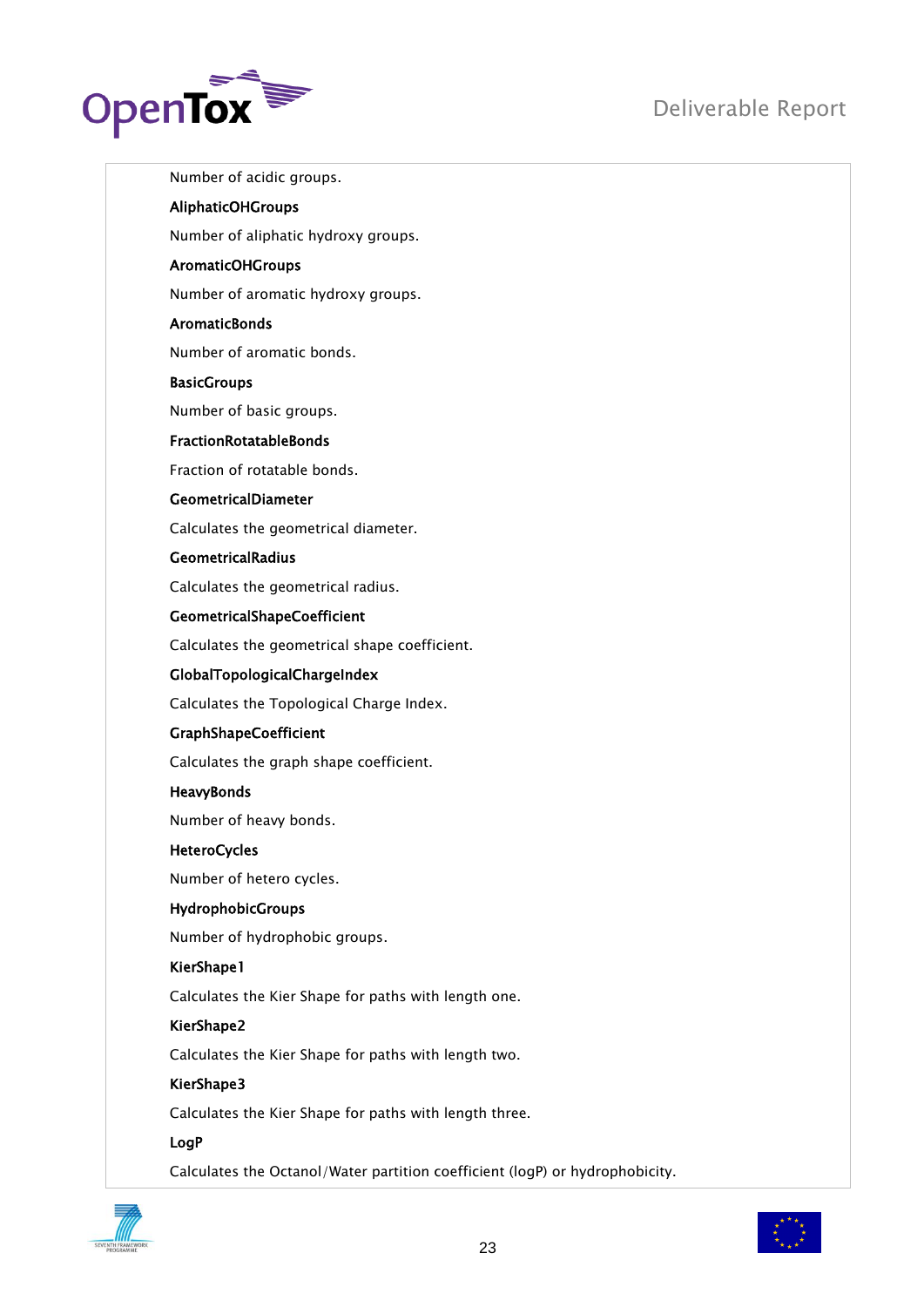Number of acidic groups.

**AliphaticOHGroups**

Number of aliphatic hydroxy groups.

**AromaticOHGroups**

Number of aromatic hydroxy groups.

**AromaticBonds**

Number of aromatic bonds.

**BasicGroups**

Number of basic groups.

**FractionRotatableBonds**

Fraction of rotatable bonds.

**GeometricalDiameter**

Calculates the geometrical diameter.

**GeometricalRadius**

Calculates the geometrical radius.

**GeometricalShapeCoefficient**

Calculates the geometrical shape coefficient.

**GlobalTopologicalChargeIndex**

Calculates the Topological Charge Index.

**GraphShapeCoefficient**

Calculates the graph shape coefficient.

**HeavyBonds**

Number of heavy bonds.

**HeteroCycles**

Number of hetero cycles.

**HydrophobicGroups**

Number of hydrophobic groups.

**KierShape1**

Calculates the Kier Shape for paths with length one.

**KierShape2**

Calculates the Kier Shape for paths with length two.

**KierShape3**

Calculates the Kier Shape for paths with length three.

**LogP**

Calculates the Octanol/Water partition coefficient (logP) or hydrophobicity.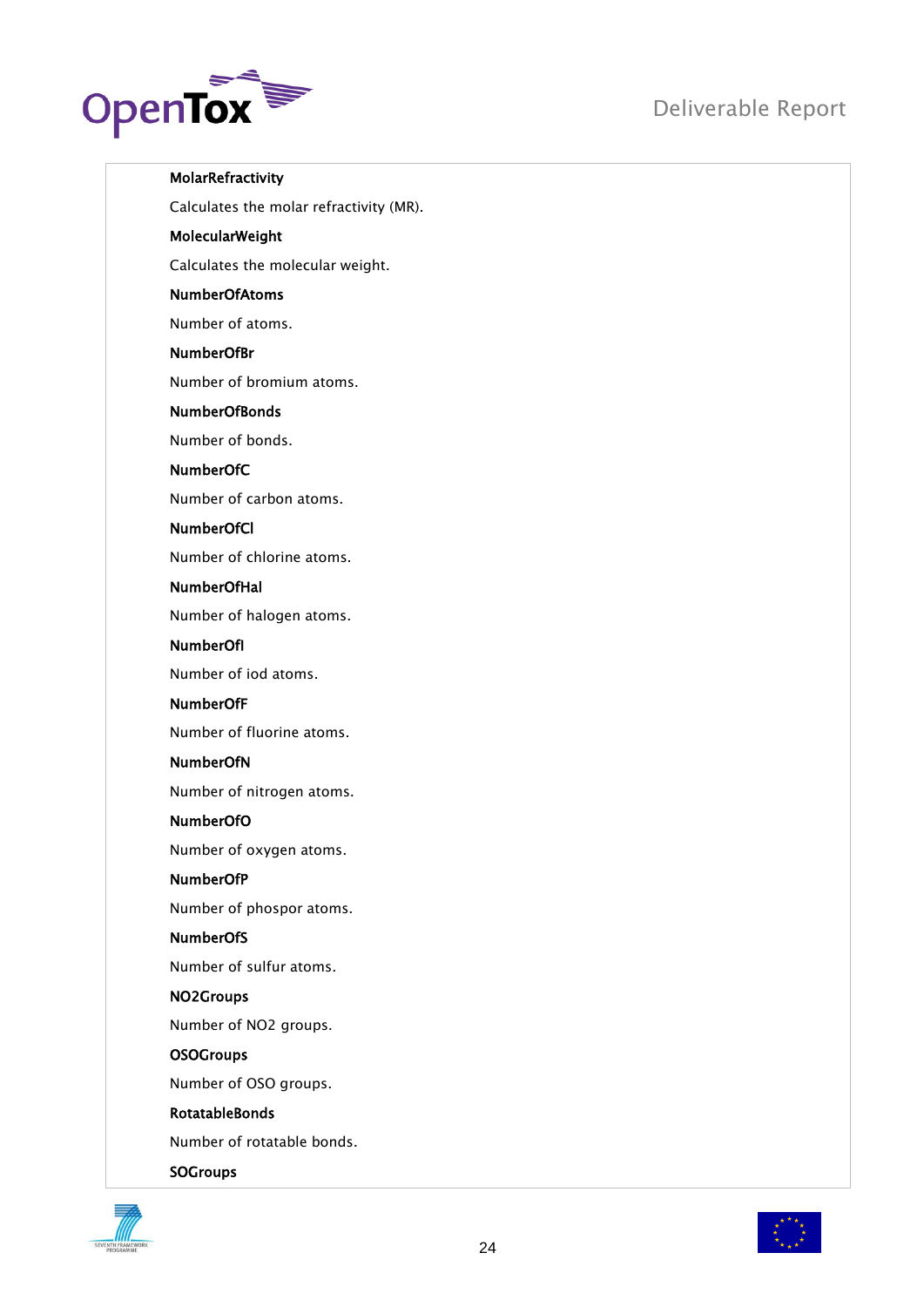**MolarRefractivity**

Calculates the molar refractivity (MR).

**MolecularWeight**

Calculates the molecular weight.

**NumberOfAtoms**

Number of atoms.

**NumberOfBr**

Number of bromium atoms.

**NumberOfBonds**

Number of bonds.

**NumberOfC**

Number of carbon atoms.

**NumberOfCl**

Number of chlorine atoms.

**NumberOfHal**

Number of halogen atoms.

**NumberOfI**

Number of iod atoms.

**NumberOfF**

Number of fluorine atoms.

**NumberOfN**

Number of nitrogen atoms.

**NumberOfO**

Number of oxygen atoms.

**NumberOfP**

Number of phospor atoms.

**NumberOfS**

Number of sulfur atoms.

**NO2Groups**

Number of NO2 groups.

**OSOGroups**

Number of OSO groups.

**RotatableBonds**

Number of rotatable bonds.

**SOGroups**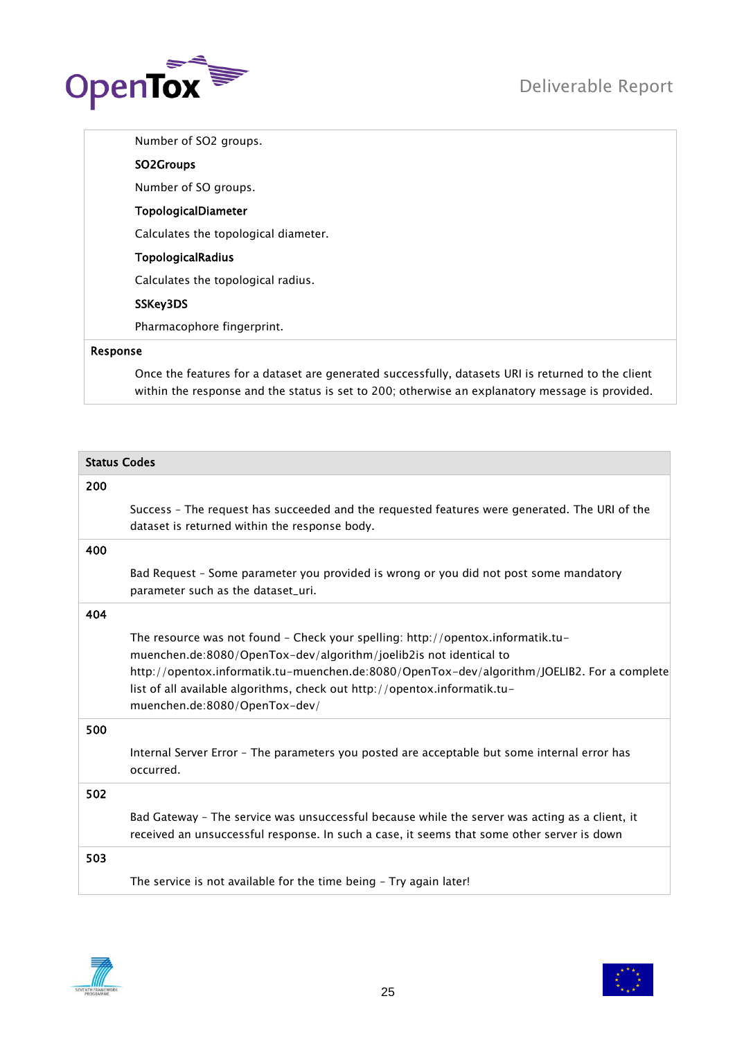|  |
|---|
| Number of SO2 groups. |
| **SO2Groups** |
| Number of SO groups. |
| **TopologicalDiameter** |
| Calculates the topological diameter. |
| **TopologicalRadius** |
| Calculates the topological radius. |
| **SSKey3DS** |
| Pharmacophore fingerprint. |
| **Response** |
| Once the features for a dataset are generated successfully, datasets URI is returned to the client within the response and the status is set to 200; otherwise an explanatory message is provided. |

| Status Codes |
|---|
| **200** |
| Success – The request has succeeded and the requested features were generated. The URI of the dataset is returned within the response body. |
| **400** |
| Bad Request – Some parameter you provided is wrong or you did not post some mandatory parameter such as the dataset_uri. |
| **404** |
| The resource was not found – Check your spelling: http://opentox.informatik.tu-muenchen.de:8080/OpenTox-dev/algorithm/joelib2is not identical to http://opentox.informatik.tu-muenchen.de:8080/OpenTox-dev/algorithm/JOELIB2. For a complete list of all available algorithms, check out http://opentox.informatik.tu-muenchen.de:8080/OpenTox-dev/ |
| **500** |
| Internal Server Error – The parameters you posted are acceptable but some internal error has occurred. |
| **502** |
| Bad Gateway – The service was unsuccessful because while the server was acting as a client, it received an unsuccessful response. In such a case, it seems that some other server is down |
| **503** |
| The service is not available for the time being – Try again later! |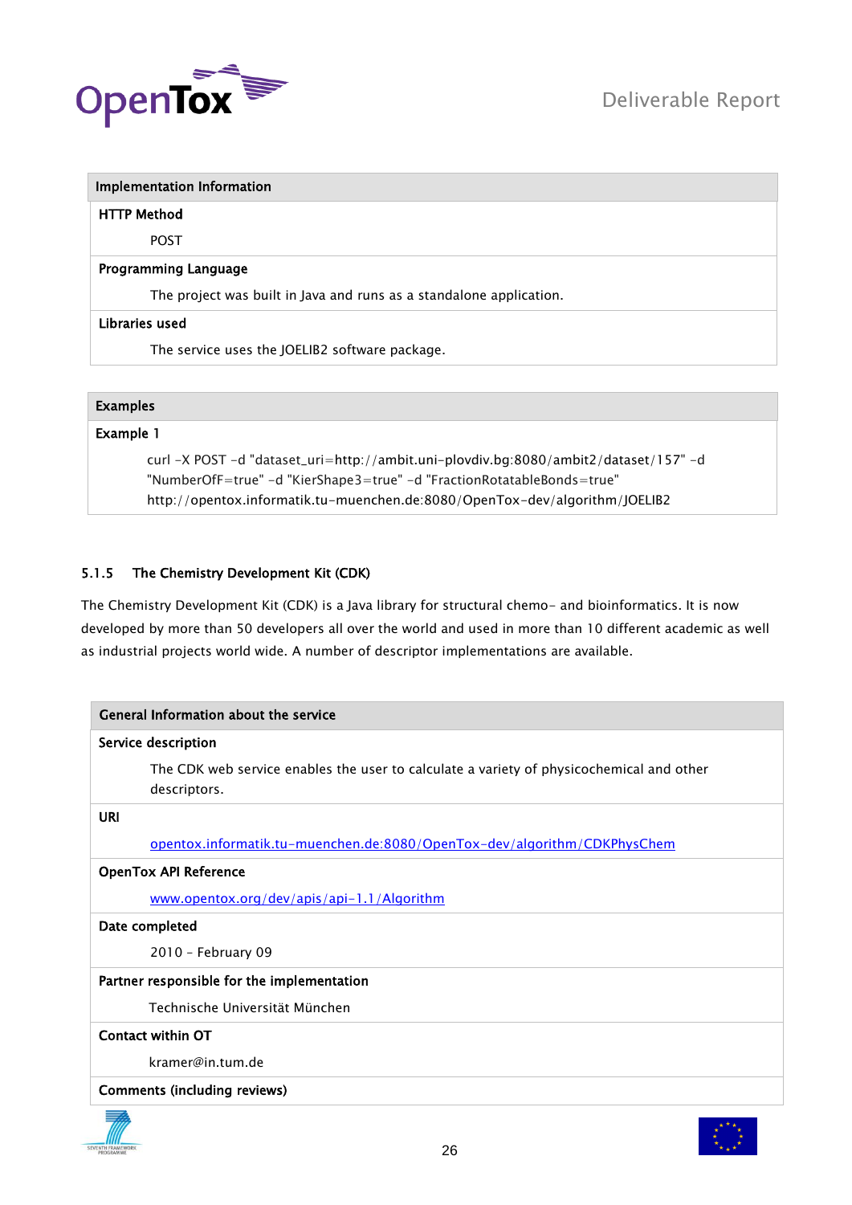| Implementation Information |
| --- |
| **HTTP Method** |
| POST |
| **Programming Language** |
| The project was built in Java and runs as a standalone application. |
| **Libraries used** |
| The service uses the JOELIB2 software package. |

| Examples |
| --- |
| **Example 1** |
| curl -X POST -d "dataset_uri=http://ambit.uni-plovdiv.bg:8080/ambit2/dataset/157" -d "NumberOfF=true" -d "KierShape3=true" -d "FractionRotatableBonds=true" http://opentox.informatik.tu-muenchen.de:8080/OpenTox-dev/algorithm/JOELIB2 |

### 5.1.5 The Chemistry Development Kit (CDK)

The Chemistry Development Kit (CDK) is a Java library for structural chemo- and bioinformatics. It is now developed by more than 50 developers all over the world and used in more than 10 different academic as well as industrial projects world wide. A number of descriptor implementations are available.

| General Information about the service |
| --- |
| **Service description** |
| The CDK web service enables the user to calculate a variety of physicochemical and other descriptors. |
| **URI** |
| [opentox.informatik.tu-muenchen.de:8080/OpenTox-dev/algorithm/CDKPhysChem](opentox.informatik.tu-muenchen.de:8080/OpenTox-dev/algorithm/CDKPhysChem) |
| **OpenTox API Reference** |
| [www.opentox.org/dev/apis/api-1.1/Algorithm](www.opentox.org/dev/apis/api-1.1/Algorithm) |
| **Date completed** |
| 2010 - February 09 |
| **Partner responsible for the implementation** |
| Technische Universität München |
| **Contact within OT** |
| kramer@in.tum.de |
| **Comments (including reviews)** |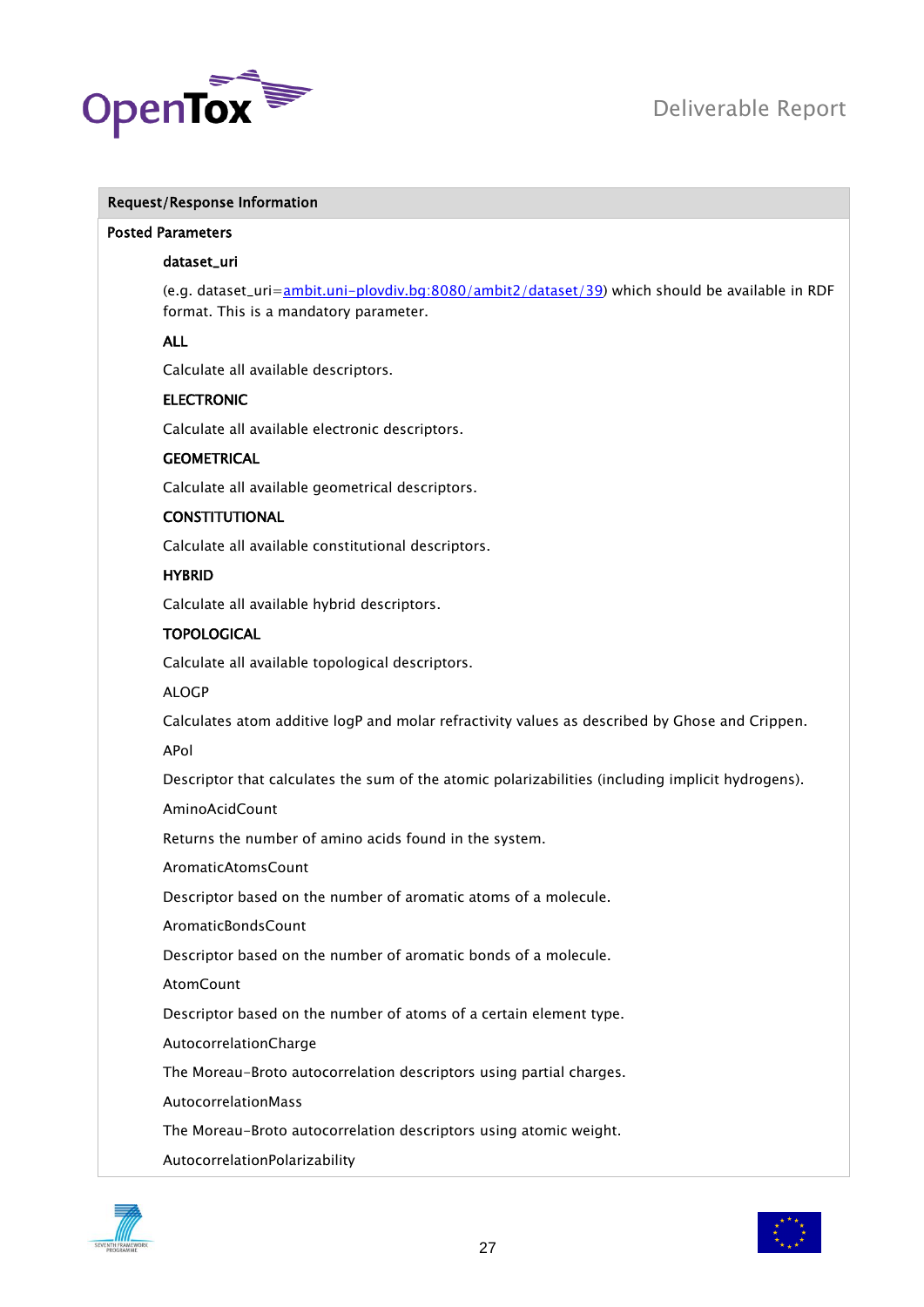**Request/Response Information**

**Posted Parameters**

**dataset_uri**

(e.g. dataset_uri=ambit.uni-plovdiv.bg:8080/ambit2/dataset/39) which should be available in RDF format. This is a mandatory parameter.

**ALL**

Calculate all available descriptors.

**ELECTRONIC**

Calculate all available electronic descriptors.

**GEOMETRICAL**

Calculate all available geometrical descriptors.

**CONSTITUTIONAL**

Calculate all available constitutional descriptors.

**HYBRID**

Calculate all available hybrid descriptors.

**TOPOLOGICAL**

Calculate all available topological descriptors.

ALOGP

Calculates atom additive logP and molar refractivity values as described by Ghose and Crippen.

APol

Descriptor that calculates the sum of the atomic polarizabilities (including implicit hydrogens).

AminoAcidCount

Returns the number of amino acids found in the system.

AromaticAtomsCount

Descriptor based on the number of aromatic atoms of a molecule.

AromaticBondsCount

Descriptor based on the number of aromatic bonds of a molecule.

AtomCount

Descriptor based on the number of atoms of a certain element type.

AutocorrelationCharge

The Moreau-Broto autocorrelation descriptors using partial charges.

AutocorrelationMass

The Moreau-Broto autocorrelation descriptors using atomic weight.

AutocorrelationPolarizability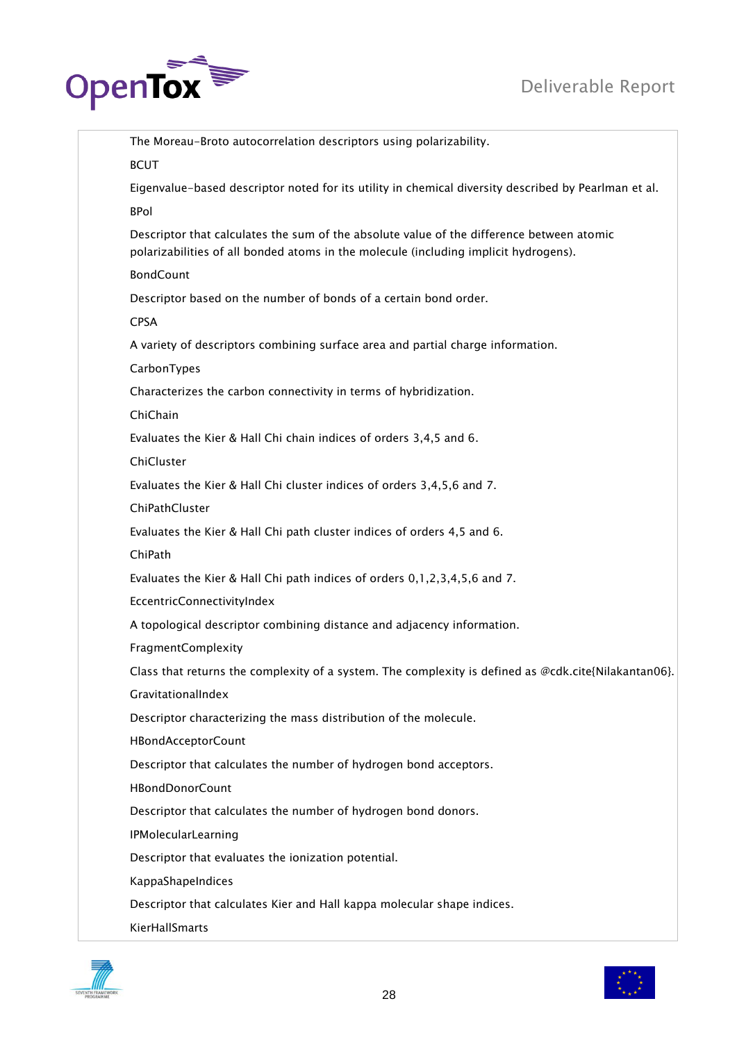The Moreau-Broto autocorrelation descriptors using polarizability.

BCUT

Eigenvalue-based descriptor noted for its utility in chemical diversity described by Pearlman et al.

BPol

Descriptor that calculates the sum of the absolute value of the difference between atomic polarizabilities of all bonded atoms in the molecule (including implicit hydrogens).

BondCount

Descriptor based on the number of bonds of a certain bond order.

CPSA

A variety of descriptors combining surface area and partial charge information.

CarbonTypes

Characterizes the carbon connectivity in terms of hybridization.

ChiChain

Evaluates the Kier & Hall Chi chain indices of orders 3,4,5 and 6.

ChiCluster

Evaluates the Kier & Hall Chi cluster indices of orders 3,4,5,6 and 7.

ChiPathCluster

Evaluates the Kier & Hall Chi path cluster indices of orders 4,5 and 6.

ChiPath

Evaluates the Kier & Hall Chi path indices of orders 0,1,2,3,4,5,6 and 7.

EccentricConnectivityIndex

A topological descriptor combining distance and adjacency information.

FragmentComplexity

Class that returns the complexity of a system. The complexity is defined as @cdk.cite{Nilakantan06}.

GravitationalIndex

Descriptor characterizing the mass distribution of the molecule.

HBondAcceptorCount

Descriptor that calculates the number of hydrogen bond acceptors.

HBondDonorCount

Descriptor that calculates the number of hydrogen bond donors.

IPMolecularLearning

Descriptor that evaluates the ionization potential.

KappaShapeIndices

Descriptor that calculates Kier and Hall kappa molecular shape indices.

KierHallSmarts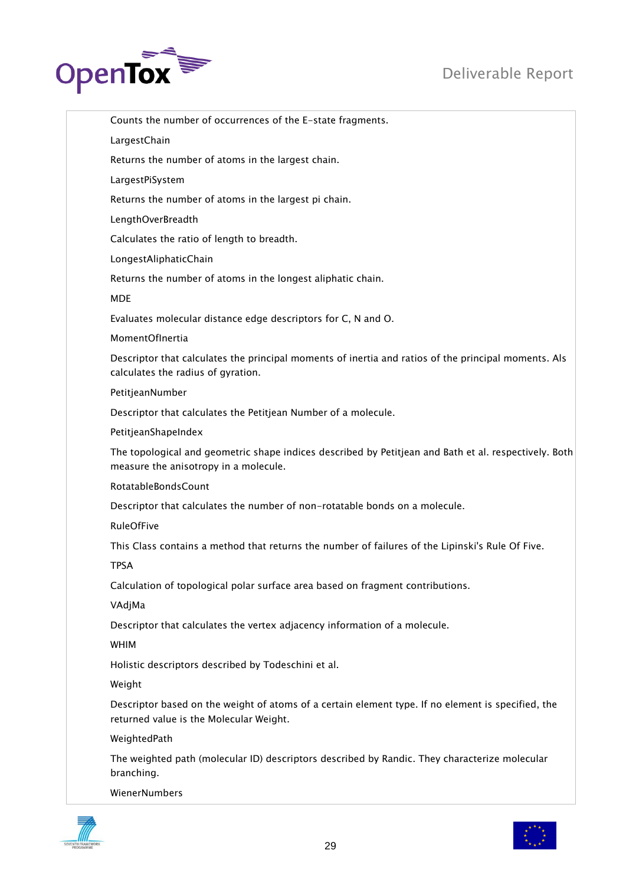Counts the number of occurrences of the E-state fragments.

LargestChain

Returns the number of atoms in the largest chain.

LargestPiSystem

Returns the number of atoms in the largest pi chain.

LengthOverBreadth

Calculates the ratio of length to breadth.

LongestAliphaticChain

Returns the number of atoms in the longest aliphatic chain.

MDE

Evaluates molecular distance edge descriptors for C, N and O.

MomentOfInertia

Descriptor that calculates the principal moments of inertia and ratios of the principal moments. Als calculates the radius of gyration.

PetitjeanNumber

Descriptor that calculates the Petitjean Number of a molecule.

PetitjeanShapeIndex

The topological and geometric shape indices described by Petitjean and Bath et al. respectively. Both measure the anisotropy in a molecule.

RotatableBondsCount

Descriptor that calculates the number of non-rotatable bonds on a molecule.

RuleOfFive

This Class contains a method that returns the number of failures of the Lipinski's Rule Of Five.

TPSA

Calculation of topological polar surface area based on fragment contributions.

VAdjMa

Descriptor that calculates the vertex adjacency information of a molecule.

WHIM

Holistic descriptors described by Todeschini et al.

Weight

Descriptor based on the weight of atoms of a certain element type. If no element is specified, the returned value is the Molecular Weight.

WeightedPath

The weighted path (molecular ID) descriptors described by Randic. They characterize molecular branching.

WienerNumbers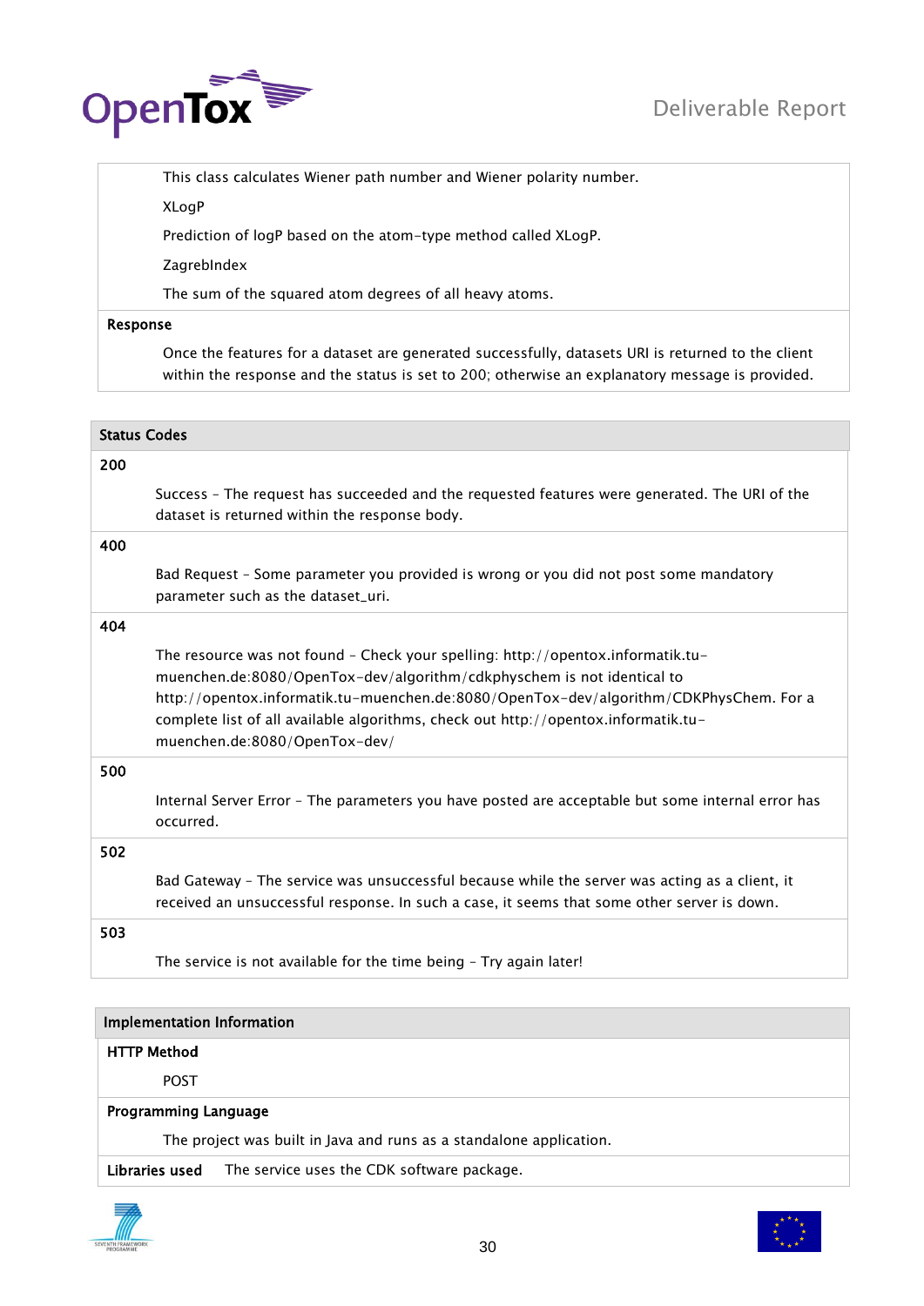This class calculates Wiener path number and Wiener polarity number.

XLogP

Prediction of logP based on the atom-type method called XLogP.

ZagrebIndex

The sum of the squared atom degrees of all heavy atoms.

**Response**

Once the features for a dataset are generated successfully, datasets URI is returned to the client within the response and the status is set to 200; otherwise an explanatory message is provided.

| Status Codes | |
|---|---|
| 200 | Success – The request has succeeded and the requested features were generated. The URI of the dataset is returned within the response body. |
| 400 | Bad Request – Some parameter you provided is wrong or you did not post some mandatory parameter such as the dataset_uri. |
| 404 | The resource was not found – Check your spelling: http://opentox.informatik.tu-muenchen.de:8080/OpenTox-dev/algorithm/cdkphyschem is not identical to http://opentox.informatik.tu-muenchen.de:8080/OpenTox-dev/algorithm/CDKPhysChem. For a complete list of all available algorithms, check out http://opentox.informatik.tu-muenchen.de:8080/OpenTox-dev/ |
| 500 | Internal Server Error – The parameters you have posted are acceptable but some internal error has occurred. |
| 502 | Bad Gateway – The service was unsuccessful because while the server was acting as a client, it received an unsuccessful response. In such a case, it seems that some other server is down. |
| 503 | The service is not available for the time being – Try again later! |

**Implementation Information**

**HTTP Method**

POST

**Programming Language**

The project was built in Java and runs as a standalone application.

**Libraries used** The service uses the CDK software package.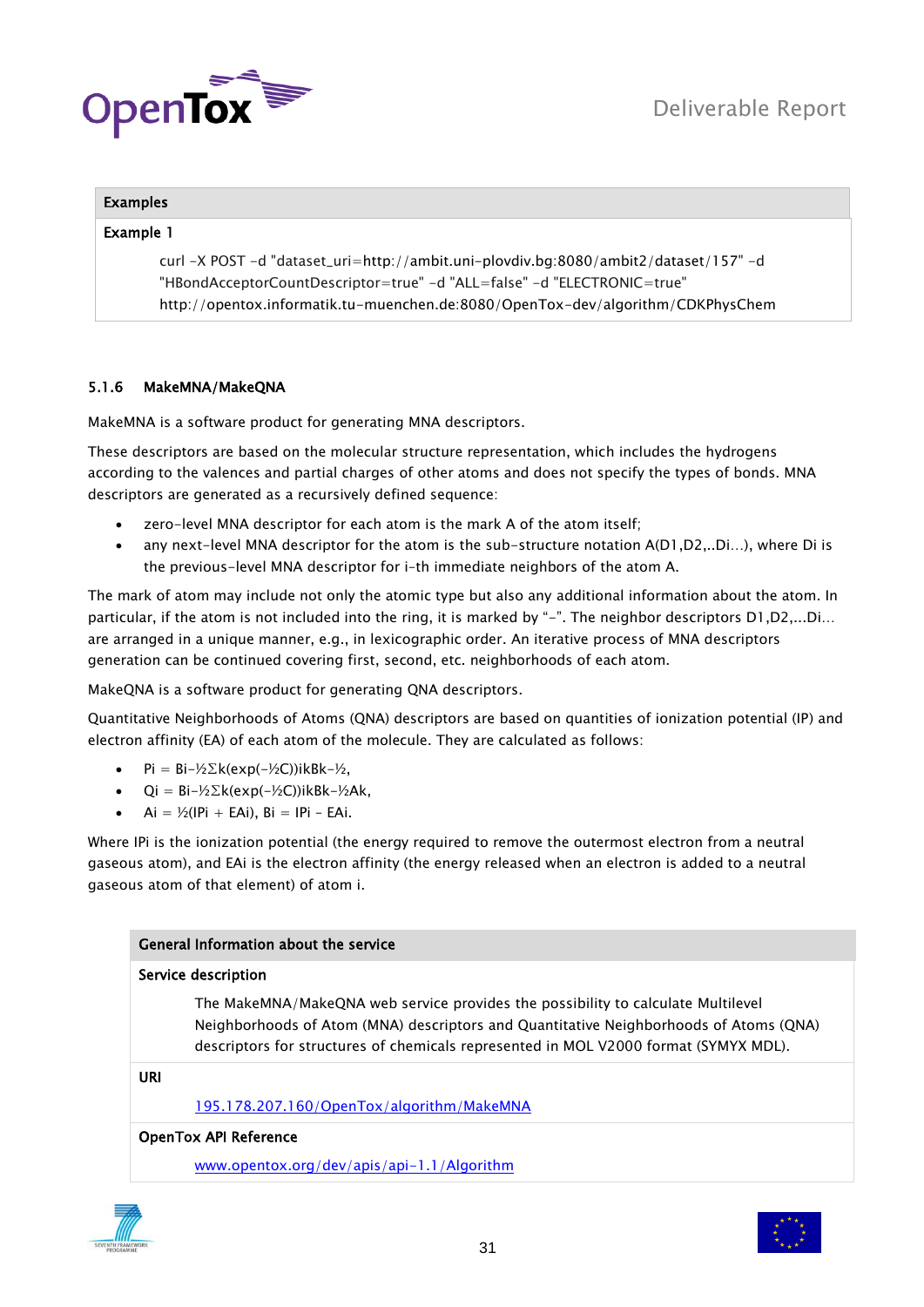| Examples |
| --- |
| **Example 1** |
| curl -X POST -d "dataset_uri=http://ambit.uni-plovdiv.bg:8080/ambit2/dataset/157" -d "HBondAcceptorCountDescriptor=true" -d "ALL=false" -d "ELECTRONIC=true" http://opentox.informatik.tu-muenchen.de:8080/OpenTox-dev/algorithm/CDKPhysChem |

### 5.1.6 MakeMNA/MakeQNA

MakeMNA is a software product for generating MNA descriptors.

These descriptors are based on the molecular structure representation, which includes the hydrogens according to the valences and partial charges of other atoms and does not specify the types of bonds. MNA descriptors are generated as a recursively defined sequence:

- zero-level MNA descriptor for each atom is the mark A of the atom itself;
- any next-level MNA descriptor for the atom is the sub-structure notation A(D1,D2,..Di…), where Di is the previous-level MNA descriptor for i-th immediate neighbors of the atom A.

The mark of atom may include not only the atomic type but also any additional information about the atom. In particular, if the atom is not included into the ring, it is marked by "-". The neighbor descriptors D1,D2,…Di… are arranged in a unique manner, e.g., in lexicographic order. An iterative process of MNA descriptors generation can be continued covering first, second, etc. neighborhoods of each atom.

MakeQNA is a software product for generating QNA descriptors.

Quantitative Neighborhoods of Atoms (QNA) descriptors are based on quantities of ionization potential (IP) and electron affinity (EA) of each atom of the molecule. They are calculated as follows:

- $P_i = B_i^{-½}\Sigma_k(\exp(-½C))_{ik}B_k^{-½}$,
- $Q_i = B_i^{-½}\Sigma_k(\exp(-½C))_{ik}B_k^{-½}A_k$,
- $A_i = ½(IP_i + EA_i)$, $B_i = IP_i - EA_i$.

Where $IP_i$ is the ionization potential (the energy required to remove the outermost electron from a neutral gaseous atom), and $EA_i$ is the electron affinity (the energy released when an electron is added to a neutral gaseous atom of that element) of atom i.

| General Information about the service |
| --- |
| **Service description** |
| The MakeMNA/MakeQNA web service provides the possibility to calculate Multilevel Neighborhoods of Atom (MNA) descriptors and Quantitative Neighborhoods of Atoms (QNA) descriptors for structures of chemicals represented in MOL V2000 format (SYMYX MDL). |
| **URI** |
| 195.178.207.160/OpenTox/algorithm/MakeMNA |
| **OpenTox API Reference** |
| www.opentox.org/dev/apis/api-1.1/Algorithm |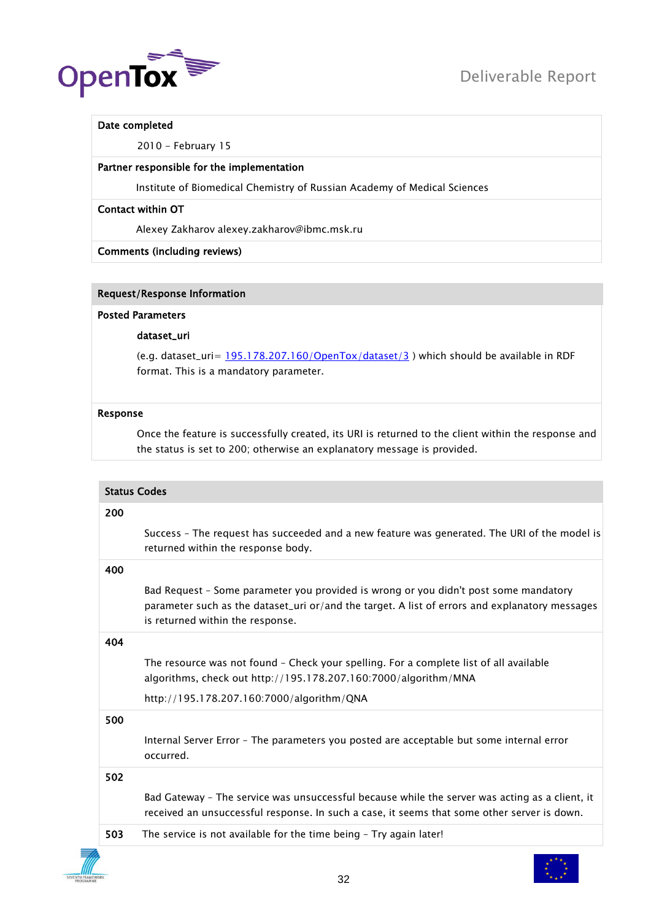| Date completed |
|---|
| 2010 – February 15 |
| **Partner responsible for the implementation** |
| Institute of Biomedical Chemistry of Russian Academy of Medical Sciences |
| **Contact within OT** |
| Alexey Zakharov alexey.zakharov@ibmc.msk.ru |
| **Comments (including reviews)** |

| Request/Response Information |
|---|
| **Posted Parameters** |
| **dataset_uri** |
| (e.g. dataset_uri= [195.178.207.160/OpenTox/dataset/3](195.178.207.160/OpenTox/dataset/3) ) which should be available in RDF format. This is a mandatory parameter. |
| **Response** |
| Once the feature is successfully created, its URI is returned to the client within the response and the status is set to 200; otherwise an explanatory message is provided. |

| Status Codes | |
|---|---|
| 200 | Success – The request has succeeded and a new feature was generated. The URI of the model is returned within the response body. |
| 400 | Bad Request – Some parameter you provided is wrong or you didn't post some mandatory parameter such as the dataset_uri or/and the target. A list of errors and explanatory messages is returned within the response. |
| 404 | The resource was not found – Check your spelling. For a complete list of all available algorithms, check out http://195.178.207.160:7000/algorithm/MNA http://195.178.207.160:7000/algorithm/QNA |
| 500 | Internal Server Error – The parameters you posted are acceptable but some internal error occurred. |
| 502 | Bad Gateway – The service was unsuccessful because while the server was acting as a client, it received an unsuccessful response. In such a case, it seems that some other server is down. |
| 503 | The service is not available for the time being – Try again later! |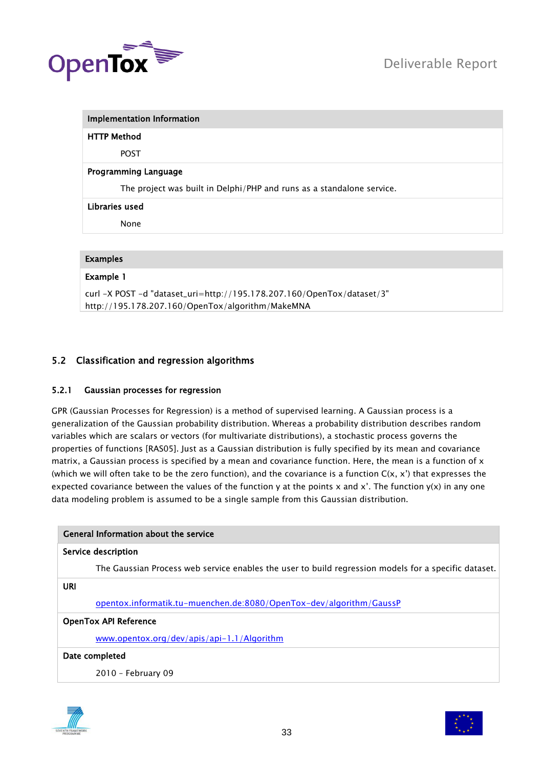| Implementation Information |
| --- |
| **HTTP Method** |
| POST |
| **Programming Language** |
| The project was built in Delphi/PHP and runs as a standalone service. |
| **Libraries used** |
| None |

| Examples |
| --- |
| **Example 1** |
| curl -X POST -d "dataset_uri=http://195.178.207.160/OpenTox/dataset/3" http://195.178.207.160/OpenTox/algorithm/MakeMNA |

## 5.2 Classification and regression algorithms

### 5.2.1 Gaussian processes for regression

GPR (Gaussian Processes for Regression) is a method of supervised learning. A Gaussian process is a generalization of the Gaussian probability distribution. Whereas a probability distribution describes random variables which are scalars or vectors (for multivariate distributions), a stochastic process governs the properties of functions [RAS05]. Just as a Gaussian distribution is fully specified by its mean and covariance matrix, a Gaussian process is specified by a mean and covariance function. Here, the mean is a function of x (which we will often take to be the zero function), and the covariance is a function C(x, x') that expresses the expected covariance between the values of the function y at the points x and x'. The function y(x) in any one data modeling problem is assumed to be a single sample from this Gaussian distribution.

| General Information about the service |
| --- |
| **Service description** |
| The Gaussian Process web service enables the user to build regression models for a specific dataset. |
| **URI** |
| opentox.informatik.tu-muenchen.de:8080/OpenTox-dev/algorithm/GaussP |
| **OpenTox API Reference** |
| www.opentox.org/dev/apis/api-1.1/Algorithm |
| **Date completed** |
| 2010 – February 09 |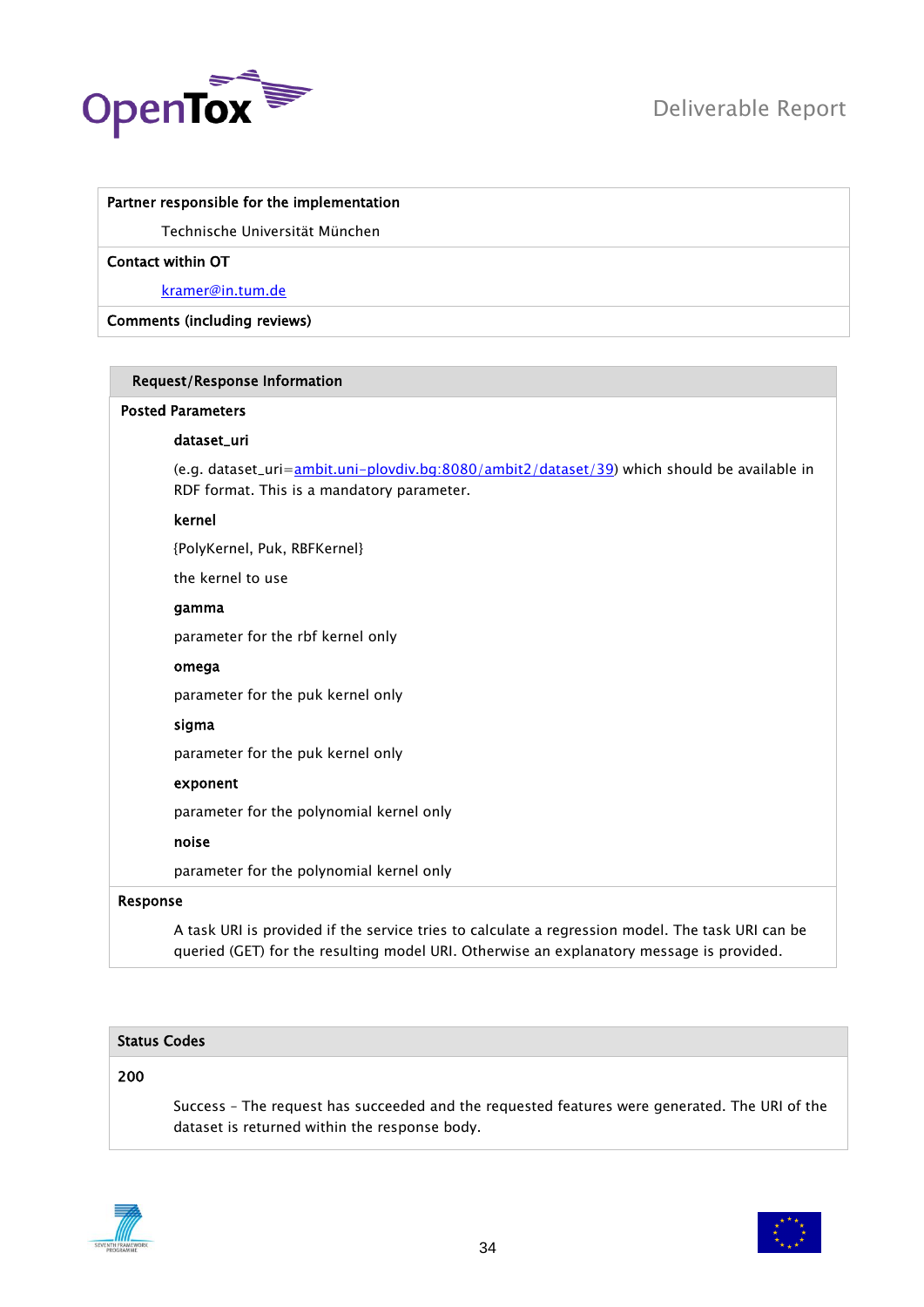| **Partner responsible for the implementation** |
|---|
| Technische Universität München |
| **Contact within OT** |
| kramer@in.tum.de |
| **Comments (including reviews)** |

**Request/Response Information**

**Posted Parameters**

**dataset_uri**

(e.g. dataset_uri=ambit.uni-plovdiv.bg:8080/ambit2/dataset/39) which should be available in RDF format. This is a mandatory parameter.

**kernel**

{PolyKernel, Puk, RBFKernel}

the kernel to use

**gamma**

parameter for the rbf kernel only

**omega**

parameter for the puk kernel only

**sigma**

parameter for the puk kernel only

**exponent**

parameter for the polynomial kernel only

**noise**

parameter for the polynomial kernel only

**Response**

A task URI is provided if the service tries to calculate a regression model. The task URI can be queried (GET) for the resulting model URI. Otherwise an explanatory message is provided.

**Status Codes**

**200**

Success – The request has succeeded and the requested features were generated. The URI of the dataset is returned within the response body.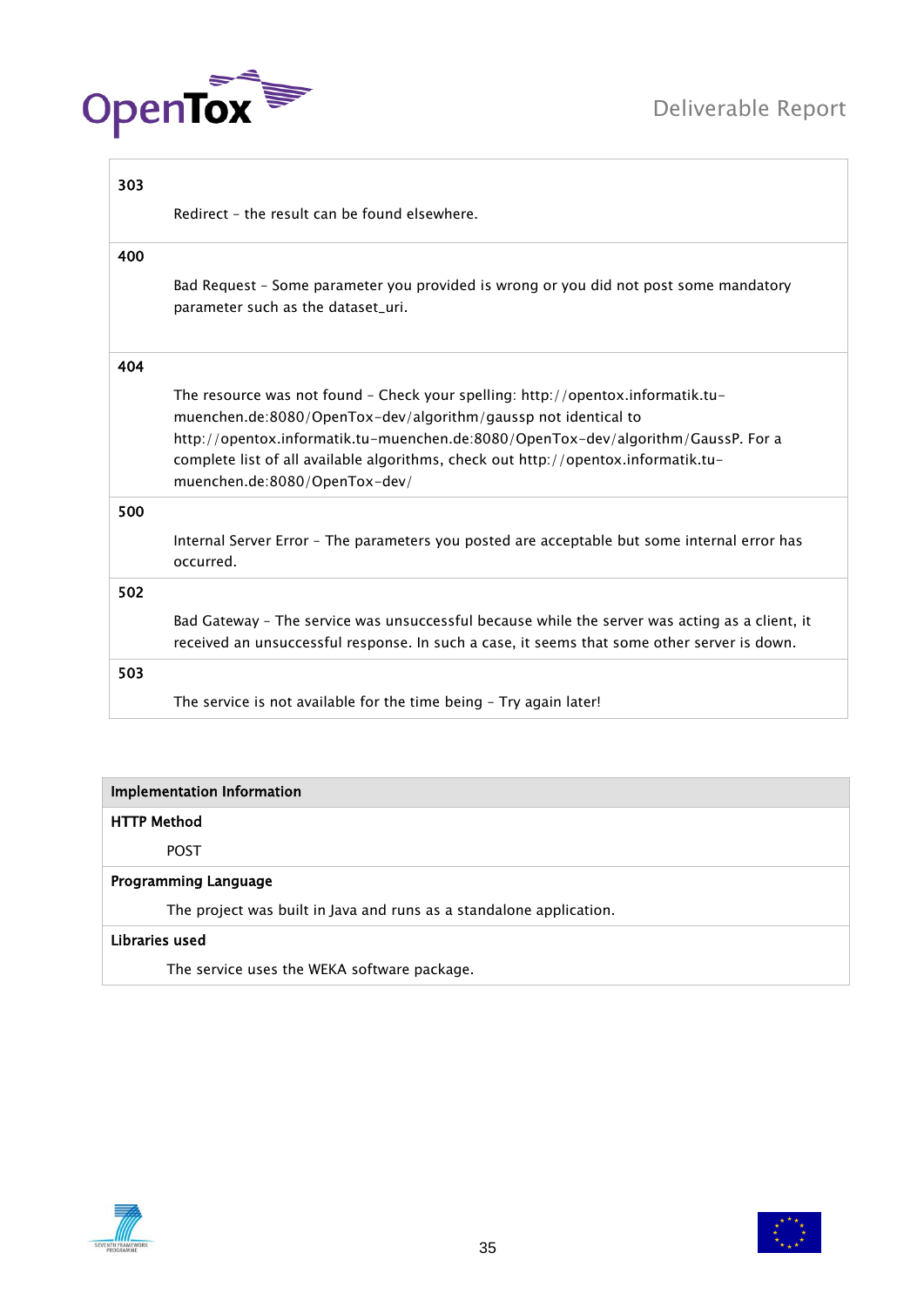| | |
|---|---|
| **303** | Redirect – the result can be found elsewhere. |
| **400** | Bad Request – Some parameter you provided is wrong or you did not post some mandatory parameter such as the dataset_uri. |
| **404** | The resource was not found – Check your spelling: http://opentox.informatik.tu-muenchen.de:8080/OpenTox-dev/algorithm/gaussp not identical to http://opentox.informatik.tu-muenchen.de:8080/OpenTox-dev/algorithm/GaussP. For a complete list of all available algorithms, check out http://opentox.informatik.tu-muenchen.de:8080/OpenTox-dev/ |
| **500** | Internal Server Error – The parameters you posted are acceptable but some internal error has occurred. |
| **502** | Bad Gateway – The service was unsuccessful because while the server was acting as a client, it received an unsuccessful response. In such a case, it seems that some other server is down. |
| **503** | The service is not available for the time being – Try again later! |

| **Implementation Information** |
|---|
| **HTTP Method** |
| POST |
| **Programming Language** |
| The project was built in Java and runs as a standalone application. |
| **Libraries used** |
| The service uses the WEKA software package. |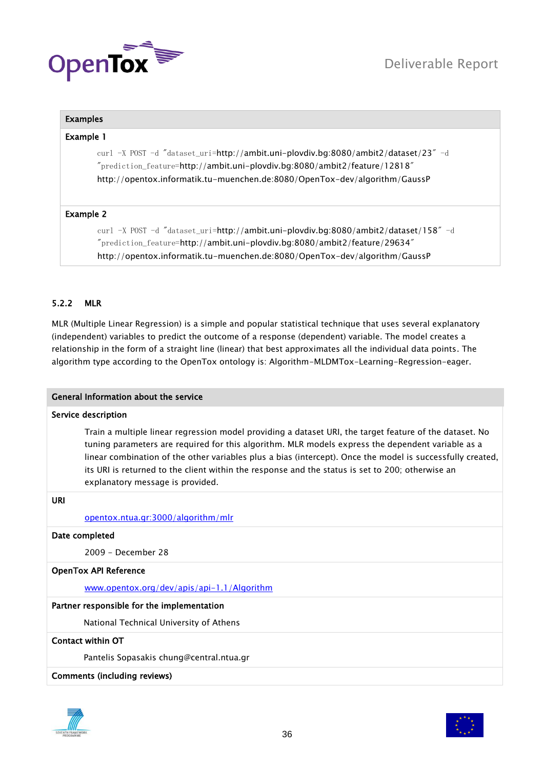**Examples**

**Example 1**

```
curl -X POST -d "dataset_uri=http://ambit.uni-plovdiv.bg:8080/ambit2/dataset/23" -d
"prediction_feature=http://ambit.uni-plovdiv.bg:8080/ambit2/feature/12818"
http://opentox.informatik.tu-muenchen.de:8080/OpenTox-dev/algorithm/GaussP
```

**Example 2**

```
curl -X POST -d "dataset_uri=http://ambit.uni-plovdiv.bg:8080/ambit2/dataset/158" -d
"prediction_feature=http://ambit.uni-plovdiv.bg:8080/ambit2/feature/29634"
http://opentox.informatik.tu-muenchen.de:8080/OpenTox-dev/algorithm/GaussP
```

### 5.2.2 MLR

MLR (Multiple Linear Regression) is a simple and popular statistical technique that uses several explanatory (independent) variables to predict the outcome of a response (dependent) variable. The model creates a relationship in the form of a straight line (linear) that best approximates all the individual data points. The algorithm type according to the OpenTox ontology is: Algorithm-MLDMTox-Learning-Regression-eager.

**General Information about the service**

**Service description**

Train a multiple linear regression model providing a dataset URI, the target feature of the dataset. No tuning parameters are required for this algorithm. MLR models express the dependent variable as a linear combination of the other variables plus a bias (intercept). Once the model is successfully created, its URI is returned to the client within the response and the status is set to 200; otherwise an explanatory message is provided.

**URI**

opentox.ntua.gr:3000/algorithm/mlr

**Date completed**

2009 - December 28

**OpenTox API Reference**

www.opentox.org/dev/apis/api-1.1/Algorithm

**Partner responsible for the implementation**

National Technical University of Athens

**Contact within OT**

Pantelis Sopasakis chung@central.ntua.gr

**Comments (including reviews)**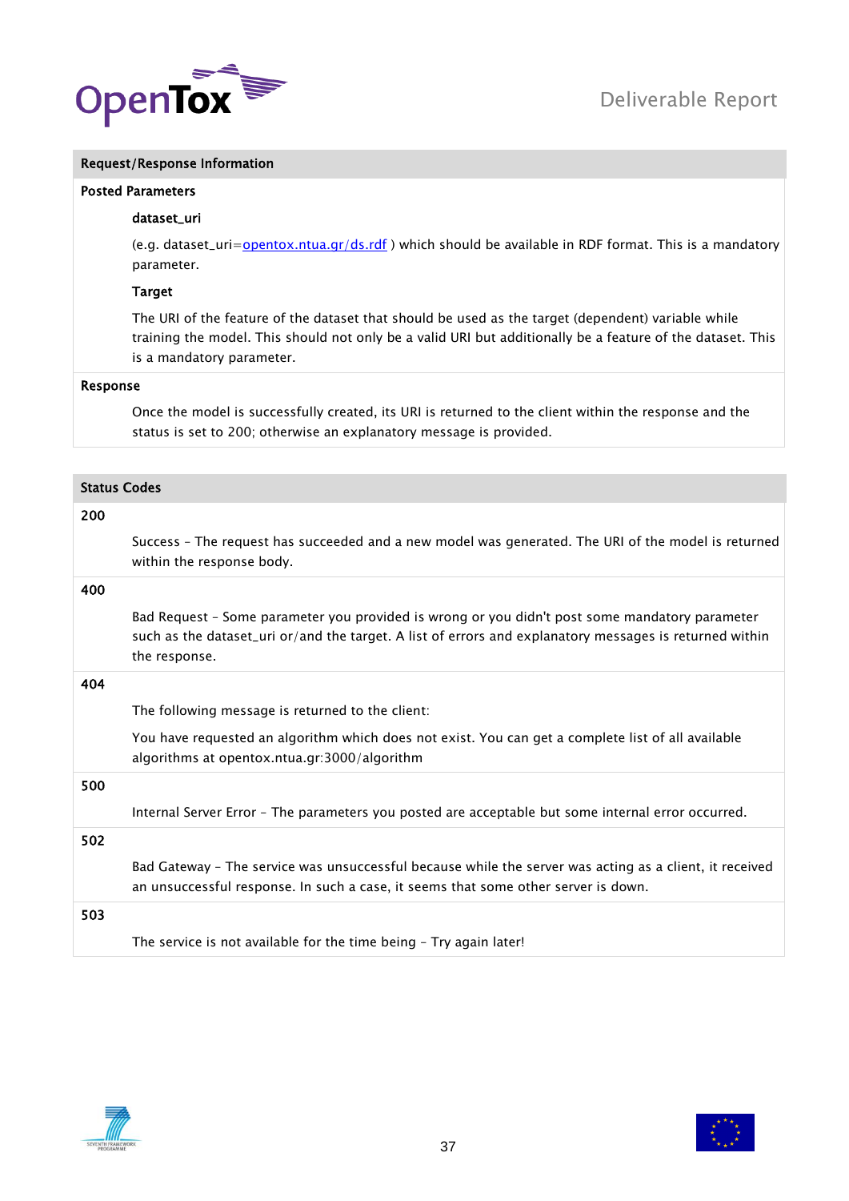**Request/Response Information**

**Posted Parameters**

**dataset_uri**

(e.g. dataset_uri=[opentox.ntua.gr/ds.rdf](opentox.ntua.gr/ds.rdf) ) which should be available in RDF format. This is a mandatory parameter.

**Target**

The URI of the feature of the dataset that should be used as the target (dependent) variable while training the model. This should not only be a valid URI but additionally be a feature of the dataset. This is a mandatory parameter.

**Response**

Once the model is successfully created, its URI is returned to the client within the response and the status is set to 200; otherwise an explanatory message is provided.

**Status Codes**

**200**

Success – The request has succeeded and a new model was generated. The URI of the model is returned within the response body.

**400**

Bad Request – Some parameter you provided is wrong or you didn't post some mandatory parameter such as the dataset_uri or/and the target. A list of errors and explanatory messages is returned within the response.

**404**

The following message is returned to the client:

You have requested an algorithm which does not exist. You can get a complete list of all available algorithms at opentox.ntua.gr:3000/algorithm

**500**

Internal Server Error – The parameters you posted are acceptable but some internal error occurred.

**502**

Bad Gateway – The service was unsuccessful because while the server was acting as a client, it received an unsuccessful response. In such a case, it seems that some other server is down.

**503**

The service is not available for the time being – Try again later!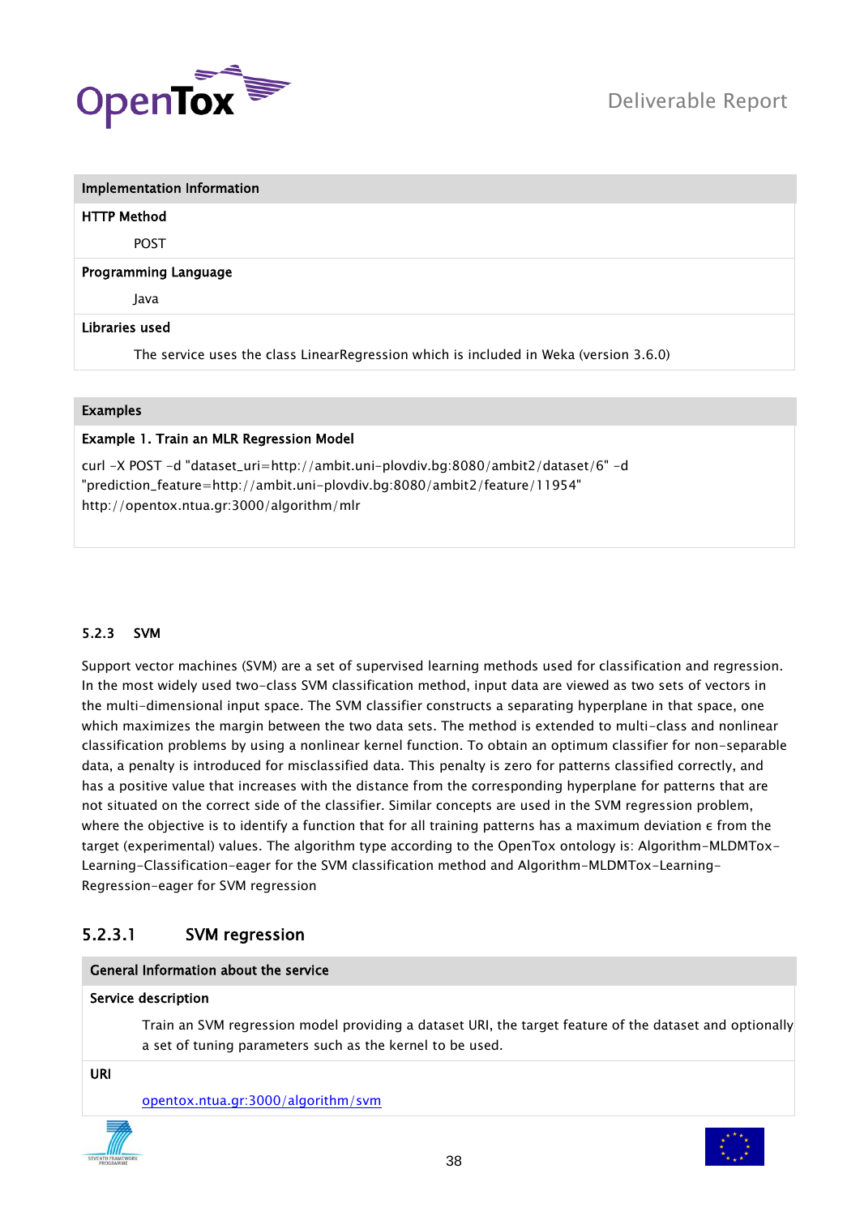| Implementation Information |
| --- |
| **HTTP Method** |
| POST |
| **Programming Language** |
| Java |
| **Libraries used** |
| The service uses the class LinearRegression which is included in Weka (version 3.6.0) |

| Examples |
| --- |
| **Example 1. Train an MLR Regression Model** |
| curl -X POST -d "dataset_uri=http://ambit.uni-plovdiv.bg:8080/ambit2/dataset/6" -d "prediction_feature=http://ambit.uni-plovdiv.bg:8080/ambit2/feature/11954" http://opentox.ntua.gr:3000/algorithm/mlr |

### 5.2.3 SVM

Support vector machines (SVM) are a set of supervised learning methods used for classification and regression. In the most widely used two-class SVM classification method, input data are viewed as two sets of vectors in the multi-dimensional input space. The SVM classifier constructs a separating hyperplane in that space, one which maximizes the margin between the two data sets. The method is extended to multi-class and nonlinear classification problems by using a nonlinear kernel function. To obtain an optimum classifier for non-separable data, a penalty is introduced for misclassified data. This penalty is zero for patterns classified correctly, and has a positive value that increases with the distance from the corresponding hyperplane for patterns that are not situated on the correct side of the classifier. Similar concepts are used in the SVM regression problem, where the objective is to identify a function that for all training patterns has a maximum deviation $\epsilon$ from the target (experimental) values. The algorithm type according to the OpenTox ontology is: Algorithm-MLDMTox-Learning-Classification-eager for the SVM classification method and Algorithm-MLDMTox-Learning-Regression-eager for SVM regression

#### 5.2.3.1 SVM regression

| General Information about the service |
| --- |
| **Service description** |
| Train an SVM regression model providing a dataset URI, the target feature of the dataset and optionally a set of tuning parameters such as the kernel to be used. |
| **URI** |
| opentox.ntua.gr:3000/algorithm/svm |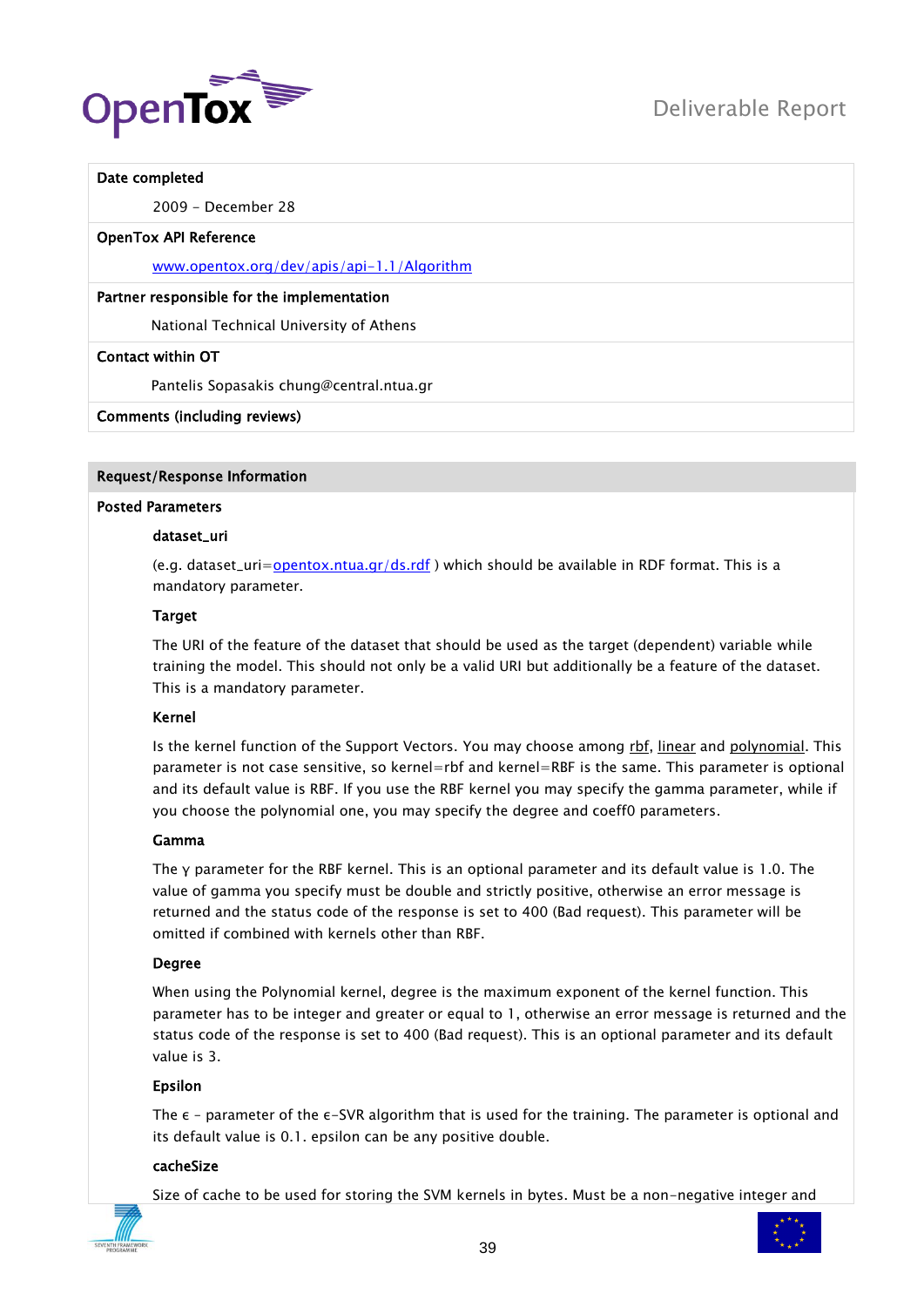| **Date completed** |
| --- |
| 2009 – December 28 |
| **OpenTox API Reference** |
| [www.opentox.org/dev/apis/api-1.1/Algorithm](www.opentox.org/dev/apis/api-1.1/Algorithm) |
| **Partner responsible for the implementation** |
| National Technical University of Athens |
| **Contact within OT** |
| Pantelis Sopasakis chung@central.ntua.gr |
| **Comments (including reviews)** |

**Request/Response Information**

**Posted Parameters**

**dataset_uri**

(e.g. dataset_uri=[opentox.ntua.gr/ds.rdf](opentox.ntua.gr/ds.rdf) ) which should be available in RDF format. This is a mandatory parameter.

**Target**

The URI of the feature of the dataset that should be used as the target (dependent) variable while training the model. This should not only be a valid URI but additionally be a feature of the dataset. This is a mandatory parameter.

**Kernel**

Is the kernel function of the Support Vectors. You may choose among rbf, linear and polynomial. This parameter is not case sensitive, so kernel=rbf and kernel=RBF is the same. This parameter is optional and its default value is RBF. If you use the RBF kernel you may specify the gamma parameter, while if you choose the polynomial one, you may specify the degree and coeff0 parameters.

**Gamma**

The $\gamma$ parameter for the RBF kernel. This is an optional parameter and its default value is 1.0. The value of gamma you specify must be double and strictly positive, otherwise an error message is returned and the status code of the response is set to 400 (Bad request). This parameter will be omitted if combined with kernels other than RBF.

**Degree**

When using the Polynomial kernel, degree is the maximum exponent of the kernel function. This parameter has to be integer and greater or equal to 1, otherwise an error message is returned and the status code of the response is set to 400 (Bad request). This is an optional parameter and its default value is 3.

**Epsilon**

The $\epsilon$ – parameter of the $\epsilon$-SVR algorithm that is used for the training. The parameter is optional and its default value is 0.1. epsilon can be any positive double.

**cacheSize**

Size of cache to be used for storing the SVM kernels in bytes. Must be a non-negative integer and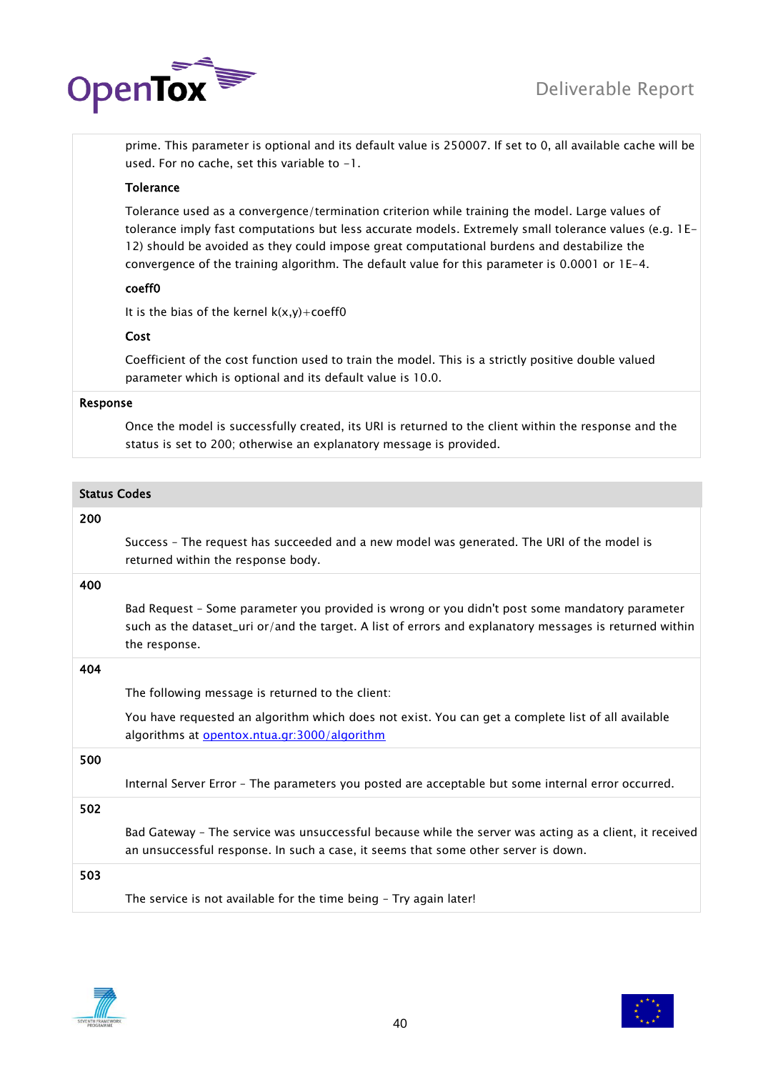prime. This parameter is optional and its default value is 250007. If set to 0, all available cache will be used. For no cache, set this variable to -1.

**Tolerance**

Tolerance used as a convergence/termination criterion while training the model. Large values of tolerance imply fast computations but less accurate models. Extremely small tolerance values (e.g. 1E-12) should be avoided as they could impose great computational burdens and destabilize the convergence of the training algorithm. The default value for this parameter is 0.0001 or 1E-4.

**coeff0**

It is the bias of the kernel k(x,y)+coeff0

**Cost**

Coefficient of the cost function used to train the model. This is a strictly positive double valued parameter which is optional and its default value is 10.0.

**Response**

Once the model is successfully created, its URI is returned to the client within the response and the status is set to 200; otherwise an explanatory message is provided.

| Status Codes | |
|---|---|
| 200 | Success - The request has succeeded and a new model was generated. The URI of the model is returned within the response body. |
| 400 | Bad Request - Some parameter you provided is wrong or you didn't post some mandatory parameter such as the dataset_uri or/and the target. A list of errors and explanatory messages is returned within the response. |
| 404 | The following message is returned to the client: You have requested an algorithm which does not exist. You can get a complete list of all available algorithms at opentox.ntua.gr:3000/algorithm |
| 500 | Internal Server Error - The parameters you posted are acceptable but some internal error occurred. |
| 502 | Bad Gateway - The service was unsuccessful because while the server was acting as a client, it received an unsuccessful response. In such a case, it seems that some other server is down. |
| 503 | The service is not available for the time being - Try again later! |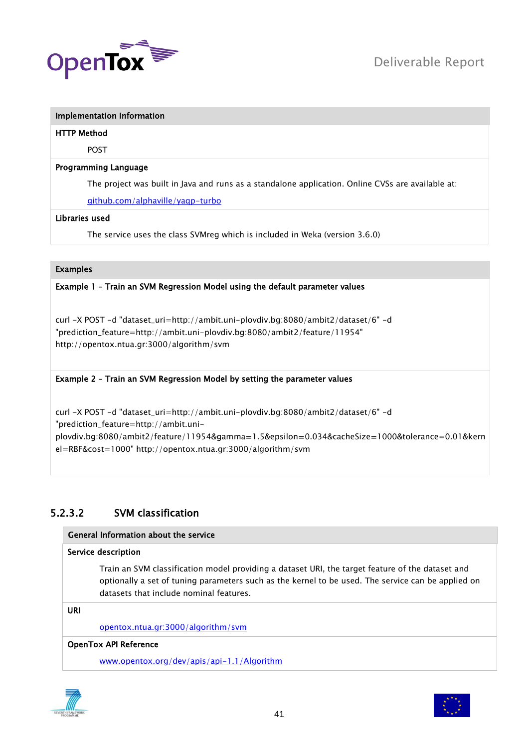| Implementation Information |
|---|
| **HTTP Method** |
| POST |
| **Programming Language** |
| The project was built in Java and runs as a standalone application. Online CVSs are available at: [github.com/alphaville/yaqp-turbo](github.com/alphaville/yaqp-turbo) |
| **Libraries used** |
| The service uses the class SVMreg which is included in Weka (version 3.6.0) |

| Examples |
|---|
| **Example 1 – Train an SVM Regression Model using the default parameter values** |
| curl -X POST -d "dataset_uri=http://ambit.uni-plovdiv.bg:8080/ambit2/dataset/6" -d "prediction_feature=http://ambit.uni-plovdiv.bg:8080/ambit2/feature/11954" http://opentox.ntua.gr:3000/algorithm/svm |
| **Example 2 – Train an SVM Regression Model by setting the parameter values** |
| curl -X POST -d "dataset_uri=http://ambit.uni-plovdiv.bg:8080/ambit2/dataset/6" -d "prediction_feature=http://ambit.uni-plovdiv.bg:8080/ambit2/feature/11954&gamma=1.5&epsilon=0.034&cacheSize=1000&tolerance=0.01&kernel=RBF&cost=1000" http://opentox.ntua.gr:3000/algorithm/svm |

#### 5.2.3.2 SVM classification

| General Information about the service |
|---|
| **Service description** |
| Train an SVM classification model providing a dataset URI, the target feature of the dataset and optionally a set of tuning parameters such as the kernel to be used. The service can be applied on datasets that include nominal features. |
| **URI** |
| [opentox.ntua.gr:3000/algorithm/svm](opentox.ntua.gr:3000/algorithm/svm) |
| **OpenTox API Reference** |
| [www.opentox.org/dev/apis/api-1.1/Algorithm](www.opentox.org/dev/apis/api-1.1/Algorithm) |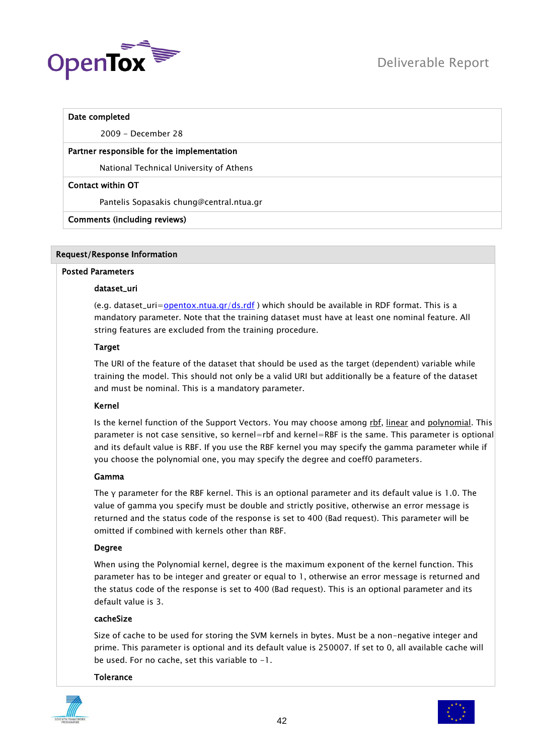**Date completed**

2009 - December 28

**Partner responsible for the implementation**

National Technical University of Athens

**Contact within OT**

Pantelis Sopasakis chung@central.ntua.gr

**Comments (including reviews)**

## Request/Response Information

### Posted Parameters

#### dataset_uri

(e.g. dataset_uri=opentox.ntua.gr/ds.rdf ) which should be available in RDF format. This is a mandatory parameter. Note that the training dataset must have at least one nominal feature. All string features are excluded from the training procedure.

#### Target

The URI of the feature of the dataset that should be used as the target (dependent) variable while training the model. This should not only be a valid URI but additionally be a feature of the dataset and must be nominal. This is a mandatory parameter.

#### Kernel

Is the kernel function of the Support Vectors. You may choose among rbf, linear and polynomial. This parameter is not case sensitive, so kernel=rbf and kernel=RBF is the same. This parameter is optional and its default value is RBF. If you use the RBF kernel you may specify the gamma parameter while if you choose the polynomial one, you may specify the degree and coeff0 parameters.

#### Gamma

The γ parameter for the RBF kernel. This is an optional parameter and its default value is 1.0. The value of gamma you specify must be double and strictly positive, otherwise an error message is returned and the status code of the response is set to 400 (Bad request). This parameter will be omitted if combined with kernels other than RBF.

#### Degree

When using the Polynomial kernel, degree is the maximum exponent of the kernel function. This parameter has to be integer and greater or equal to 1, otherwise an error message is returned and the status code of the response is set to 400 (Bad request). This is an optional parameter and its default value is 3.

#### cacheSize

Size of cache to be used for storing the SVM kernels in bytes. Must be a non-negative integer and prime. This parameter is optional and its default value is 250007. If set to 0, all available cache will be used. For no cache, set this variable to -1.

#### Tolerance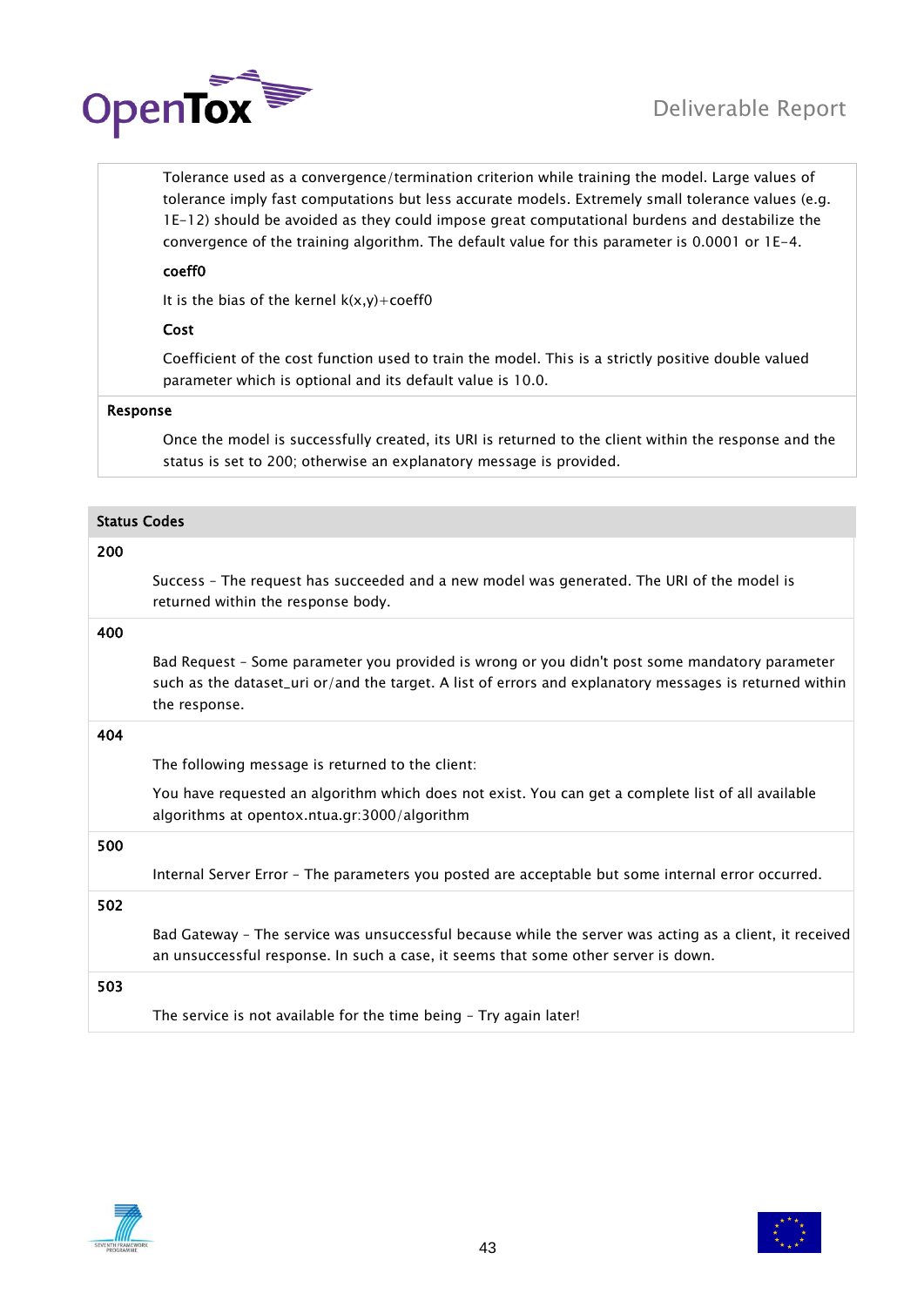Tolerance used as a convergence/termination criterion while training the model. Large values of tolerance imply fast computations but less accurate models. Extremely small tolerance values (e.g. 1E-12) should be avoided as they could impose great computational burdens and destabilize the convergence of the training algorithm. The default value for this parameter is 0.0001 or 1E-4.

**coeff0**

It is the bias of the kernel k(x,y)+coeff0

**Cost**

Coefficient of the cost function used to train the model. This is a strictly positive double valued parameter which is optional and its default value is 10.0.

**Response**

Once the model is successfully created, its URI is returned to the client within the response and the status is set to 200; otherwise an explanatory message is provided.

**Status Codes**

**200**

Success – The request has succeeded and a new model was generated. The URI of the model is returned within the response body.

**400**

Bad Request – Some parameter you provided is wrong or you didn't post some mandatory parameter such as the dataset_uri or/and the target. A list of errors and explanatory messages is returned within the response.

**404**

The following message is returned to the client:

You have requested an algorithm which does not exist. You can get a complete list of all available algorithms at opentox.ntua.gr:3000/algorithm

**500**

Internal Server Error – The parameters you posted are acceptable but some internal error occurred.

**502**

Bad Gateway – The service was unsuccessful because while the server was acting as a client, it received an unsuccessful response. In such a case, it seems that some other server is down.

**503**

The service is not available for the time being – Try again later!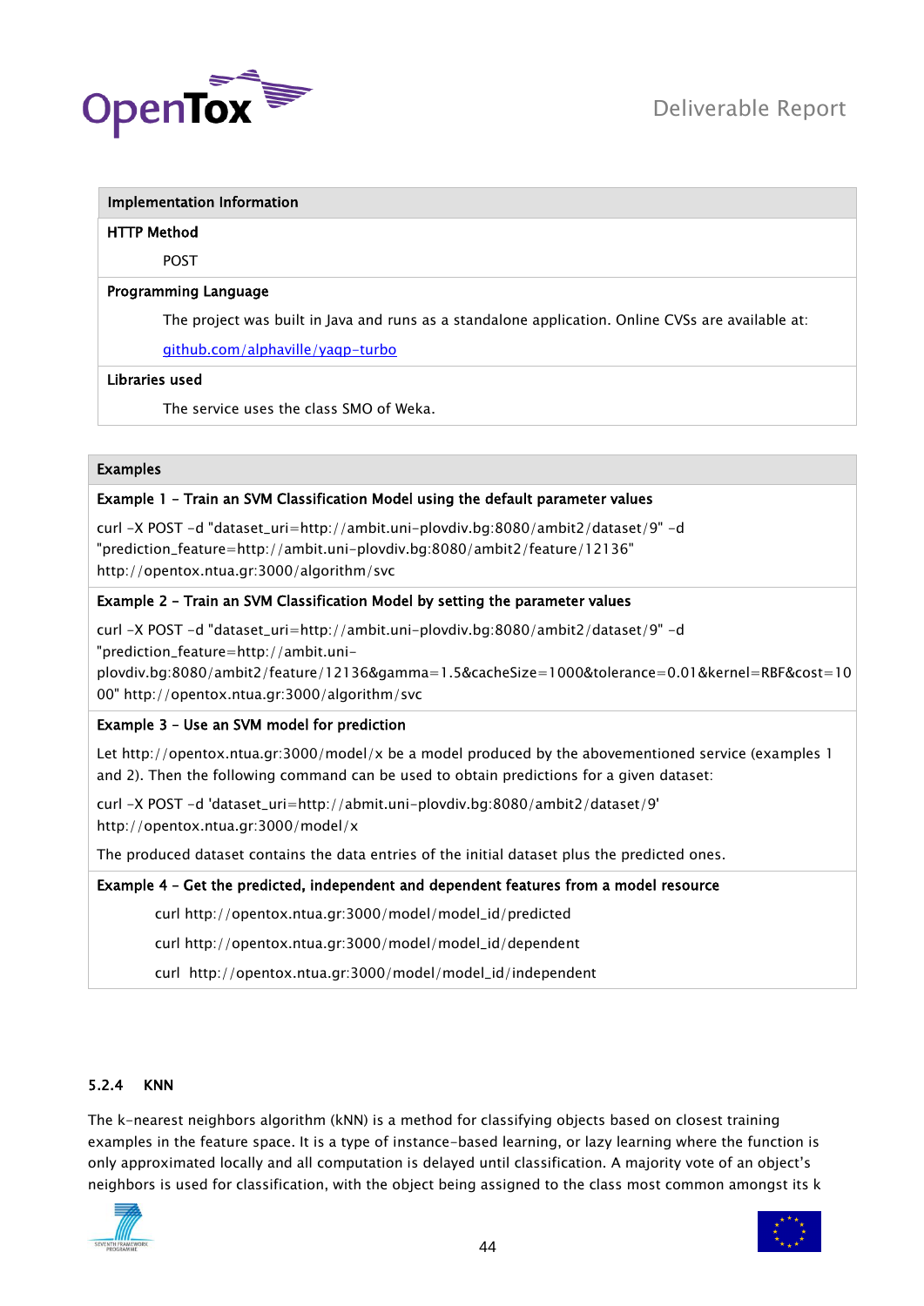| **Implementation Information** |
| --- |
| **HTTP Method** |
| POST |
| **Programming Language** |
| The project was built in Java and runs as a standalone application. Online CVSs are available at: [github.com/alphaville/yaqp-turbo](github.com/alphaville/yaqp-turbo) |
| **Libraries used** |
| The service uses the class SMO of Weka. |

**Examples**

**Example 1 – Train an SVM Classification Model using the default parameter values**

```
curl -X POST -d "dataset_uri=http://ambit.uni-plovdiv.bg:8080/ambit2/dataset/9" -d
"prediction_feature=http://ambit.uni-plovdiv.bg:8080/ambit2/feature/12136"
http://opentox.ntua.gr:3000/algorithm/svc
```

**Example 2 – Train an SVM Classification Model by setting the parameter values**

```
curl -X POST -d "dataset_uri=http://ambit.uni-plovdiv.bg:8080/ambit2/dataset/9" -d
"prediction_feature=http://ambit.uni-
plovdiv.bg:8080/ambit2/feature/12136&gamma=1.5&cacheSize=1000&tolerance=0.01&kernel=RBF&cost=10
00" http://opentox.ntua.gr:3000/algorithm/svc
```

**Example 3 – Use an SVM model for prediction**

Let http://opentox.ntua.gr:3000/model/x be a model produced by the abovementioned service (examples 1 and 2). Then the following command can be used to obtain predictions for a given dataset:

```
curl -X POST -d 'dataset_uri=http://abmit.uni-plovdiv.bg:8080/ambit2/dataset/9'
http://opentox.ntua.gr:3000/model/x
```

The produced dataset contains the data entries of the initial dataset plus the predicted ones.

**Example 4 – Get the predicted, independent and dependent features from a model resource**

```
curl http://opentox.ntua.gr:3000/model/model_id/predicted
curl http://opentox.ntua.gr:3000/model/model_id/dependent
curl  http://opentox.ntua.gr:3000/model/model_id/independent
```

### 5.2.4 KNN

The k-nearest neighbors algorithm (kNN) is a method for classifying objects based on closest training examples in the feature space. It is a type of instance-based learning, or lazy learning where the function is only approximated locally and all computation is delayed until classification. A majority vote of an object's neighbors is used for classification, with the object being assigned to the class most common amongst its k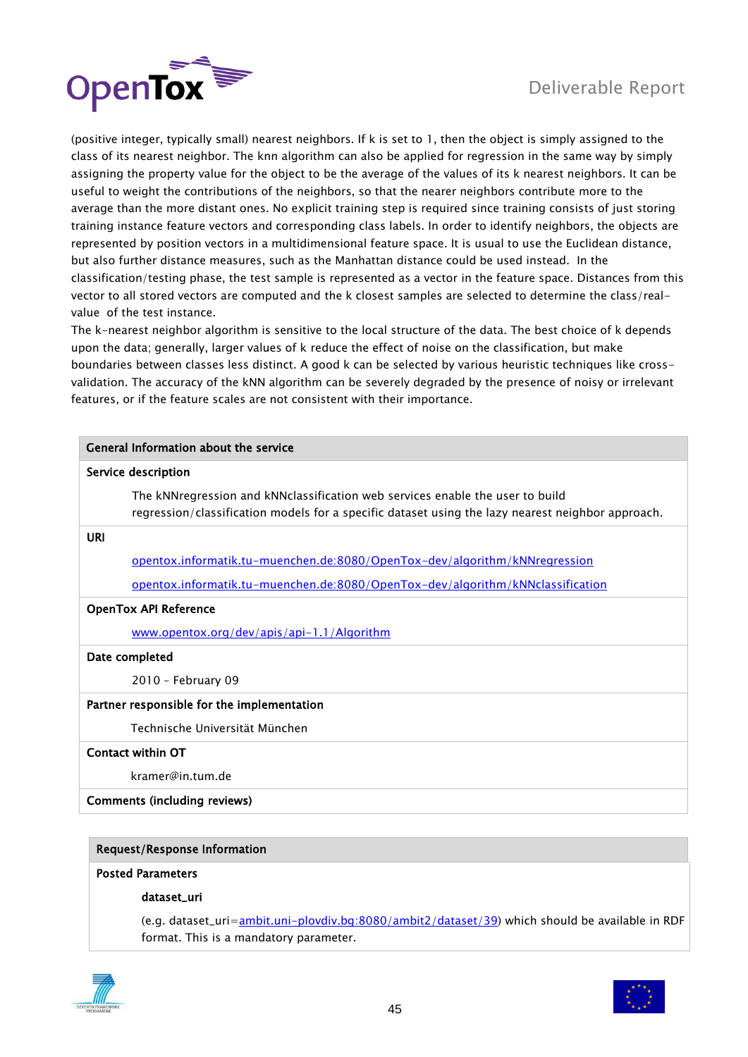(positive integer, typically small) nearest neighbors. If k is set to 1, then the object is simply assigned to the class of its nearest neighbor. The knn algorithm can also be applied for regression in the same way by simply assigning the property value for the object to be the average of the values of its k nearest neighbors. It can be useful to weight the contributions of the neighbors, so that the nearer neighbors contribute more to the average than the more distant ones. No explicit training step is required since training consists of just storing training instance feature vectors and corresponding class labels. In order to identify neighbors, the objects are represented by position vectors in a multidimensional feature space. It is usual to use the Euclidean distance, but also further distance measures, such as the Manhattan distance could be used instead. In the classification/testing phase, the test sample is represented as a vector in the feature space. Distances from this vector to all stored vectors are computed and the k closest samples are selected to determine the class/real-value of the test instance.

The k-nearest neighbor algorithm is sensitive to the local structure of the data. The best choice of k depends upon the data; generally, larger values of k reduce the effect of noise on the classification, but make boundaries between classes less distinct. A good k can be selected by various heuristic techniques like cross-validation. The accuracy of the kNN algorithm can be severely degraded by the presence of noisy or irrelevant features, or if the feature scales are not consistent with their importance.

| General Information about the service |
|---|
| **Service description** |
| The kNNregression and kNNclassification web services enable the user to build regression/classification models for a specific dataset using the lazy nearest neighbor approach. |
| **URI** |
| opentox.informatik.tu-muenchen.de:8080/OpenTox-dev/algorithm/kNNregression |
| opentox.informatik.tu-muenchen.de:8080/OpenTox-dev/algorithm/kNNclassification |
| **OpenTox API Reference** |
| www.opentox.org/dev/apis/api-1.1/Algorithm |
| **Date completed** |
| 2010 – February 09 |
| **Partner responsible for the implementation** |
| Technische Universität München |
| **Contact within OT** |
| kramer@in.tum.de |
| **Comments (including reviews)** |

| Request/Response Information |
|---|
| **Posted Parameters** |
| **dataset_uri** |
| (e.g. dataset_uri=ambit.uni-plovdiv.bg:8080/ambit2/dataset/39) which should be available in RDF format. This is a mandatory parameter. |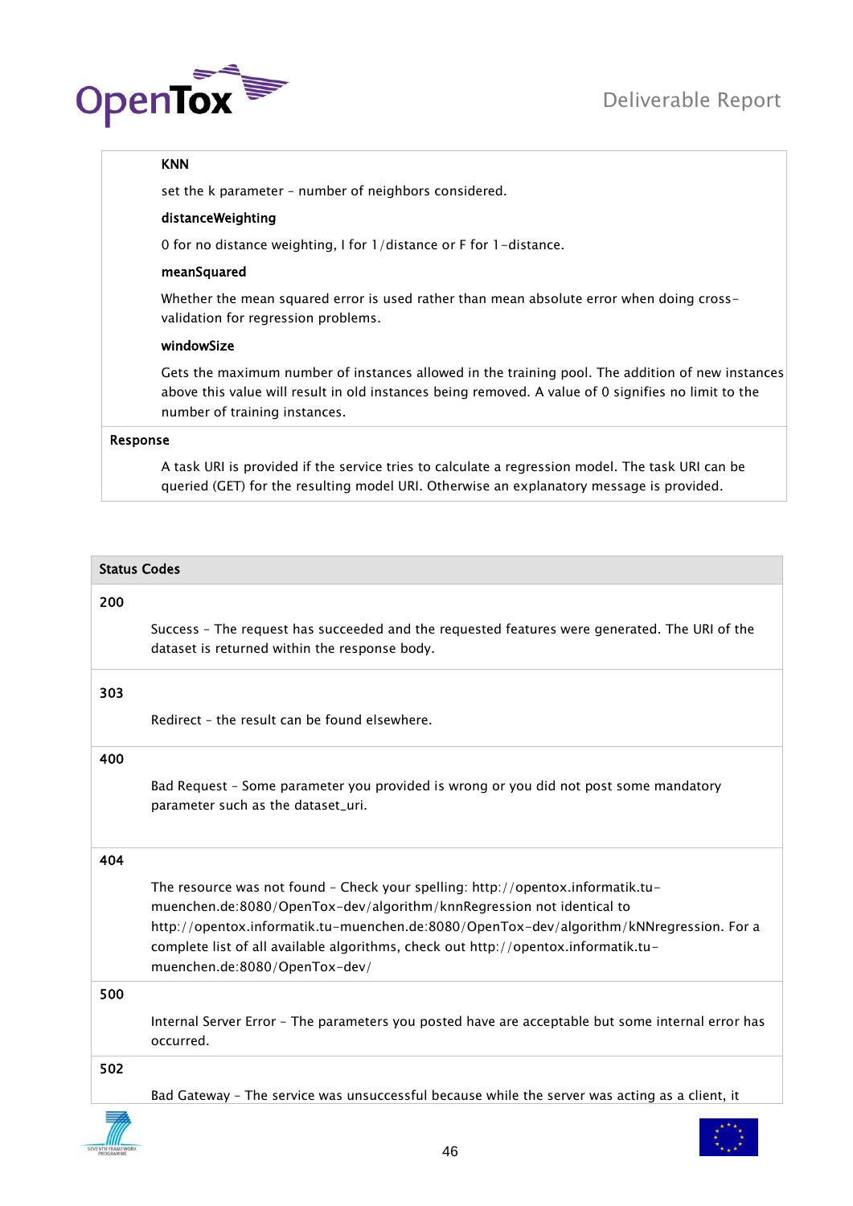| | |
|---|---|
| | **KNN** |
| | set the k parameter – number of neighbors considered. |
| | **distanceWeighting** |
| | 0 for no distance weighting, I for 1/distance or F for 1-distance. |
| | **meanSquared** |
| | Whether the mean squared error is used rather than mean absolute error when doing cross-validation for regression problems. |
| | **windowSize** |
| | Gets the maximum number of instances allowed in the training pool. The addition of new instances above this value will result in old instances being removed. A value of 0 signifies no limit to the number of training instances. |
| **Response** | |
| | A task URI is provided if the service tries to calculate a regression model. The task URI can be queried (GET) for the resulting model URI. Otherwise an explanatory message is provided. |

| **Status Codes** | |
|---|---|
| **200** | |
| | Success – The request has succeeded and the requested features were generated. The URI of the dataset is returned within the response body. |
| **303** | |
| | Redirect – the result can be found elsewhere. |
| **400** | |
| | Bad Request – Some parameter you provided is wrong or you did not post some mandatory parameter such as the dataset_uri. |
| **404** | |
| | The resource was not found – Check your spelling: http://opentox.informatik.tu-muenchen.de:8080/OpenTox-dev/algorithm/knnRegression not identical to http://opentox.informatik.tu-muenchen.de:8080/OpenTox-dev/algorithm/kNNregression. For a complete list of all available algorithms, check out http://opentox.informatik.tu-muenchen.de:8080/OpenTox-dev/ |
| **500** | |
| | Internal Server Error – The parameters you posted have are acceptable but some internal error has occurred. |
| **502** | |
| | Bad Gateway – The service was unsuccessful because while the server was acting as a client, it |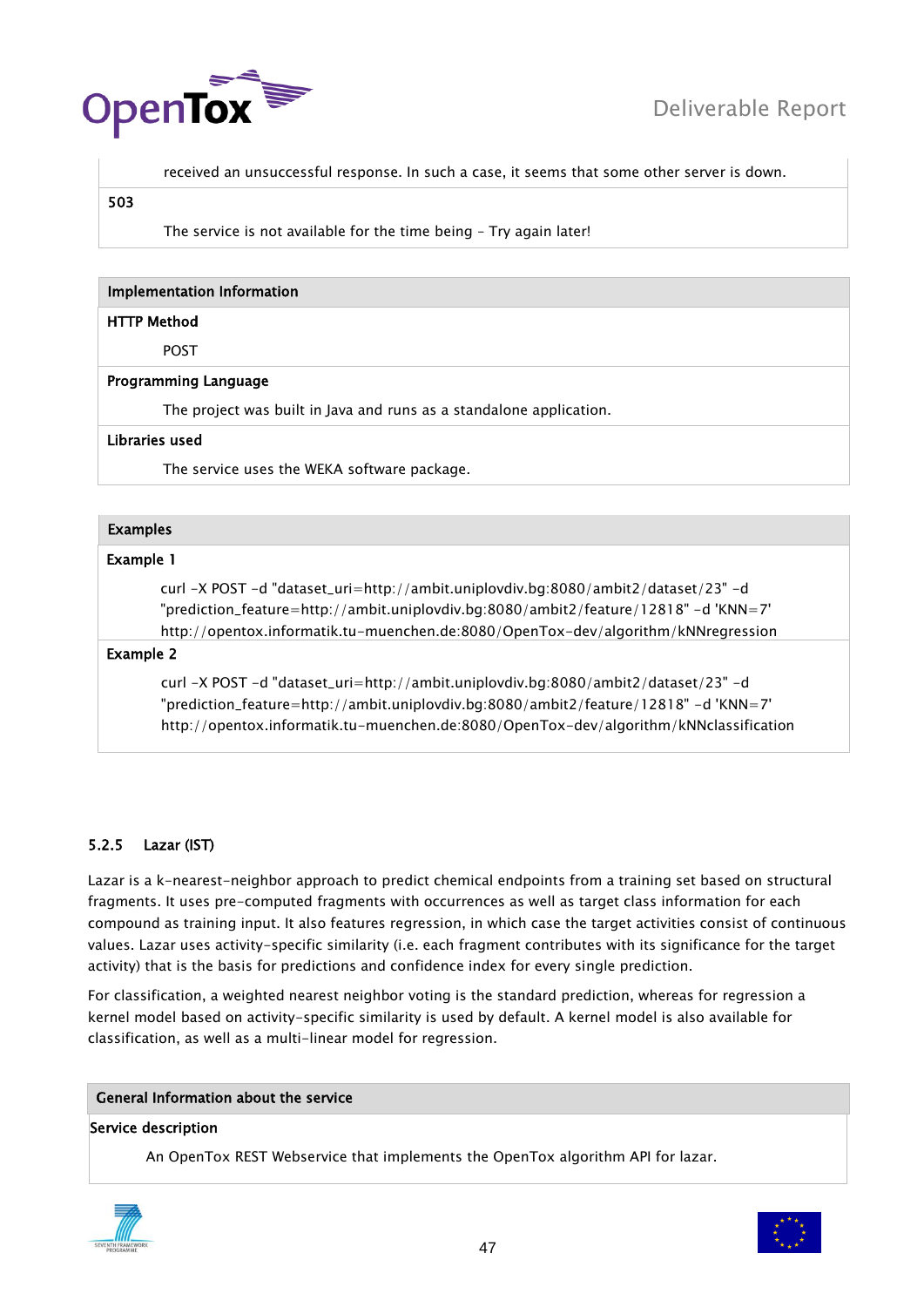received an unsuccessful response. In such a case, it seems that some other server is down.

**503**

The service is not available for the time being – Try again later!

| **Implementation Information** |
|---|
| **HTTP Method** |
| POST |
| **Programming Language** |
| The project was built in Java and runs as a standalone application. |
| **Libraries used** |
| The service uses the WEKA software package. |

**Examples**

**Example 1**

```
curl -X POST -d "dataset_uri=http://ambit.uniplovdiv.bg:8080/ambit2/dataset/23" -d "prediction_feature=http://ambit.uniplovdiv.bg:8080/ambit2/feature/12818" -d 'KNN=7' http://opentox.informatik.tu-muenchen.de:8080/OpenTox-dev/algorithm/kNNregression
```

**Example 2**

```
curl -X POST -d "dataset_uri=http://ambit.uniplovdiv.bg:8080/ambit2/dataset/23" -d "prediction_feature=http://ambit.uniplovdiv.bg:8080/ambit2/feature/12818" -d 'KNN=7' http://opentox.informatik.tu-muenchen.de:8080/OpenTox-dev/algorithm/kNNclassification
```

### 5.2.5 Lazar (IST)

Lazar is a k-nearest-neighbor approach to predict chemical endpoints from a training set based on structural fragments. It uses pre-computed fragments with occurrences as well as target class information for each compound as training input. It also features regression, in which case the target activities consist of continuous values. Lazar uses activity-specific similarity (i.e. each fragment contributes with its significance for the target activity) that is the basis for predictions and confidence index for every single prediction.

For classification, a weighted nearest neighbor voting is the standard prediction, whereas for regression a kernel model based on activity-specific similarity is used by default. A kernel model is also available for classification, as well as a multi-linear model for regression.

| **General Information about the service** |
|---|
| **Service description** |
| An OpenTox REST Webservice that implements the OpenTox algorithm API for lazar. |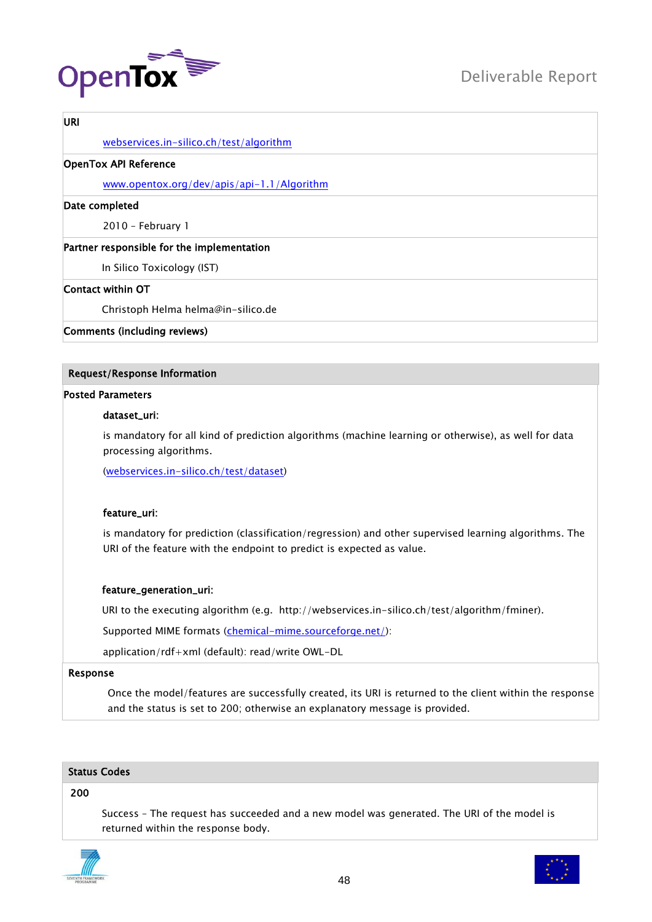**URI**

[webservices.in-silico.ch/test/algorithm](webservices.in-silico.ch/test/algorithm)

**OpenTox API Reference**

[www.opentox.org/dev/apis/api-1.1/Algorithm](www.opentox.org/dev/apis/api-1.1/Algorithm)

**Date completed**

2010 – February 1

**Partner responsible for the implementation**

In Silico Toxicology (IST)

**Contact within OT**

Christoph Helma helma@in-silico.de

**Comments (including reviews)**

## Request/Response Information

**Posted Parameters**

**dataset_uri:**

is mandatory for all kind of prediction algorithms (machine learning or otherwise), as well for data processing algorithms.

([webservices.in-silico.ch/test/dataset](webservices.in-silico.ch/test/dataset))

**feature_uri:**

is mandatory for prediction (classification/regression) and other supervised learning algorithms. The URI of the feature with the endpoint to predict is expected as value.

**feature_generation_uri:**

URI to the executing algorithm (e.g. http://webservices.in-silico.ch/test/algorithm/fminer).

Supported MIME formats ([chemical-mime.sourceforge.net/](chemical-mime.sourceforge.net/)):

application/rdf+xml (default): read/write OWL-DL

**Response**

Once the model/features are successfully created, its URI is returned to the client within the response and the status is set to 200; otherwise an explanatory message is provided.

## Status Codes

**200**

Success – The request has succeeded and a new model was generated. The URI of the model is returned within the response body.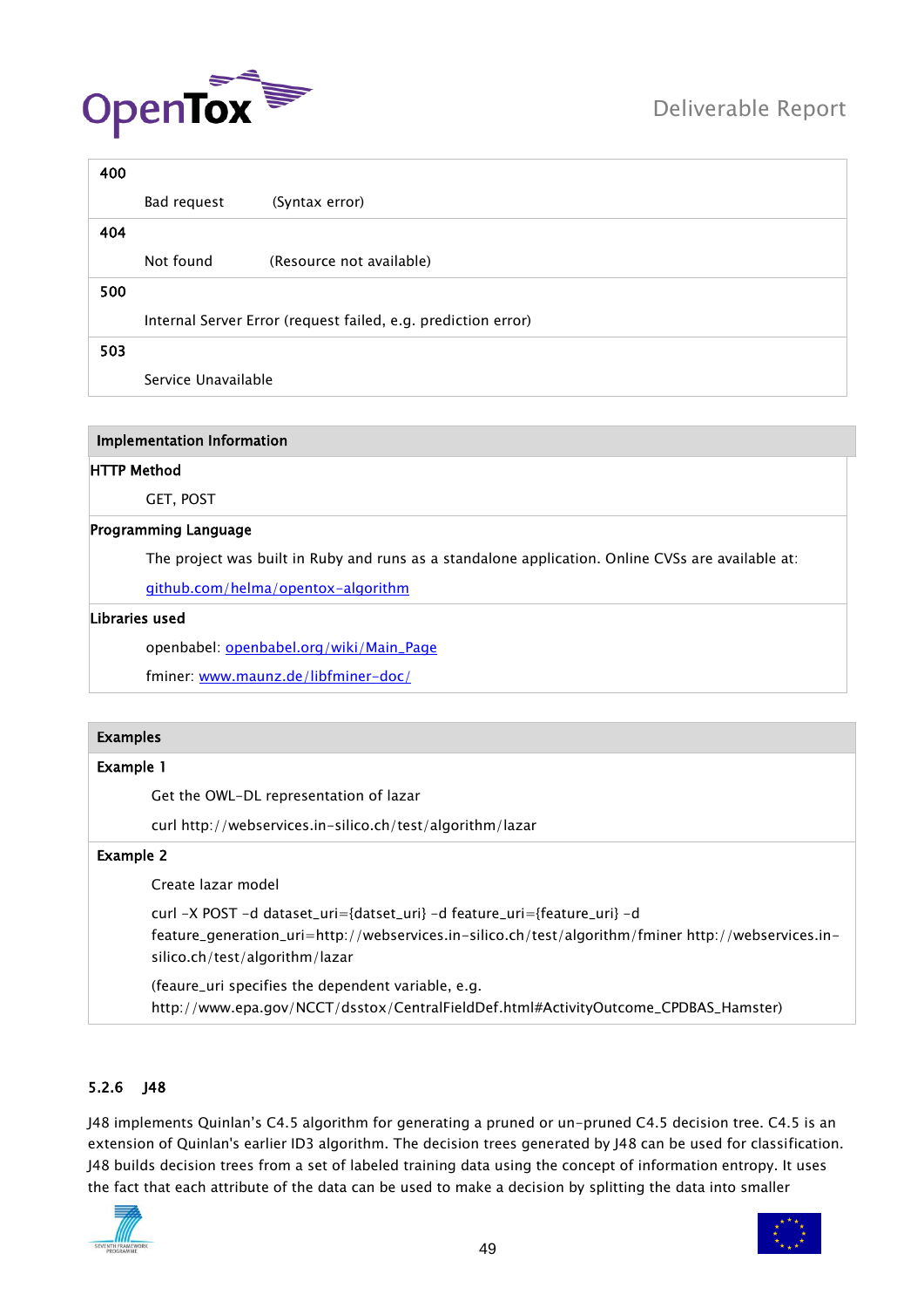| | |
|---|---|
| **400** | |
| | Bad request (Syntax error) |
| **404** | |
| | Not found (Resource not available) |
| **500** | |
| | Internal Server Error (request failed, e.g. prediction error) |
| **503** | |
| | Service Unavailable |

| **Implementation Information** |
|---|
| **HTTP Method** |
| GET, POST |
| **Programming Language** |
| The project was built in Ruby and runs as a standalone application. Online CVSs are available at: github.com/helma/opentox-algorithm |
| **Libraries used** |
| openbabel: openbabel.org/wiki/Main_Page |
| fminer: www.maunz.de/libfminer-doc/ |

| **Examples** |
|---|
| **Example 1** |
| Get the OWL-DL representation of lazar |
| curl http://webservices.in-silico.ch/test/algorithm/lazar |
| **Example 2** |
| Create lazar model |
| curl -X POST -d dataset_uri={datset_uri} -d feature_uri={feature_uri} -d feature_generation_uri=http://webservices.in-silico.ch/test/algorithm/fminer http://webservices.in-silico.ch/test/algorithm/lazar |
| (feaure_uri specifies the dependent variable, e.g. http://www.epa.gov/NCCT/dsstox/CentralFieldDef.html#ActivityOutcome_CPDBAS_Hamster) |

### 5.2.6 J48

J48 implements Quinlan's C4.5 algorithm for generating a pruned or un-pruned C4.5 decision tree. C4.5 is an extension of Quinlan's earlier ID3 algorithm. The decision trees generated by J48 can be used for classification. J48 builds decision trees from a set of labeled training data using the concept of information entropy. It uses the fact that each attribute of the data can be used to make a decision by splitting the data into smaller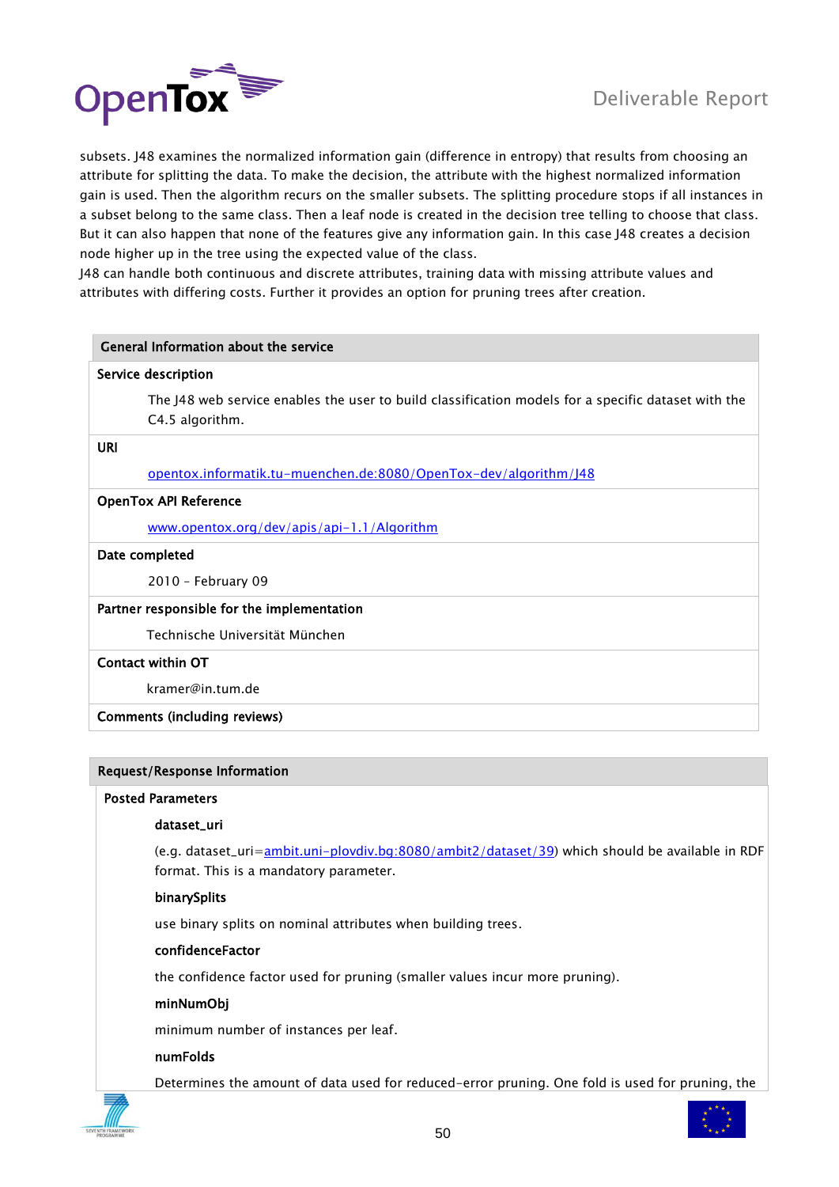subsets. J48 examines the normalized information gain (difference in entropy) that results from choosing an attribute for splitting the data. To make the decision, the attribute with the highest normalized information gain is used. Then the algorithm recurs on the smaller subsets. The splitting procedure stops if all instances in a subset belong to the same class. Then a leaf node is created in the decision tree telling to choose that class. But it can also happen that none of the features give any information gain. In this case J48 creates a decision node higher up in the tree using the expected value of the class.
J48 can handle both continuous and discrete attributes, training data with missing attribute values and attributes with differing costs. Further it provides an option for pruning trees after creation.

| General Information about the service |
|---|
| **Service description** |
| The J48 web service enables the user to build classification models for a specific dataset with the C4.5 algorithm. |
| **URI** |
| opentox.informatik.tu-muenchen.de:8080/OpenTox-dev/algorithm/J48 |
| **OpenTox API Reference** |
| www.opentox.org/dev/apis/api-1.1/Algorithm |
| **Date completed** |
| 2010 – February 09 |
| **Partner responsible for the implementation** |
| Technische Universität München |
| **Contact within OT** |
| kramer@in.tum.de |
| **Comments (including reviews)** |

| Request/Response Information |
|---|
| **Posted Parameters** |
| **dataset_uri** |
| (e.g. dataset_uri=ambit.uni-plovdiv.bg:8080/ambit2/dataset/39) which should be available in RDF format. This is a mandatory parameter. |
| **binarySplits** |
| use binary splits on nominal attributes when building trees. |
| **confidenceFactor** |
| the confidence factor used for pruning (smaller values incur more pruning). |
| **minNumObj** |
| minimum number of instances per leaf. |
| **numFolds** |
| Determines the amount of data used for reduced-error pruning. One fold is used for pruning, the |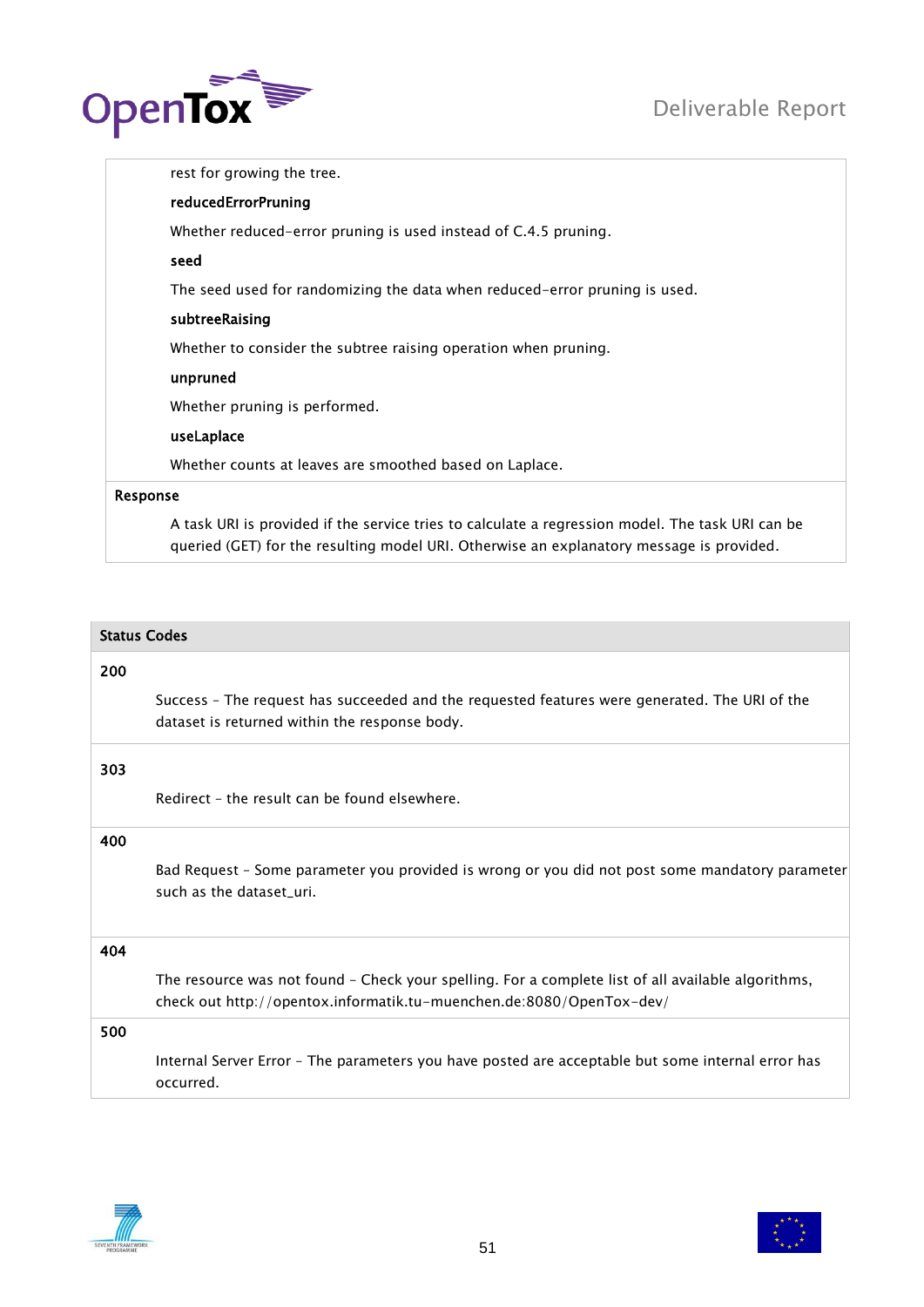rest for growing the tree.

**reducedErrorPruning**

Whether reduced-error pruning is used instead of C.4.5 pruning.

**seed**

The seed used for randomizing the data when reduced-error pruning is used.

**subtreeRaising**

Whether to consider the subtree raising operation when pruning.

**unpruned**

Whether pruning is performed.

**useLaplace**

Whether counts at leaves are smoothed based on Laplace.

**Response**

A task URI is provided if the service tries to calculate a regression model. The task URI can be queried (GET) for the resulting model URI. Otherwise an explanatory message is provided.

| Status Codes |
| --- |
| **200**<br>Success – The request has succeeded and the requested features were generated. The URI of the dataset is returned within the response body. |
| **303**<br>Redirect – the result can be found elsewhere. |
| **400**<br>Bad Request – Some parameter you provided is wrong or you did not post some mandatory parameter such as the dataset_uri. |
| **404**<br>The resource was not found – Check your spelling. For a complete list of all available algorithms, check out http://opentox.informatik.tu-muenchen.de:8080/OpenTox-dev/ |
| **500**<br>Internal Server Error – The parameters you have posted are acceptable but some internal error has occurred. |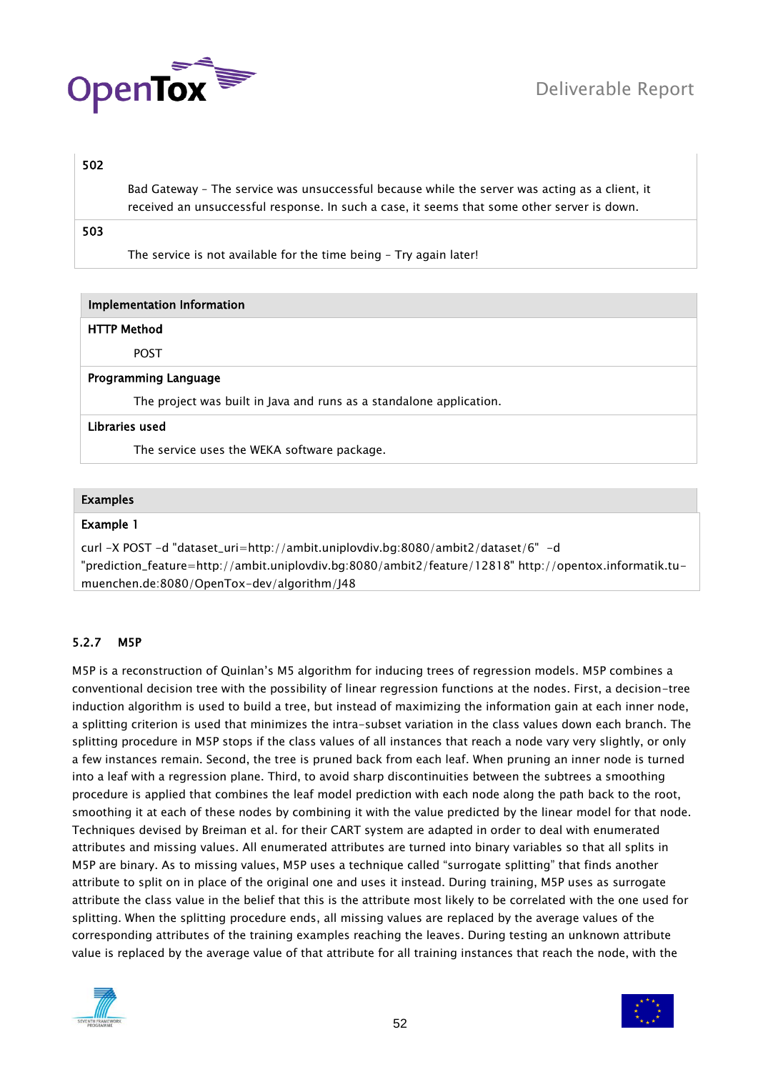| | |
|---|---|
| **502** | Bad Gateway – The service was unsuccessful because while the server was acting as a client, it received an unsuccessful response. In such a case, it seems that some other server is down. |
| **503** | The service is not available for the time being – Try again later! |

**Implementation Information**

**HTTP Method**

POST

**Programming Language**

The project was built in Java and runs as a standalone application.

**Libraries used**

The service uses the WEKA software package.

**Examples**

**Example 1**

```
curl -X POST -d "dataset_uri=http://ambit.uniplovdiv.bg:8080/ambit2/dataset/6"  -d "prediction_feature=http://ambit.uniplovdiv.bg:8080/ambit2/feature/12818" http://opentox.informatik.tu-muenchen.de:8080/OpenTox-dev/algorithm/J48
```

### 5.2.7 M5P

M5P is a reconstruction of Quinlan's M5 algorithm for inducing trees of regression models. M5P combines a conventional decision tree with the possibility of linear regression functions at the nodes. First, a decision-tree induction algorithm is used to build a tree, but instead of maximizing the information gain at each inner node, a splitting criterion is used that minimizes the intra-subset variation in the class values down each branch. The splitting procedure in M5P stops if the class values of all instances that reach a node vary very slightly, or only a few instances remain. Second, the tree is pruned back from each leaf. When pruning an inner node is turned into a leaf with a regression plane. Third, to avoid sharp discontinuities between the subtrees a smoothing procedure is applied that combines the leaf model prediction with each node along the path back to the root, smoothing it at each of these nodes by combining it with the value predicted by the linear model for that node. Techniques devised by Breiman et al. for their CART system are adapted in order to deal with enumerated attributes and missing values. All enumerated attributes are turned into binary variables so that all splits in M5P are binary. As to missing values, M5P uses a technique called "surrogate splitting" that finds another attribute to split on in place of the original one and uses it instead. During training, M5P uses as surrogate attribute the class value in the belief that this is the attribute most likely to be correlated with the one used for splitting. When the splitting procedure ends, all missing values are replaced by the average values of the corresponding attributes of the training examples reaching the leaves. During testing an unknown attribute value is replaced by the average value of that attribute for all training instances that reach the node, with the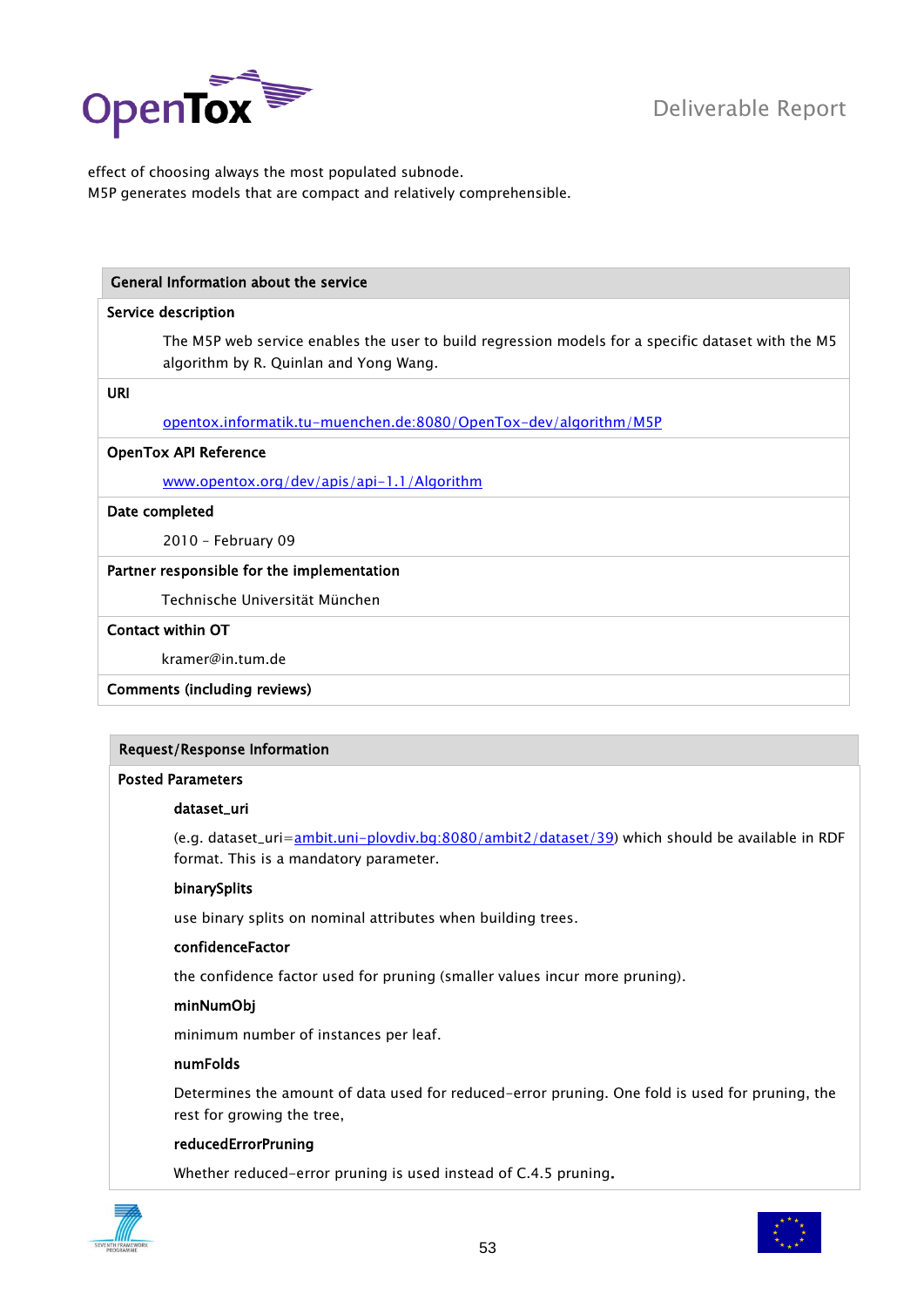effect of choosing always the most populated subnode.
M5P generates models that are compact and relatively comprehensible.

| General Information about the service |
|---|
| **Service description** |
| The M5P web service enables the user to build regression models for a specific dataset with the M5 algorithm by R. Quinlan and Yong Wang. |
| **URI** |
| opentox.informatik.tu-muenchen.de:8080/OpenTox-dev/algorithm/M5P |
| **OpenTox API Reference** |
| www.opentox.org/dev/apis/api-1.1/Algorithm |
| **Date completed** |
| 2010 – February 09 |
| **Partner responsible for the implementation** |
| Technische Universität München |
| **Contact within OT** |
| kramer@in.tum.de |
| **Comments (including reviews)** |

| Request/Response Information |
|---|
| **Posted Parameters** |
| **dataset_uri** |
| (e.g. dataset_uri=ambit.uni-plovdiv.bg:8080/ambit2/dataset/39) which should be available in RDF format. This is a mandatory parameter. |
| **binarySplits** |
| use binary splits on nominal attributes when building trees. |
| **confidenceFactor** |
| the confidence factor used for pruning (smaller values incur more pruning). |
| **minNumObj** |
| minimum number of instances per leaf. |
| **numFolds** |
| Determines the amount of data used for reduced-error pruning. One fold is used for pruning, the rest for growing the tree, |
| **reducedErrorPruning** |
| Whether reduced-error pruning is used instead of C.4.5 pruning. |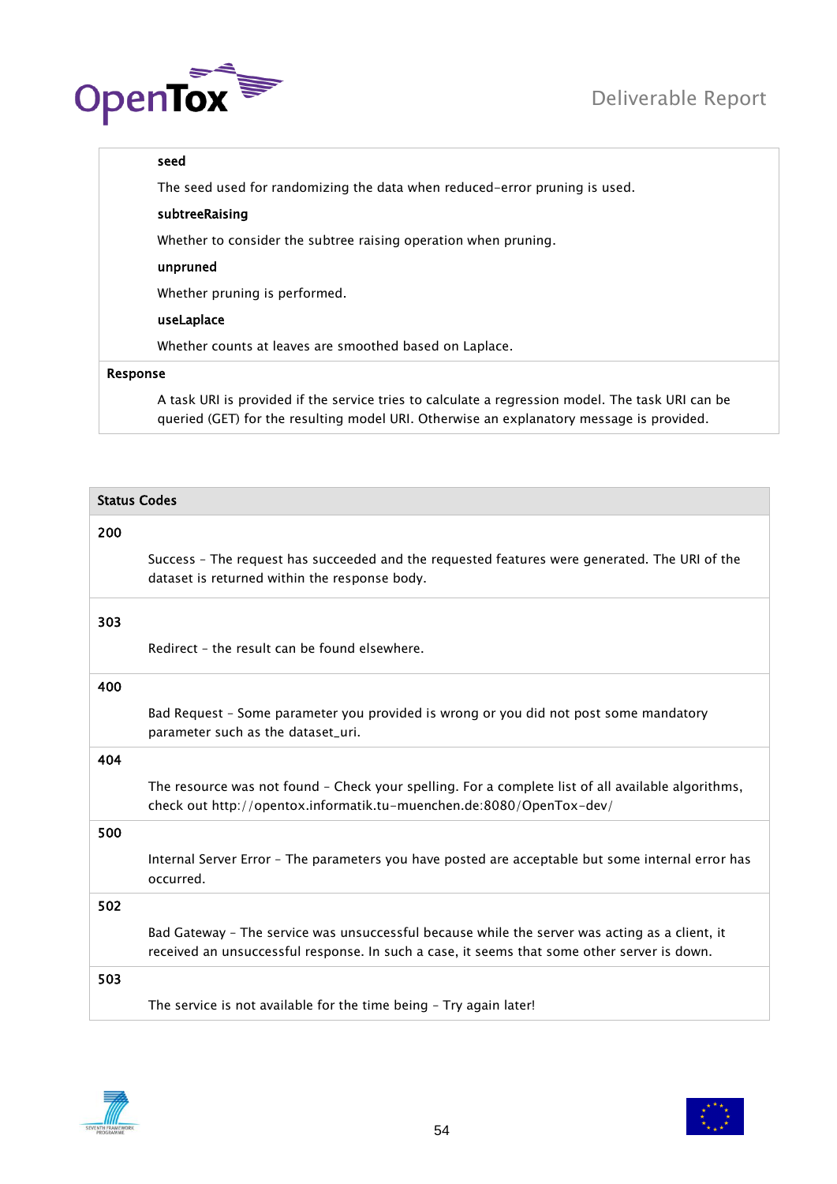**seed**

The seed used for randomizing the data when reduced-error pruning is used.

**subtreeRaising**

Whether to consider the subtree raising operation when pruning.

**unpruned**

Whether pruning is performed.

**useLaplace**

Whether counts at leaves are smoothed based on Laplace.

**Response**

A task URI is provided if the service tries to calculate a regression model. The task URI can be queried (GET) for the resulting model URI. Otherwise an explanatory message is provided.

| Status Codes | |
|---|---|
| 200 | Success - The request has succeeded and the requested features were generated. The URI of the dataset is returned within the response body. |
| 303 | Redirect - the result can be found elsewhere. |
| 400 | Bad Request - Some parameter you provided is wrong or you did not post some mandatory parameter such as the dataset_uri. |
| 404 | The resource was not found - Check your spelling. For a complete list of all available algorithms, check out http://opentox.informatik.tu-muenchen.de:8080/OpenTox-dev/ |
| 500 | Internal Server Error - The parameters you have posted are acceptable but some internal error has occurred. |
| 502 | Bad Gateway - The service was unsuccessful because while the server was acting as a client, it received an unsuccessful response. In such a case, it seems that some other server is down. |
| 503 | The service is not available for the time being - Try again later! |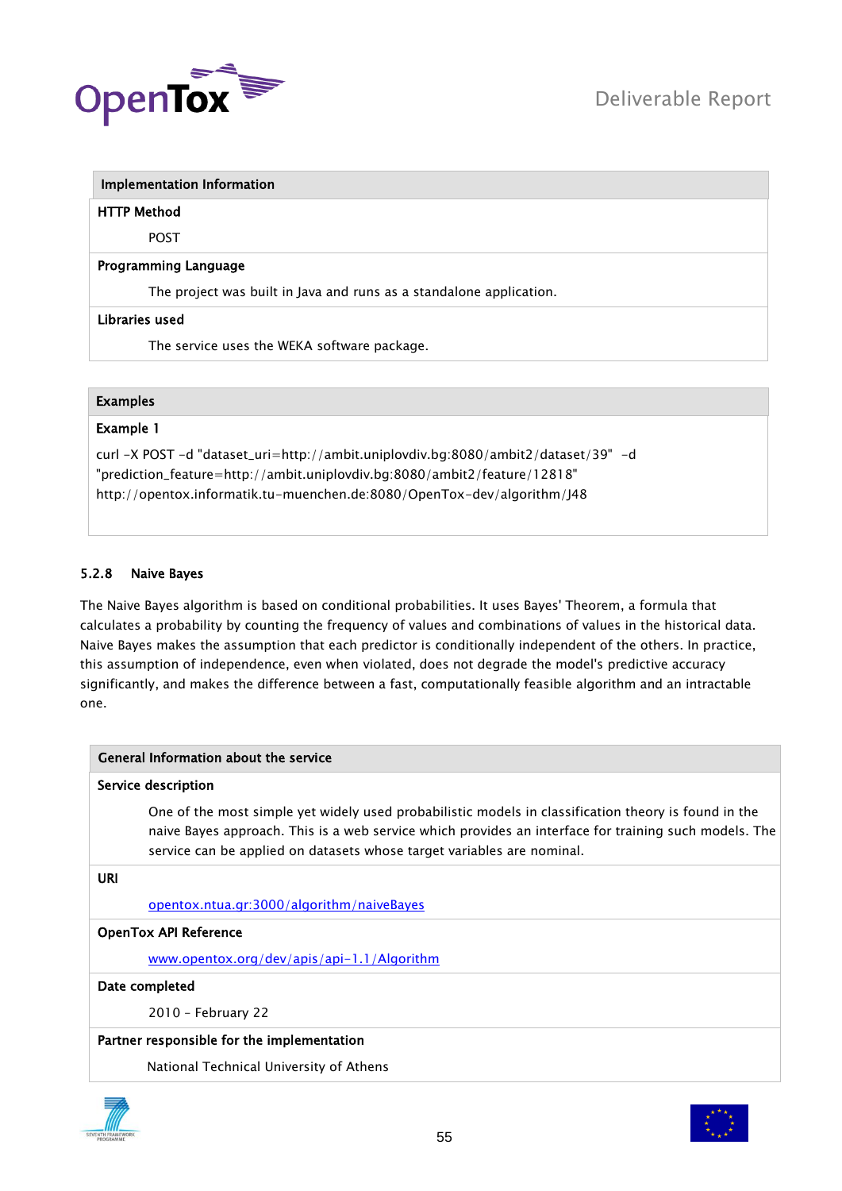| Implementation Information |
|---|
| **HTTP Method** |
| POST |
| **Programming Language** |
| The project was built in Java and runs as a standalone application. |
| **Libraries used** |
| The service uses the WEKA software package. |

| Examples |
|---|
| **Example 1** |
| curl -X POST -d "dataset_uri=http://ambit.uniplovdiv.bg:8080/ambit2/dataset/39" -d "prediction_feature=http://ambit.uniplovdiv.bg:8080/ambit2/feature/12818" http://opentox.informatik.tu-muenchen.de:8080/OpenTox-dev/algorithm/J48 |

### 5.2.8 Naive Bayes

The Naive Bayes algorithm is based on conditional probabilities. It uses Bayes' Theorem, a formula that calculates a probability by counting the frequency of values and combinations of values in the historical data. Naive Bayes makes the assumption that each predictor is conditionally independent of the others. In practice, this assumption of independence, even when violated, does not degrade the model's predictive accuracy significantly, and makes the difference between a fast, computationally feasible algorithm and an intractable one.

| General Information about the service |
|---|
| **Service description** |
| One of the most simple yet widely used probabilistic models in classification theory is found in the naive Bayes approach. This is a web service which provides an interface for training such models. The service can be applied on datasets whose target variables are nominal. |
| **URI** |
| opentox.ntua.gr:3000/algorithm/naiveBayes |
| **OpenTox API Reference** |
| www.opentox.org/dev/apis/api-1.1/Algorithm |
| **Date completed** |
| 2010 - February 22 |
| **Partner responsible for the implementation** |
| National Technical University of Athens |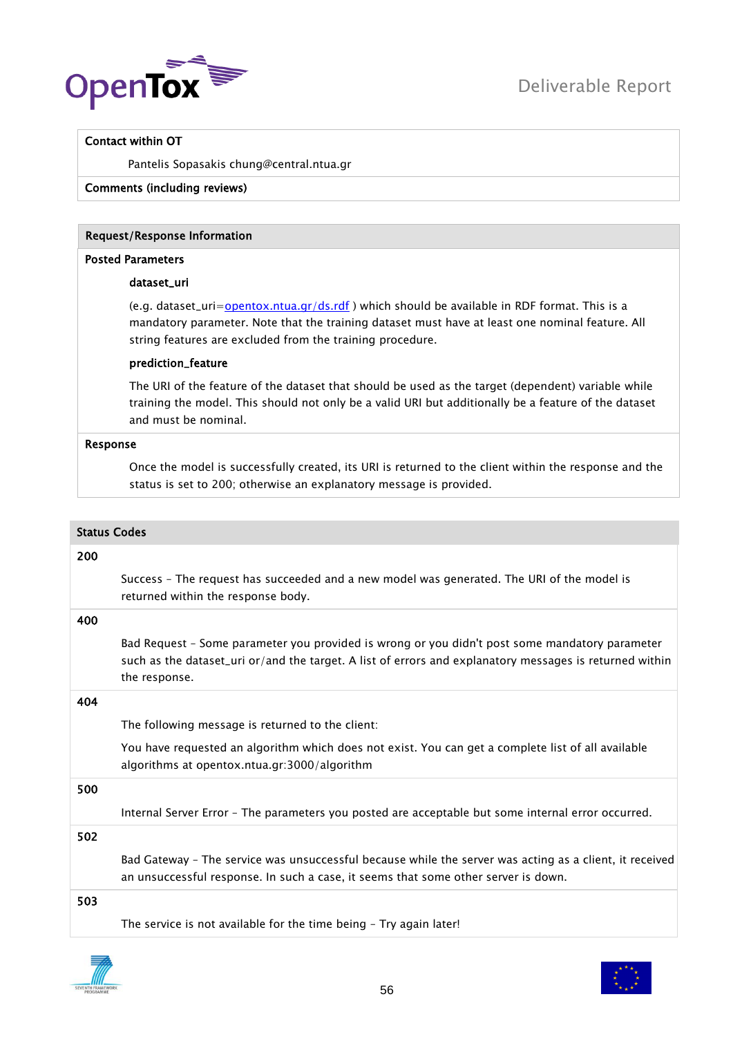**Contact within OT**

Pantelis Sopasakis chung@central.ntua.gr

**Comments (including reviews)**

**Request/Response Information**

**Posted Parameters**

**dataset_uri**

(e.g. dataset_uri=opentox.ntua.gr/ds.rdf ) which should be available in RDF format. This is a mandatory parameter. Note that the training dataset must have at least one nominal feature. All string features are excluded from the training procedure.

**prediction_feature**

The URI of the feature of the dataset that should be used as the target (dependent) variable while training the model. This should not only be a valid URI but additionally be a feature of the dataset and must be nominal.

**Response**

Once the model is successfully created, its URI is returned to the client within the response and the status is set to 200; otherwise an explanatory message is provided.

**Status Codes**

**200**

Success – The request has succeeded and a new model was generated. The URI of the model is returned within the response body.

**400**

Bad Request – Some parameter you provided is wrong or you didn't post some mandatory parameter such as the dataset_uri or/and the target. A list of errors and explanatory messages is returned within the response.

**404**

The following message is returned to the client:

You have requested an algorithm which does not exist. You can get a complete list of all available algorithms at opentox.ntua.gr:3000/algorithm

**500**

Internal Server Error – The parameters you posted are acceptable but some internal error occurred.

**502**

Bad Gateway – The service was unsuccessful because while the server was acting as a client, it received an unsuccessful response. In such a case, it seems that some other server is down.

**503**

The service is not available for the time being – Try again later!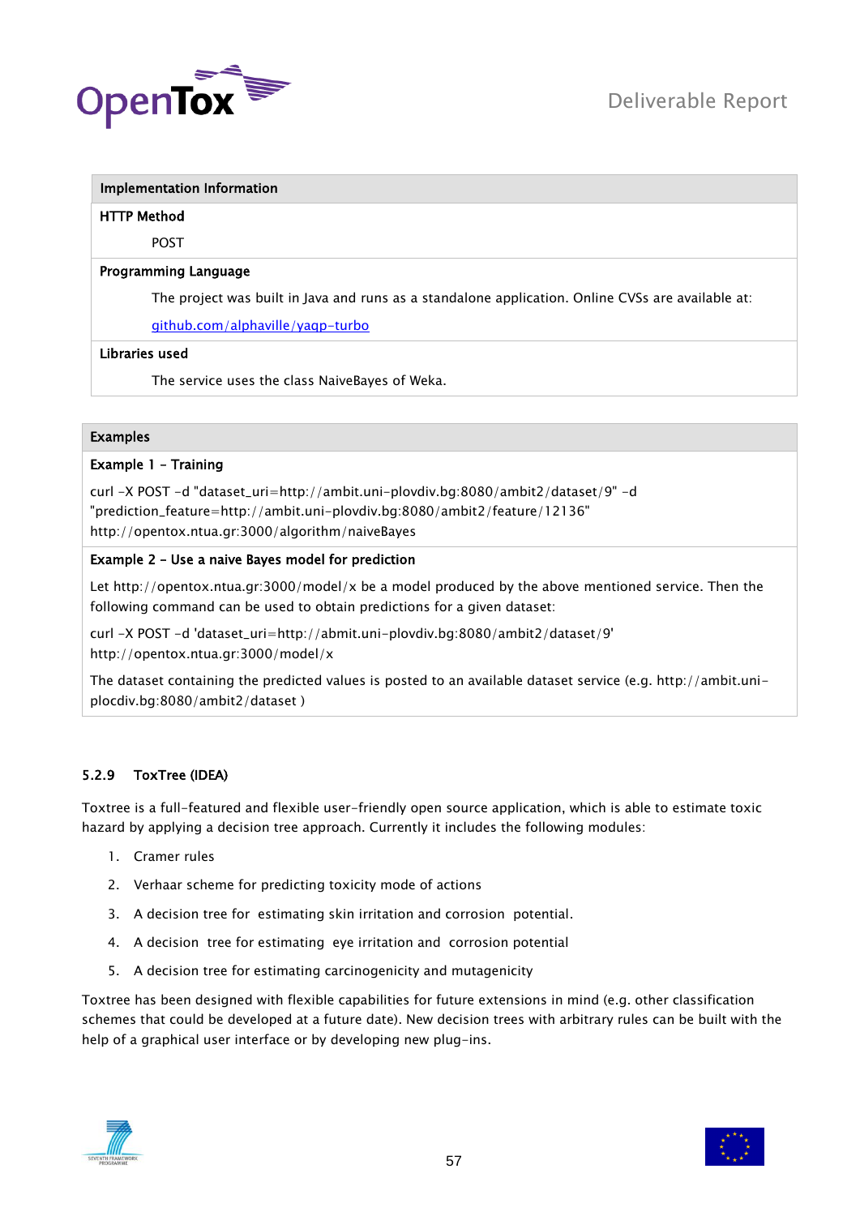| Implementation Information |
| --- |
| **HTTP Method**<br>POST |
| **Programming Language**<br>The project was built in Java and runs as a standalone application. Online CVSs are available at:<br>github.com/alphaville/yaqp-turbo |
| **Libraries used**<br>The service uses the class NaiveBayes of Weka. |

| Examples |
| --- |
| **Example 1 – Training** |
| curl -X POST -d "dataset_uri=http://ambit.uni-plovdiv.bg:8080/ambit2/dataset/9" -d "prediction_feature=http://ambit.uni-plovdiv.bg:8080/ambit2/feature/12136" http://opentox.ntua.gr:3000/algorithm/naiveBayes |
| **Example 2 - Use a naive Bayes model for prediction** |
| Let http://opentox.ntua.gr:3000/model/x be a model produced by the above mentioned service. Then the following command can be used to obtain predictions for a given dataset:<br>curl -X POST -d 'dataset_uri=http://abmit.uni-plovdiv.bg:8080/ambit2/dataset/9' http://opentox.ntua.gr:3000/model/x<br>The dataset containing the predicted values is posted to an available dataset service (e.g. http://ambit.uni-plocdiv.bg:8080/ambit2/dataset ) |

### 5.2.9 ToxTree (IDEA)

Toxtree is a full-featured and flexible user-friendly open source application, which is able to estimate toxic hazard by applying a decision tree approach. Currently it includes the following modules:

1. Cramer rules
2. Verhaar scheme for predicting toxicity mode of actions
3. A decision tree for estimating skin irritation and corrosion potential.
4. A decision tree for estimating eye irritation and corrosion potential
5. A decision tree for estimating carcinogenicity and mutagenicity

Toxtree has been designed with flexible capabilities for future extensions in mind (e.g. other classification schemes that could be developed at a future date). New decision trees with arbitrary rules can be built with the help of a graphical user interface or by developing new plug-ins.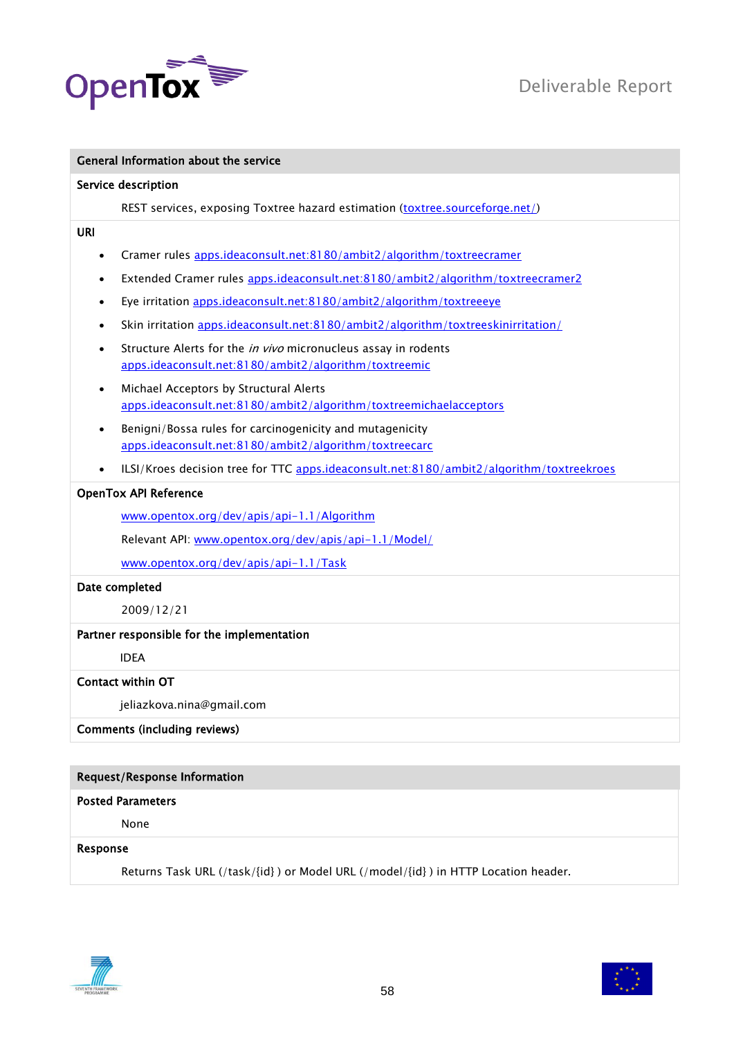| General Information about the service |
|---|
| **Service description** |
| REST services, exposing Toxtree hazard estimation (toxtree.sourceforge.net/) |
| **URI** |
| • Cramer rules apps.ideaconsult.net:8180/ambit2/algorithm/toxtreecramer<br>• Extended Cramer rules apps.ideaconsult.net:8180/ambit2/algorithm/toxtreecramer2<br>• Eye irritation apps.ideaconsult.net:8180/ambit2/algorithm/toxtreeeye<br>• Skin irritation apps.ideaconsult.net:8180/ambit2/algorithm/toxtreeskinirritation/<br>• Structure Alerts for the *in vivo* micronucleus assay in rodents apps.ideaconsult.net:8180/ambit2/algorithm/toxtreemic<br>• Michael Acceptors by Structural Alerts apps.ideaconsult.net:8180/ambit2/algorithm/toxtreemichaelacceptors<br>• Benigni/Bossa rules for carcinogenicity and mutagenicity apps.ideaconsult.net:8180/ambit2/algorithm/toxtreecarc<br>• ILSI/Kroes decision tree for TTC apps.ideaconsult.net:8180/ambit2/algorithm/toxtreekroes |
| **OpenTox API Reference** |
| www.opentox.org/dev/apis/api-1.1/Algorithm<br>Relevant API: www.opentox.org/dev/apis/api-1.1/Model/<br>www.opentox.org/dev/apis/api-1.1/Task |
| **Date completed** |
| 2009/12/21 |
| **Partner responsible for the implementation** |
| IDEA |
| **Contact within OT** |
| jeliazkova.nina@gmail.com |
| **Comments (including reviews)** |

| Request/Response Information |
|---|
| **Posted Parameters** |
| None |
| **Response** |
| Returns Task URL (/task/{id} ) or Model URL (/model/{id} ) in HTTP Location header. |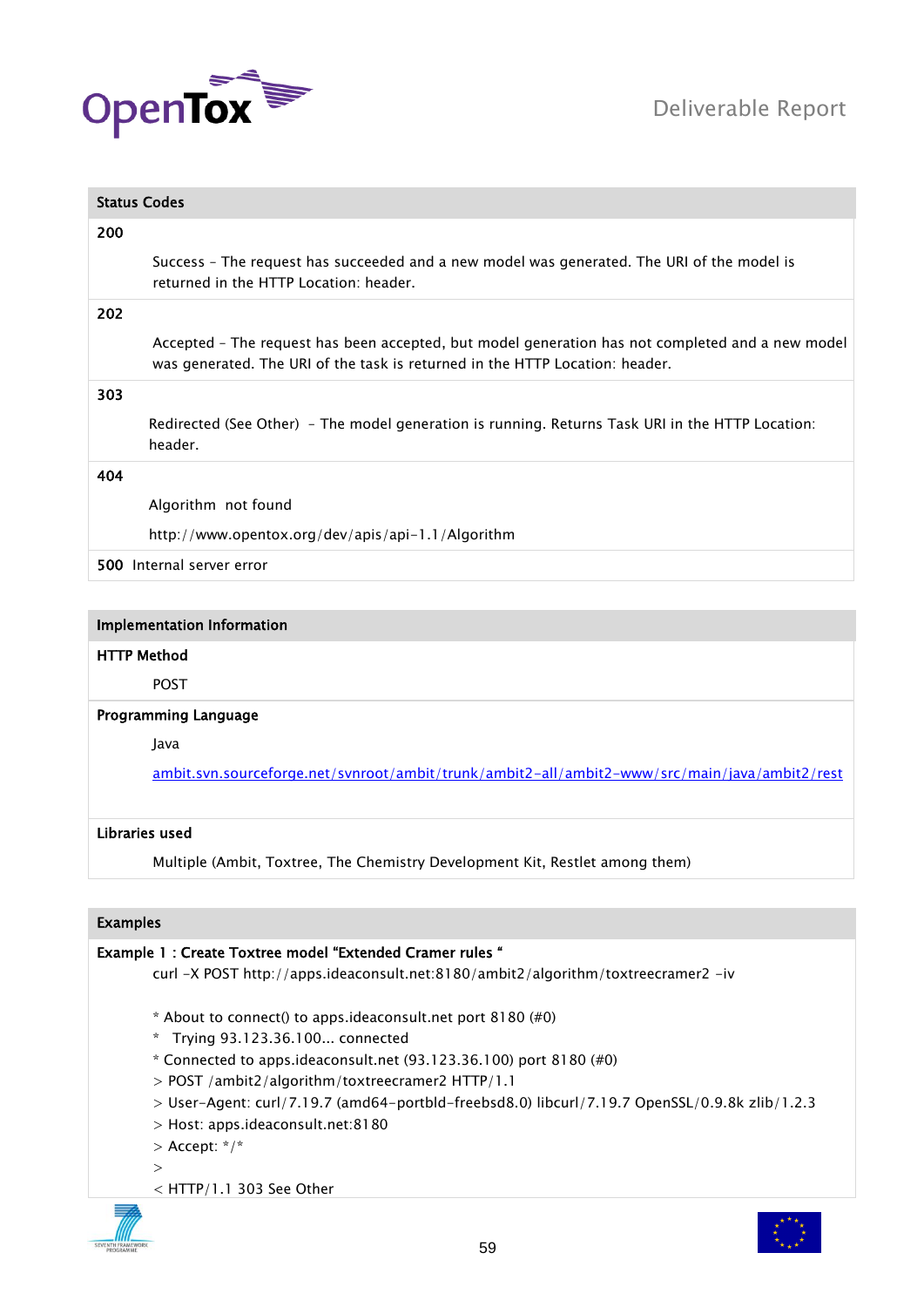| Status Codes |
| --- |
| **200** <br> Success – The request has succeeded and a new model was generated. The URI of the model is returned in the HTTP Location: header. |
| **202** <br> Accepted – The request has been accepted, but model generation has not completed and a new model was generated. The URI of the task is returned in the HTTP Location: header. |
| **303** <br> Redirected (See Other) – The model generation is running. Returns Task URI in the HTTP Location: header. |
| **404** <br> Algorithm not found <br> http://www.opentox.org/dev/apis/api-1.1/Algorithm |
| **500** Internal server error |

| Implementation Information |
| --- |
| **HTTP Method** <br> POST |
| **Programming Language** <br> Java <br> [ambit.svn.sourceforge.net/svnroot/ambit/trunk/ambit2-all/ambit2-www/src/main/java/ambit2/rest](ambit.svn.sourceforge.net/svnroot/ambit/trunk/ambit2-all/ambit2-www/src/main/java/ambit2/rest) |
| **Libraries used** <br> Multiple (Ambit, Toxtree, The Chemistry Development Kit, Restlet among them) |

**Examples**

**Example 1 : Create Toxtree model "Extended Cramer rules "**

```
curl -X POST http://apps.ideaconsult.net:8180/ambit2/algorithm/toxtreecramer2 -iv

* About to connect() to apps.ideaconsult.net port 8180 (#0)
*   Trying 93.123.36.100... connected
* Connected to apps.ideaconsult.net (93.123.36.100) port 8180 (#0)
> POST /ambit2/algorithm/toxtreecramer2 HTTP/1.1
> User-Agent: curl/7.19.7 (amd64-portbld-freebsd8.0) libcurl/7.19.7 OpenSSL/0.9.8k zlib/1.2.3
> Host: apps.ideaconsult.net:8180
> Accept: */*
>
< HTTP/1.1 303 See Other
```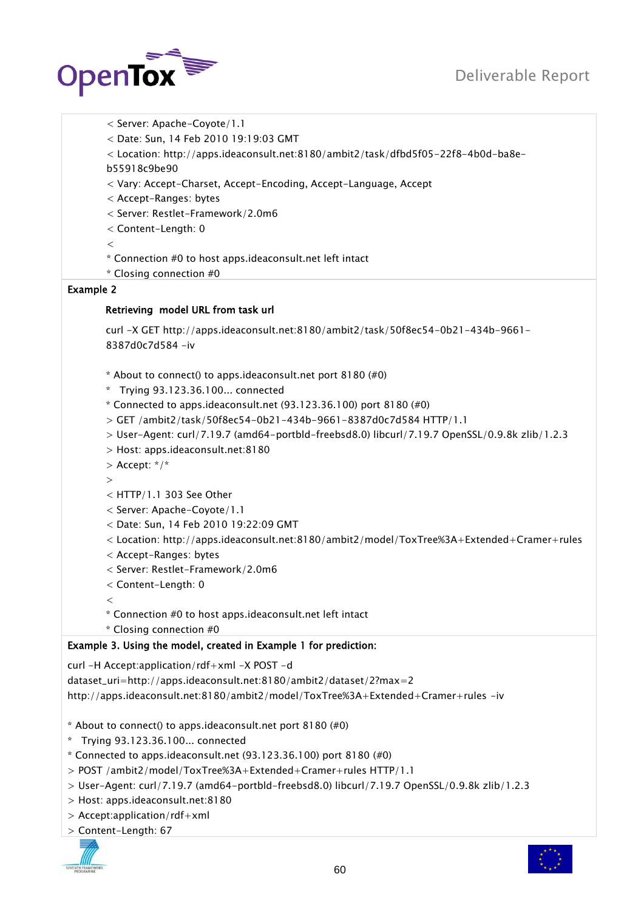```
< Server: Apache-Coyote/1.1
< Date: Sun, 14 Feb 2010 19:19:03 GMT
< Location: http://apps.ideaconsult.net:8180/ambit2/task/dfbd5f05-22f8-4b0d-ba8e-b55918c9be90
< Vary: Accept-Charset, Accept-Encoding, Accept-Language, Accept
< Accept-Ranges: bytes
< Server: Restlet-Framework/2.0m6
< Content-Length: 0
<
* Connection #0 to host apps.ideaconsult.net left intact
* Closing connection #0
```

**Example 2**

**Retrieving model URL from task url**

```
curl -X GET http://apps.ideaconsult.net:8180/ambit2/task/50f8ec54-0b21-434b-9661-8387d0c7d584 -iv

* About to connect() to apps.ideaconsult.net port 8180 (#0)
*   Trying 93.123.36.100... connected
* Connected to apps.ideaconsult.net (93.123.36.100) port 8180 (#0)
> GET /ambit2/task/50f8ec54-0b21-434b-9661-8387d0c7d584 HTTP/1.1
> User-Agent: curl/7.19.7 (amd64-portbld-freebsd8.0) libcurl/7.19.7 OpenSSL/0.9.8k zlib/1.2.3
> Host: apps.ideaconsult.net:8180
> Accept: */*
>
< HTTP/1.1 303 See Other
< Server: Apache-Coyote/1.1
< Date: Sun, 14 Feb 2010 19:22:09 GMT
< Location: http://apps.ideaconsult.net:8180/ambit2/model/ToxTree%3A+Extended+Cramer+rules
< Accept-Ranges: bytes
< Server: Restlet-Framework/2.0m6
< Content-Length: 0
<
* Connection #0 to host apps.ideaconsult.net left intact
* Closing connection #0
```

**Example 3. Using the model, created in Example 1 for prediction:**

```
curl -H Accept:application/rdf+xml -X POST -d dataset_uri=http://apps.ideaconsult.net:8180/ambit2/dataset/2?max=2 http://apps.ideaconsult.net:8180/ambit2/model/ToxTree%3A+Extended+Cramer+rules -iv

* About to connect() to apps.ideaconsult.net port 8180 (#0)
*   Trying 93.123.36.100... connected
* Connected to apps.ideaconsult.net (93.123.36.100) port 8180 (#0)
> POST /ambit2/model/ToxTree%3A+Extended+Cramer+rules HTTP/1.1
> User-Agent: curl/7.19.7 (amd64-portbld-freebsd8.0) libcurl/7.19.7 OpenSSL/0.9.8k zlib/1.2.3
> Host: apps.ideaconsult.net:8180
> Accept:application/rdf+xml
> Content-Length: 67
```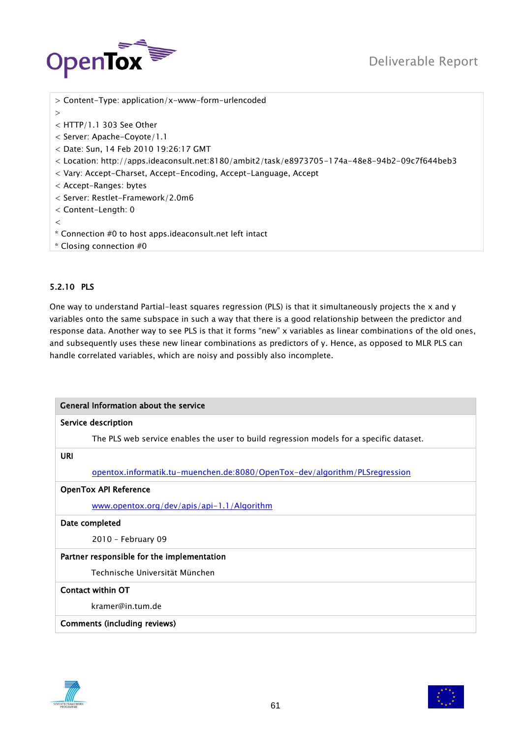```
> Content-Type: application/x-www-form-urlencoded
>
< HTTP/1.1 303 See Other
< Server: Apache-Coyote/1.1
< Date: Sun, 14 Feb 2010 19:26:17 GMT
< Location: http://apps.ideaconsult.net:8180/ambit2/task/e8973705-174a-48e8-94b2-09c7f644beb3
< Vary: Accept-Charset, Accept-Encoding, Accept-Language, Accept
< Accept-Ranges: bytes
< Server: Restlet-Framework/2.0m6
< Content-Length: 0
<
* Connection #0 to host apps.ideaconsult.net left intact
* Closing connection #0
```

### 5.2.10 PLS

One way to understand Partial-least squares regression (PLS) is that it simultaneously projects the x and y variables onto the same subspace in such a way that there is a good relationship between the predictor and response data. Another way to see PLS is that it forms "new" x variables as linear combinations of the old ones, and subsequently uses these new linear combinations as predictors of y. Hence, as opposed to MLR PLS can handle correlated variables, which are noisy and possibly also incomplete.

| General Information about the service |
|---|
| **Service description** |
| The PLS web service enables the user to build regression models for a specific dataset. |
| **URI** |
| opentox.informatik.tu-muenchen.de:8080/OpenTox-dev/algorithm/PLSregression |
| **OpenTox API Reference** |
| www.opentox.org/dev/apis/api-1.1/Algorithm |
| **Date completed** |
| 2010 - February 09 |
| **Partner responsible for the implementation** |
| Technische Universität München |
| **Contact within OT** |
| kramer@in.tum.de |
| **Comments (including reviews)** |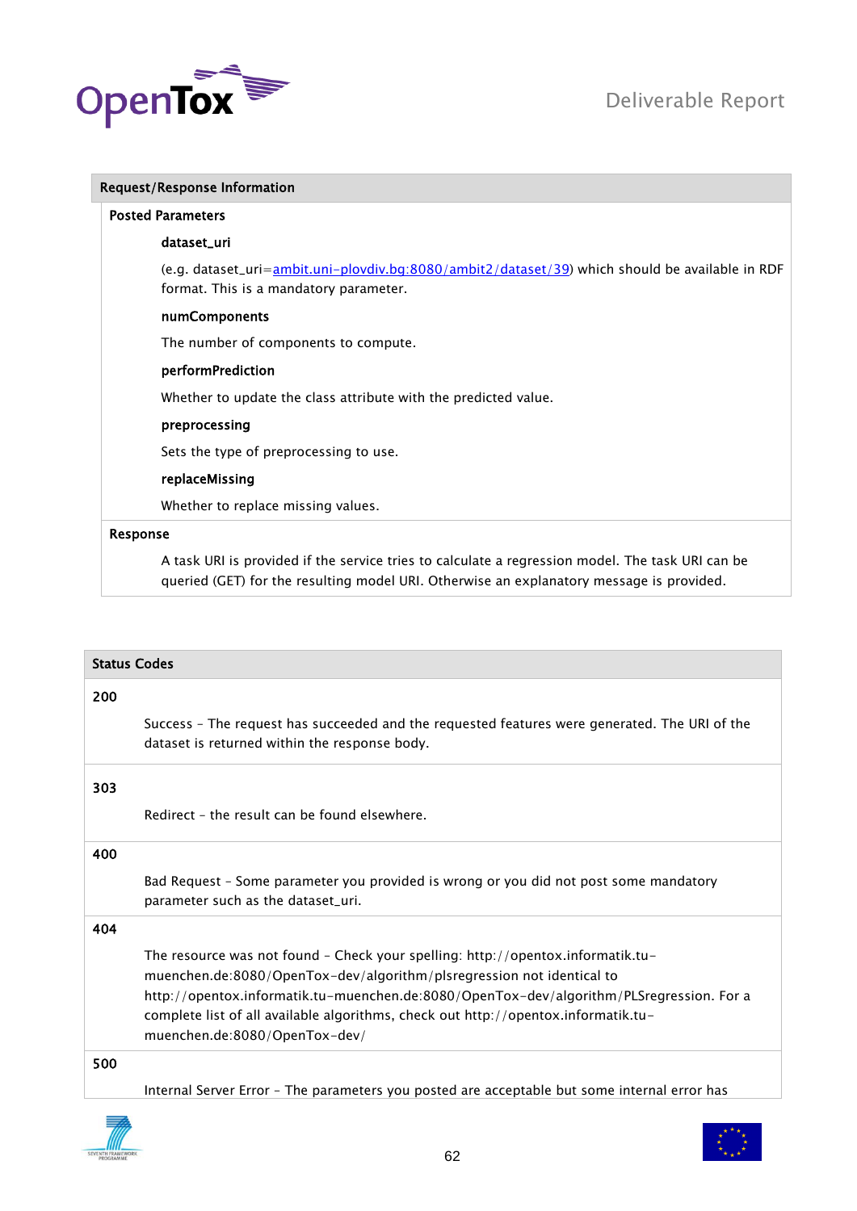| Request/Response Information |
|---|
| **Posted Parameters** |
| **dataset_uri** |
| (e.g. dataset_uri=ambit.uni-plovdiv.bg:8080/ambit2/dataset/39) which should be available in RDF format. This is a mandatory parameter. |
| **numComponents** |
| The number of components to compute. |
| **performPrediction** |
| Whether to update the class attribute with the predicted value. |
| **preprocessing** |
| Sets the type of preprocessing to use. |
| **replaceMissing** |
| Whether to replace missing values. |
| **Response** |
| A task URI is provided if the service tries to calculate a regression model. The task URI can be queried (GET) for the resulting model URI. Otherwise an explanatory message is provided. |

| Status Codes | |
|---|---|
| **200** | Success – The request has succeeded and the requested features were generated. The URI of the dataset is returned within the response body. |
| **303** | Redirect – the result can be found elsewhere. |
| **400** | Bad Request – Some parameter you provided is wrong or you did not post some mandatory parameter such as the dataset_uri. |
| **404** | The resource was not found – Check your spelling: http://opentox.informatik.tu-muenchen.de:8080/OpenTox-dev/algorithm/plsregression not identical to http://opentox.informatik.tu-muenchen.de:8080/OpenTox-dev/algorithm/PLSregression. For a complete list of all available algorithms, check out http://opentox.informatik.tu-muenchen.de:8080/OpenTox-dev/ |
| **500** | Internal Server Error – The parameters you posted are acceptable but some internal error has |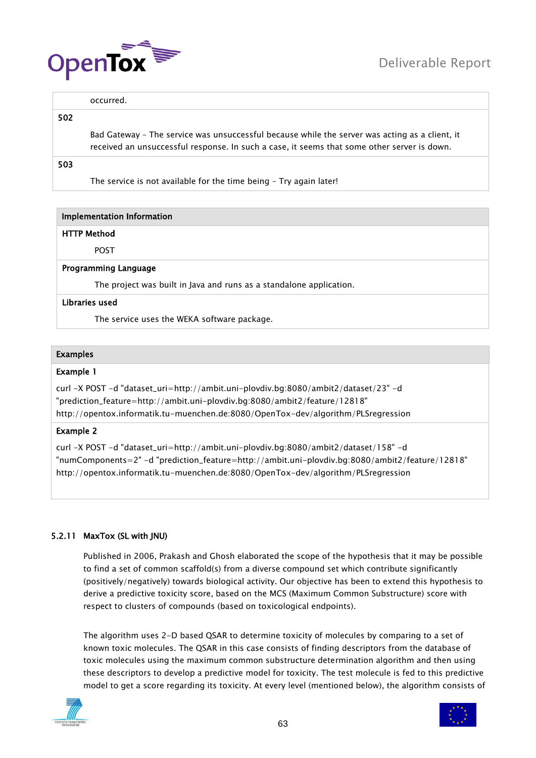| | |
|---|---|
| | occurred. |
| **502** | |
| | Bad Gateway – The service was unsuccessful because while the server was acting as a client, it received an unsuccessful response. In such a case, it seems that some other server is down. |
| **503** | |
| | The service is not available for the time being – Try again later! |

| Implementation Information |
|---|
| **HTTP Method** |
| POST |
| **Programming Language** |
| The project was built in Java and runs as a standalone application. |
| **Libraries used** |
| The service uses the WEKA software package. |

**Examples**

**Example 1**

```
curl -X POST -d "dataset_uri=http://ambit.uni-plovdiv.bg:8080/ambit2/dataset/23" -d
"prediction_feature=http://ambit.uni-plovdiv.bg:8080/ambit2/feature/12818"
http://opentox.informatik.tu-muenchen.de:8080/OpenTox-dev/algorithm/PLSregression
```

**Example 2**

```
curl -X POST -d "dataset_uri=http://ambit.uni-plovdiv.bg:8080/ambit2/dataset/158" -d
"numComponents=2" -d "prediction_feature=http://ambit.uni-plovdiv.bg:8080/ambit2/feature/12818"
http://opentox.informatik.tu-muenchen.de:8080/OpenTox-dev/algorithm/PLSregression
```

### 5.2.11 MaxTox (SL with JNU)

Published in 2006, Prakash and Ghosh elaborated the scope of the hypothesis that it may be possible to find a set of common scaffold(s) from a diverse compound set which contribute significantly (positively/negatively) towards biological activity. Our objective has been to extend this hypothesis to derive a predictive toxicity score, based on the MCS (Maximum Common Substructure) score with respect to clusters of compounds (based on toxicological endpoints).

The algorithm uses 2-D based QSAR to determine toxicity of molecules by comparing to a set of known toxic molecules. The QSAR in this case consists of finding descriptors from the database of toxic molecules using the maximum common substructure determination algorithm and then using these descriptors to develop a predictive model for toxicity. The test molecule is fed to this predictive model to get a score regarding its toxicity. At every level (mentioned below), the algorithm consists of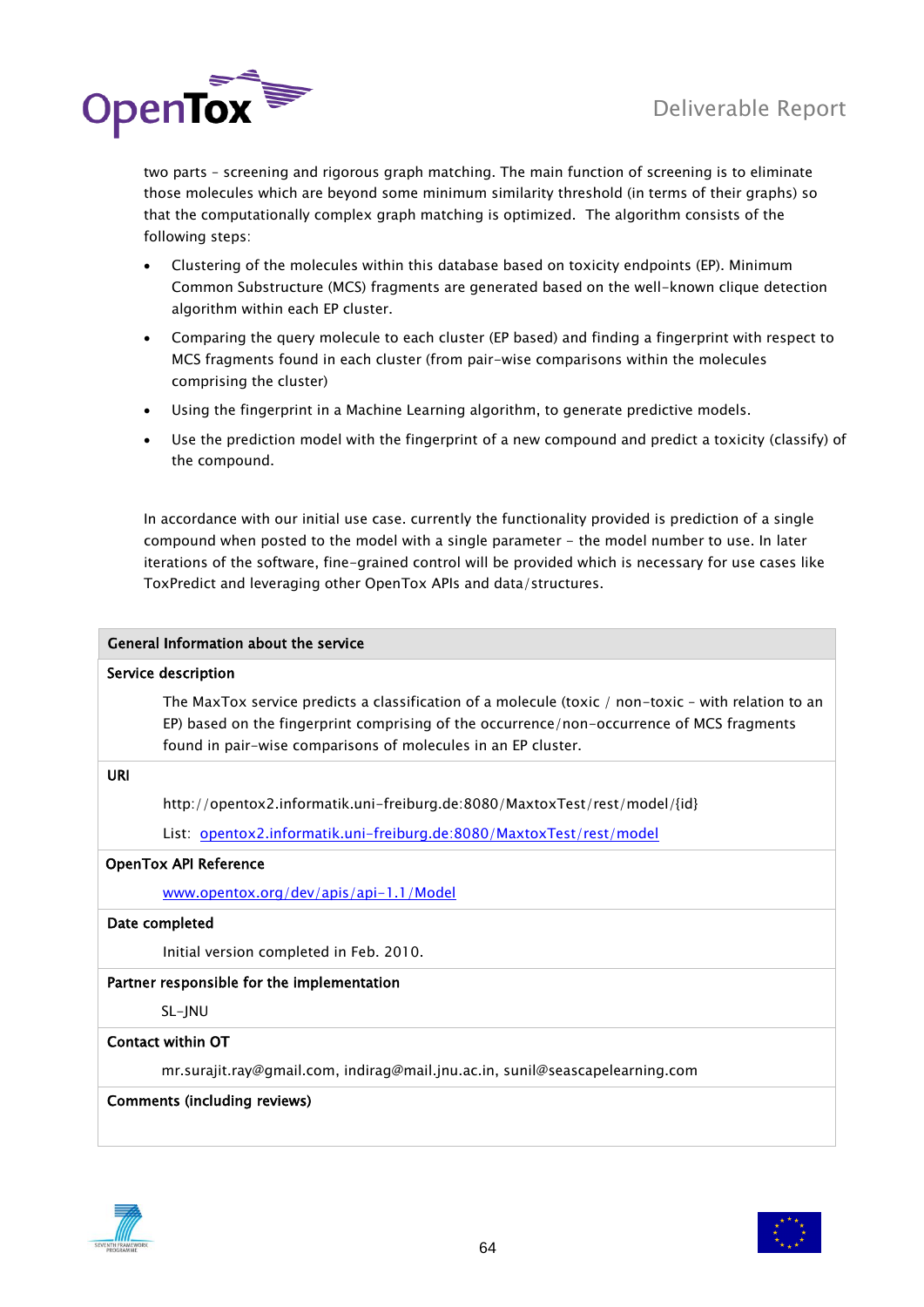two parts – screening and rigorous graph matching. The main function of screening is to eliminate those molecules which are beyond some minimum similarity threshold (in terms of their graphs) so that the computationally complex graph matching is optimized. The algorithm consists of the following steps:

- Clustering of the molecules within this database based on toxicity endpoints (EP). Minimum Common Substructure (MCS) fragments are generated based on the well-known clique detection algorithm within each EP cluster.
- Comparing the query molecule to each cluster (EP based) and finding a fingerprint with respect to MCS fragments found in each cluster (from pair-wise comparisons within the molecules comprising the cluster)
- Using the fingerprint in a Machine Learning algorithm, to generate predictive models.
- Use the prediction model with the fingerprint of a new compound and predict a toxicity (classify) of the compound.

In accordance with our initial use case. currently the functionality provided is prediction of a single compound when posted to the model with a single parameter – the model number to use. In later iterations of the software, fine-grained control will be provided which is necessary for use cases like ToxPredict and leveraging other OpenTox APIs and data/structures.

| General Information about the service |
|---|
| **Service description** |
| The MaxTox service predicts a classification of a molecule (toxic / non-toxic – with relation to an EP) based on the fingerprint comprising of the occurrence/non-occurrence of MCS fragments found in pair-wise comparisons of molecules in an EP cluster. |
| **URI** |
| http://opentox2.informatik.uni-freiburg.de:8080/MaxtoxTest/rest/model/{id} <br> List: opentox2.informatik.uni-freiburg.de:8080/MaxtoxTest/rest/model |
| **OpenTox API Reference** |
| www.opentox.org/dev/apis/api-1.1/Model |
| **Date completed** |
| Initial version completed in Feb. 2010. |
| **Partner responsible for the implementation** |
| SL-JNU |
| **Contact within OT** |
| mr.surajit.ray@gmail.com, indirag@mail.jnu.ac.in, sunil@seascapelearning.com |
| **Comments (including reviews)** |
| |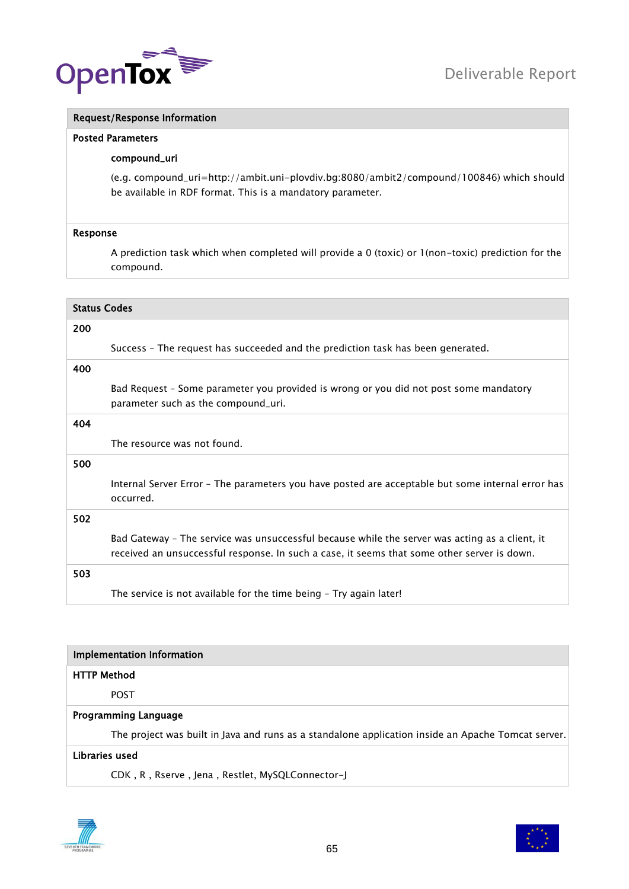| Request/Response Information |
| --- |
| **Posted Parameters** |
| **compound_uri** |
| (e.g. compound_uri=http://ambit.uni-plovdiv.bg:8080/ambit2/compound/100846) which should be available in RDF format. This is a mandatory parameter. |
| **Response** |
| A prediction task which when completed will provide a 0 (toxic) or 1(non-toxic) prediction for the compound. |

| Status Codes |
| --- |
| **200** |
| Success – The request has succeeded and the prediction task has been generated. |
| **400** |
| Bad Request – Some parameter you provided is wrong or you did not post some mandatory parameter such as the compound_uri. |
| **404** |
| The resource was not found. |
| **500** |
| Internal Server Error – The parameters you have posted are acceptable but some internal error has occurred. |
| **502** |
| Bad Gateway – The service was unsuccessful because while the server was acting as a client, it received an unsuccessful response. In such a case, it seems that some other server is down. |
| **503** |
| The service is not available for the time being – Try again later! |

| Implementation Information |
| --- |
| **HTTP Method** |
| POST |
| **Programming Language** |
| The project was built in Java and runs as a standalone application inside an Apache Tomcat server. |
| **Libraries used** |
| CDK , R , Rserve , Jena , Restlet, MySQLConnector-J |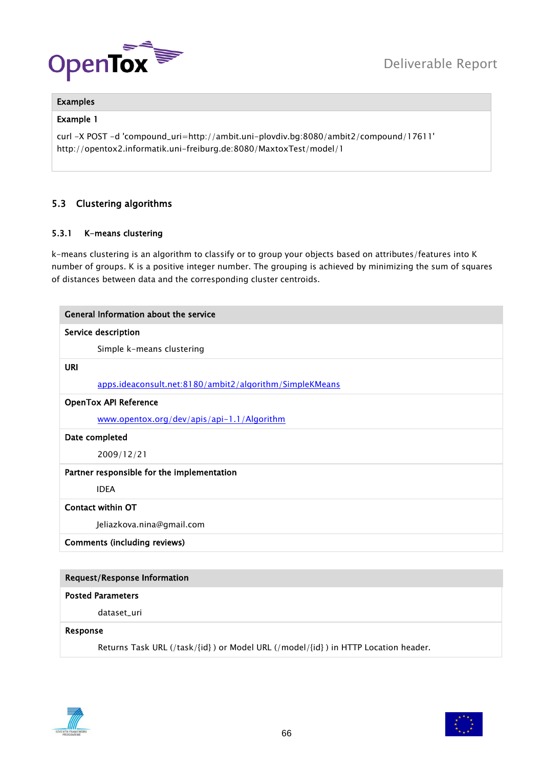| Examples |
| --- |
| **Example 1** |
| curl -X POST -d 'compound_uri=http://ambit.uni-plovdiv.bg:8080/ambit2/compound/17611' http://opentox2.informatik.uni-freiburg.de:8080/MaxtoxTest/model/1 |

## 5.3 Clustering algorithms

### 5.3.1 K-means clustering

k-means clustering is an algorithm to classify or to group your objects based on attributes/features into K number of groups. K is a positive integer number. The grouping is achieved by minimizing the sum of squares of distances between data and the corresponding cluster centroids.

| General Information about the service |
| --- |
| **Service description** |
| Simple k-means clustering |
| **URI** |
| [apps.ideaconsult.net:8180/ambit2/algorithm/SimpleKMeans](apps.ideaconsult.net:8180/ambit2/algorithm/SimpleKMeans) |
| **OpenTox API Reference** |
| [www.opentox.org/dev/apis/api-1.1/Algorithm](www.opentox.org/dev/apis/api-1.1/Algorithm) |
| **Date completed** |
| 2009/12/21 |
| **Partner responsible for the implementation** |
| IDEA |
| **Contact within OT** |
| Jeliazkova.nina@gmail.com |
| **Comments (including reviews)** |

| Request/Response Information |
| --- |
| **Posted Parameters** |
| dataset_uri |
| **Response** |
| Returns Task URL (/task/{id} ) or Model URL (/model/{id} ) in HTTP Location header. |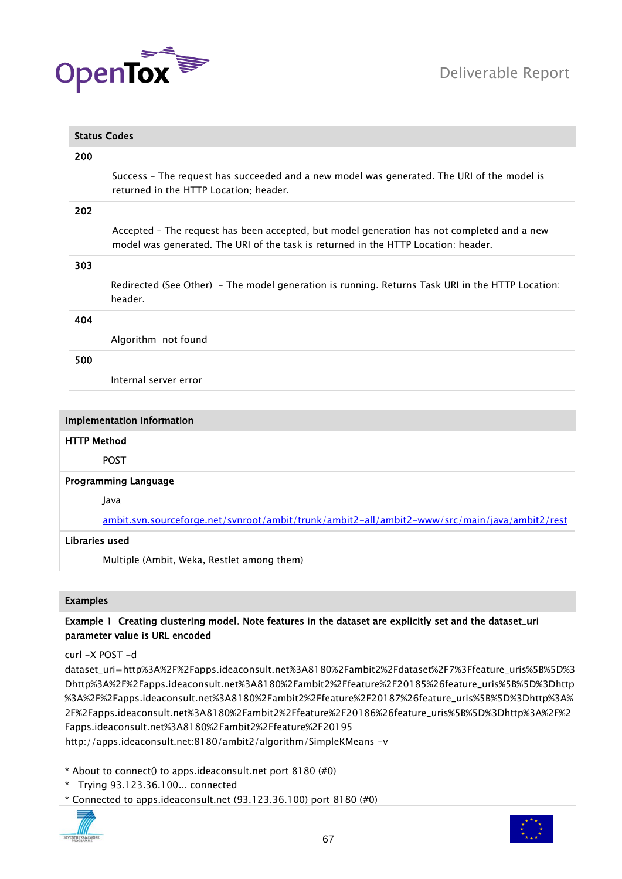**Status Codes**

**200**

Success – The request has succeeded and a new model was generated. The URI of the model is returned in the HTTP Location: header.

**202**

Accepted – The request has been accepted, but model generation has not completed and a new model was generated. The URI of the task is returned in the HTTP Location: header.

**303**

Redirected (See Other) – The model generation is running. Returns Task URI in the HTTP Location: header.

**404**

Algorithm not found

**500**

Internal server error

**Implementation Information**

**HTTP Method**

POST

**Programming Language**

Java

ambit.svn.sourceforge.net/svnroot/ambit/trunk/ambit2-all/ambit2-www/src/main/java/ambit2/rest

**Libraries used**

Multiple (Ambit, Weka, Restlet among them)

**Examples**

**Example 1 Creating clustering model. Note features in the dataset are explicitly set and the dataset_uri parameter value is URL encoded**

```
curl -X POST -d
dataset_uri=http%3A%2F%2Fapps.ideaconsult.net%3A8180%2Fambit2%2Fdataset%2F7%3Ffeature_uris%5B%5D%3Dhttp%3A%2F%2Fapps.ideaconsult.net%3A8180%2Fambit2%2Ffeature%2F20185%26feature_uris%5B%5D%3Dhttp%3A%2F%2Fapps.ideaconsult.net%3A8180%2Fambit2%2Ffeature%2F20187%26feature_uris%5B%5D%3Dhttp%3A%2F%2Fapps.ideaconsult.net%3A8180%2Fambit2%2Ffeature%2F20186%26feature_uris%5B%5D%3Dhttp%3A%2F%2Fapps.ideaconsult.net%3A8180%2Fambit2%2Ffeature%2F20195
http://apps.ideaconsult.net:8180/ambit2/algorithm/SimpleKMeans -v

* About to connect() to apps.ideaconsult.net port 8180 (#0)
*   Trying 93.123.36.100... connected
* Connected to apps.ideaconsult.net (93.123.36.100) port 8180 (#0)
```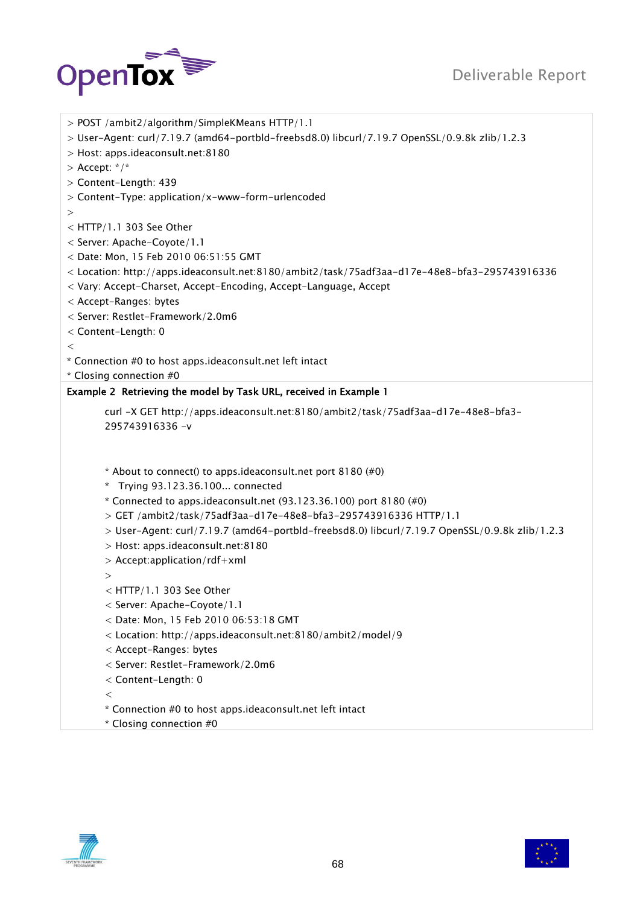```
> POST /ambit2/algorithm/SimpleKMeans HTTP/1.1
> User-Agent: curl/7.19.7 (amd64-portbld-freebsd8.0) libcurl/7.19.7 OpenSSL/0.9.8k zlib/1.2.3
> Host: apps.ideaconsult.net:8180
> Accept: */*
> Content-Length: 439
> Content-Type: application/x-www-form-urlencoded
>
< HTTP/1.1 303 See Other
< Server: Apache-Coyote/1.1
< Date: Mon, 15 Feb 2010 06:51:55 GMT
< Location: http://apps.ideaconsult.net:8180/ambit2/task/75adf3aa-d17e-48e8-bfa3-295743916336
< Vary: Accept-Charset, Accept-Encoding, Accept-Language, Accept
< Accept-Ranges: bytes
< Server: Restlet-Framework/2.0m6
< Content-Length: 0
<
* Connection #0 to host apps.ideaconsult.net left intact
* Closing connection #0
```

**Example 2 Retrieving the model by Task URL, received in Example 1**

```
curl -X GET http://apps.ideaconsult.net:8180/ambit2/task/75adf3aa-d17e-48e8-bfa3-295743916336 -v


* About to connect() to apps.ideaconsult.net port 8180 (#0)
*   Trying 93.123.36.100... connected
* Connected to apps.ideaconsult.net (93.123.36.100) port 8180 (#0)
> GET /ambit2/task/75adf3aa-d17e-48e8-bfa3-295743916336 HTTP/1.1
> User-Agent: curl/7.19.7 (amd64-portbld-freebsd8.0) libcurl/7.19.7 OpenSSL/0.9.8k zlib/1.2.3
> Host: apps.ideaconsult.net:8180
> Accept:application/rdf+xml
>
< HTTP/1.1 303 See Other
< Server: Apache-Coyote/1.1
< Date: Mon, 15 Feb 2010 06:53:18 GMT
< Location: http://apps.ideaconsult.net:8180/ambit2/model/9
< Accept-Ranges: bytes
< Server: Restlet-Framework/2.0m6
< Content-Length: 0
<
* Connection #0 to host apps.ideaconsult.net left intact
* Closing connection #0
```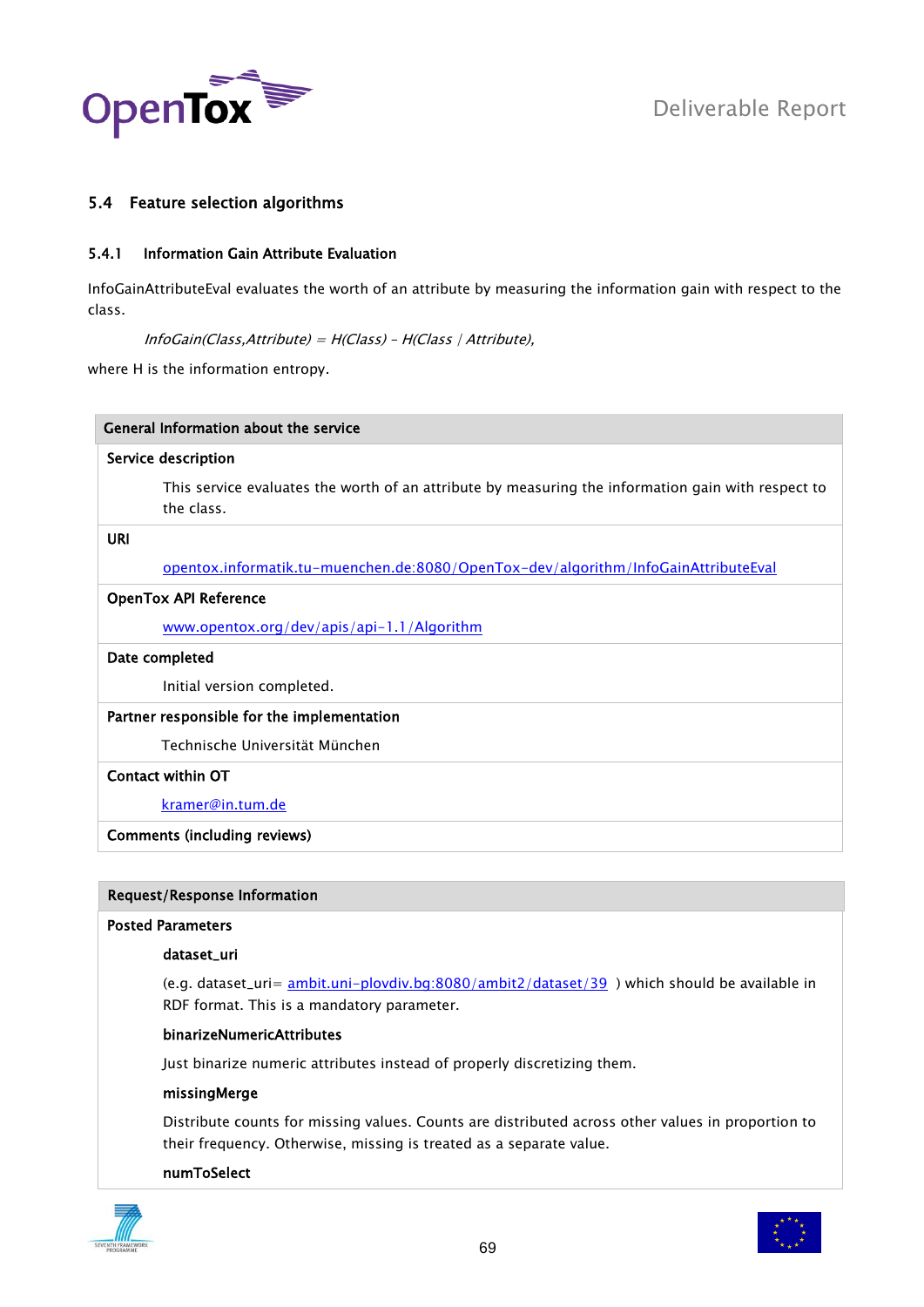### 5.4 Feature selection algorithms

#### 5.4.1 Information Gain Attribute Evaluation

InfoGainAttributeEval evaluates the worth of an attribute by measuring the information gain with respect to the class.

*InfoGain(Class,Attribute) = H(Class) – H(Class | Attribute),*

where H is the information entropy.

| General Information about the service |
|---|
| **Service description**<br><br>This service evaluates the worth of an attribute by measuring the information gain with respect to the class. |
| **URI**<br><br>opentox.informatik.tu-muenchen.de:8080/OpenTox-dev/algorithm/InfoGainAttributeEval |
| **OpenTox API Reference**<br><br>www.opentox.org/dev/apis/api-1.1/Algorithm |
| **Date completed**<br><br>Initial version completed. |
| **Partner responsible for the implementation**<br><br>Technische Universität München |
| **Contact within OT**<br><br>kramer@in.tum.de |
| **Comments (including reviews)** |

| Request/Response Information |
|---|
| **Posted Parameters**<br><br>**dataset_uri**<br><br>(e.g. dataset_uri= ambit.uni-plovdiv.bg:8080/ambit2/dataset/39 ) which should be available in RDF format. This is a mandatory parameter.<br><br>**binarizeNumericAttributes**<br><br>Just binarize numeric attributes instead of properly discretizing them.<br><br>**missingMerge**<br><br>Distribute counts for missing values. Counts are distributed across other values in proportion to their frequency. Otherwise, missing is treated as a separate value.<br><br>**numToSelect** |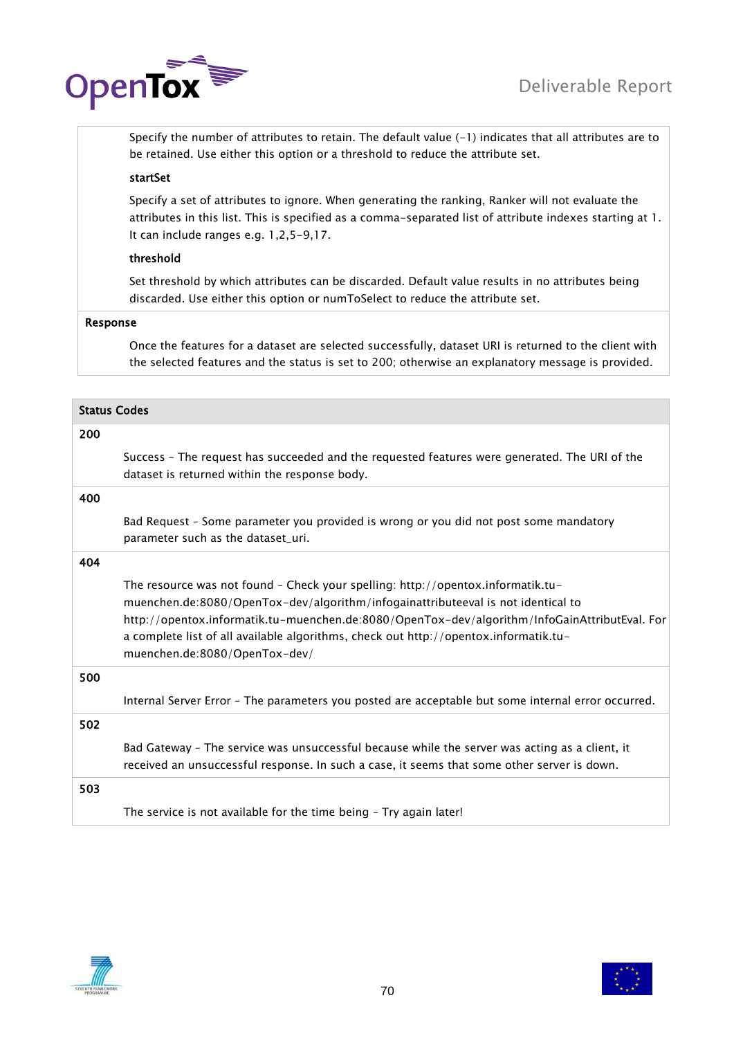Specify the number of attributes to retain. The default value (-1) indicates that all attributes are to be retained. Use either this option or a threshold to reduce the attribute set.

**startSet**

Specify a set of attributes to ignore. When generating the ranking, Ranker will not evaluate the attributes in this list. This is specified as a comma-separated list of attribute indexes starting at 1. It can include ranges e.g. 1,2,5-9,17.

**threshold**

Set threshold by which attributes can be discarded. Default value results in no attributes being discarded. Use either this option or numToSelect to reduce the attribute set.

**Response**

Once the features for a dataset are selected successfully, dataset URI is returned to the client with the selected features and the status is set to 200; otherwise an explanatory message is provided.

| Status Codes | |
|---|---|
| 200 | Success – The request has succeeded and the requested features were generated. The URI of the dataset is returned within the response body. |
| 400 | Bad Request – Some parameter you provided is wrong or you did not post some mandatory parameter such as the dataset_uri. |
| 404 | The resource was not found – Check your spelling: http://opentox.informatik.tu-muenchen.de:8080/OpenTox-dev/algorithm/infogainattributeeval is not identical to http://opentox.informatik.tu-muenchen.de:8080/OpenTox-dev/algorithm/InfoGainAttributEval. For a complete list of all available algorithms, check out http://opentox.informatik.tu-muenchen.de:8080/OpenTox-dev/ |
| 500 | Internal Server Error – The parameters you posted are acceptable but some internal error occurred. |
| 502 | Bad Gateway – The service was unsuccessful because while the server was acting as a client, it received an unsuccessful response. In such a case, it seems that some other server is down. |
| 503 | The service is not available for the time being – Try again later! |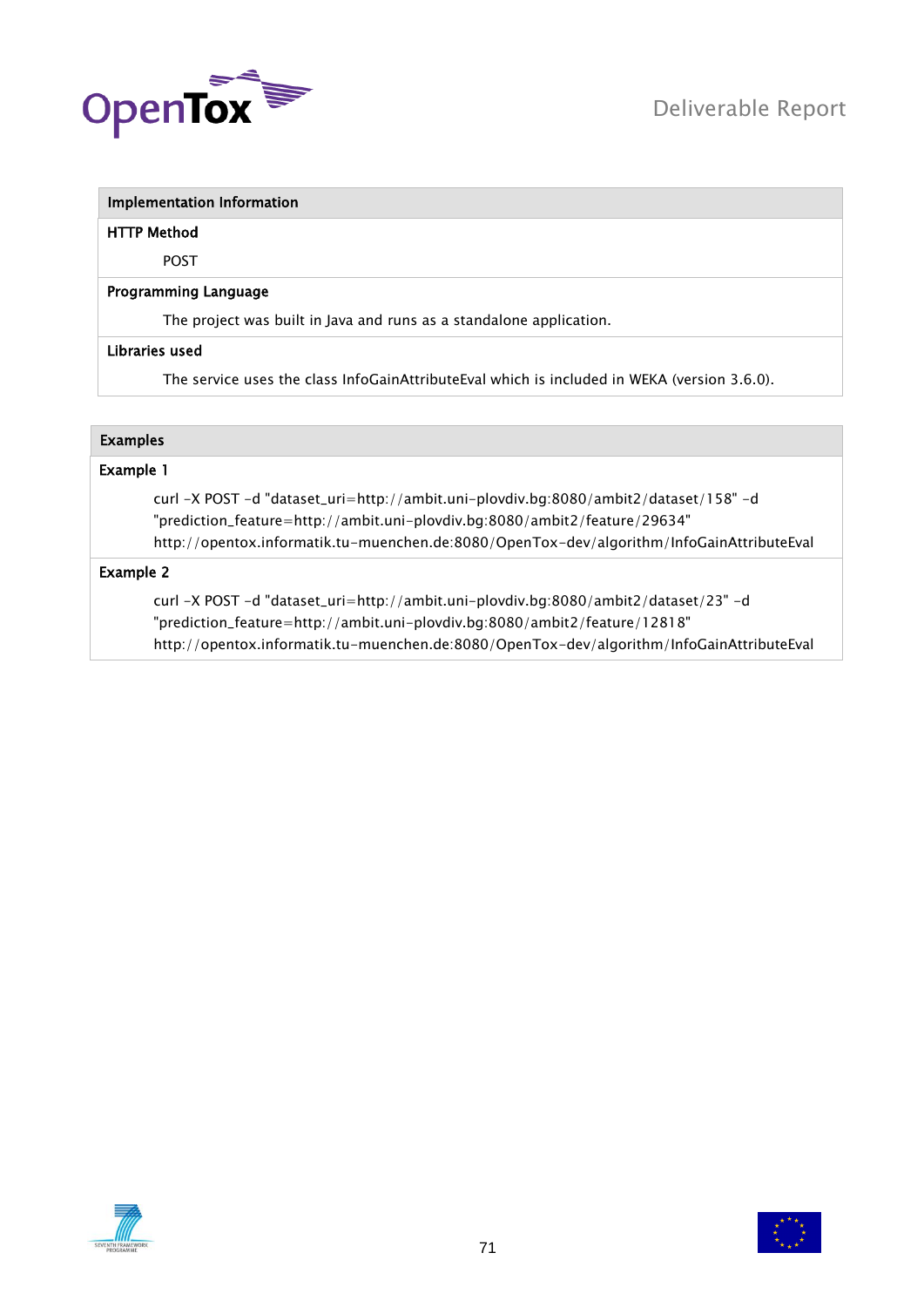| Implementation Information |
| --- |
| **HTTP Method** |
| POST |
| **Programming Language** |
| The project was built in Java and runs as a standalone application. |
| **Libraries used** |
| The service uses the class InfoGainAttributeEval which is included in WEKA (version 3.6.0). |

| Examples |
| --- |
| **Example 1** |
| curl -X POST -d "dataset_uri=http://ambit.uni-plovdiv.bg:8080/ambit2/dataset/158" -d "prediction_feature=http://ambit.uni-plovdiv.bg:8080/ambit2/feature/29634" http://opentox.informatik.tu-muenchen.de:8080/OpenTox-dev/algorithm/InfoGainAttributeEval |
| **Example 2** |
| curl -X POST -d "dataset_uri=http://ambit.uni-plovdiv.bg:8080/ambit2/dataset/23" -d "prediction_feature=http://ambit.uni-plovdiv.bg:8080/ambit2/feature/12818" http://opentox.informatik.tu-muenchen.de:8080/OpenTox-dev/algorithm/InfoGainAttributeEval |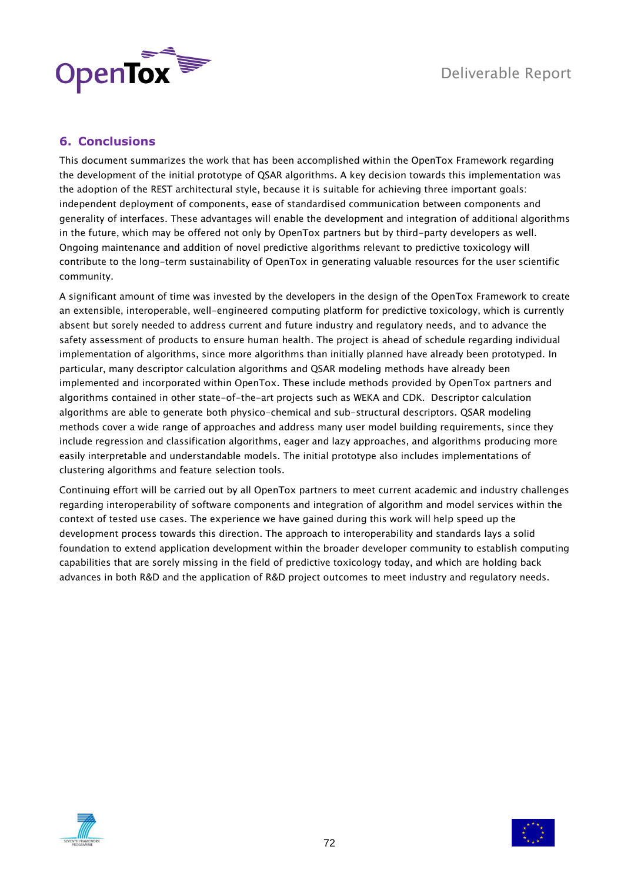## 6. Conclusions

This document summarizes the work that has been accomplished within the OpenTox Framework regarding the development of the initial prototype of QSAR algorithms. A key decision towards this implementation was the adoption of the REST architectural style, because it is suitable for achieving three important goals: independent deployment of components, ease of standardised communication between components and generality of interfaces. These advantages will enable the development and integration of additional algorithms in the future, which may be offered not only by OpenTox partners but by third-party developers as well. Ongoing maintenance and addition of novel predictive algorithms relevant to predictive toxicology will contribute to the long-term sustainability of OpenTox in generating valuable resources for the user scientific community.

A significant amount of time was invested by the developers in the design of the OpenTox Framework to create an extensible, interoperable, well-engineered computing platform for predictive toxicology, which is currently absent but sorely needed to address current and future industry and regulatory needs, and to advance the safety assessment of products to ensure human health. The project is ahead of schedule regarding individual implementation of algorithms, since more algorithms than initially planned have already been prototyped. In particular, many descriptor calculation algorithms and QSAR modeling methods have already been implemented and incorporated within OpenTox. These include methods provided by OpenTox partners and algorithms contained in other state-of-the-art projects such as WEKA and CDK. Descriptor calculation algorithms are able to generate both physico-chemical and sub-structural descriptors. QSAR modeling methods cover a wide range of approaches and address many user model building requirements, since they include regression and classification algorithms, eager and lazy approaches, and algorithms producing more easily interpretable and understandable models. The initial prototype also includes implementations of clustering algorithms and feature selection tools.

Continuing effort will be carried out by all OpenTox partners to meet current academic and industry challenges regarding interoperability of software components and integration of algorithm and model services within the context of tested use cases. The experience we have gained during this work will help speed up the development process towards this direction. The approach to interoperability and standards lays a solid foundation to extend application development within the broader developer community to establish computing capabilities that are sorely missing in the field of predictive toxicology today, and which are holding back advances in both R&D and the application of R&D project outcomes to meet industry and regulatory needs.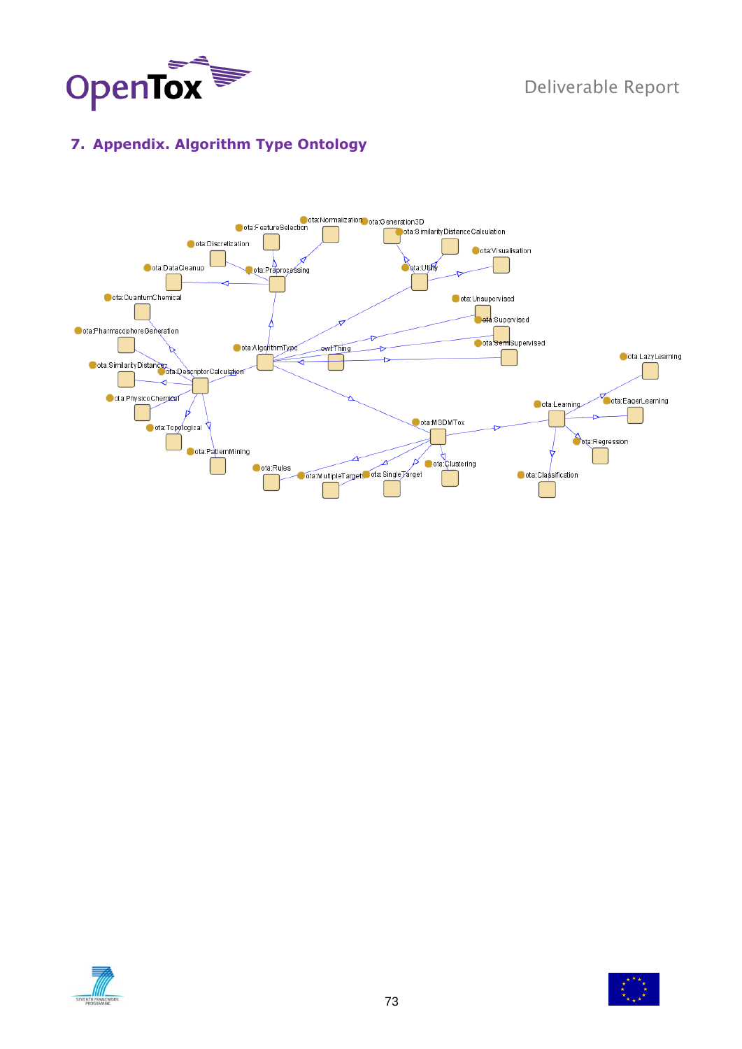## 7. Appendix. Algorithm Type Ontology

ota:Normalization
ota:Generation3D
ota:FeatureSelection
ota:SimilarityDistanceCalculation
ota:Discretization
ota:Visualisation
ota:DataCleanup
ota:Preprocessing
ota:Utility
ota:QuantumChemical
ota:Unsupervised
ota:Supervised
ota:PharmacophoreGeneration
ota:SemiSupervised
ota:AlgorithmType
owl:Thing
ota:LazyLearning
ota:SimilarityDistance
ota:DescriptorCalculation
ota:EagerLearning
ota:PhysicoChemical
ota:Learning
ota:MSDMTox
ota:Topological
ota:Regression
ota:PatternMining
ota:Rules
ota:Clustering
ota:MultipleTarget
ota:SingleTarget
ota:Classification